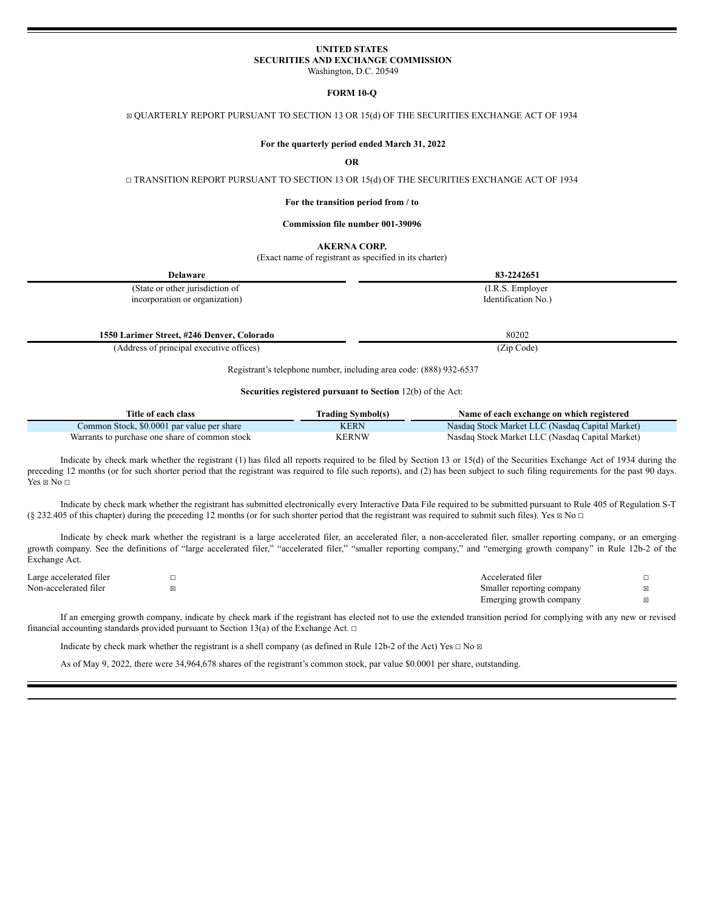**UNITED STATES**
**SECURITIES AND EXCHANGE COMMISSION**
Washington, D.C. 20549

**FORM 10-Q**

☒ QUARTERLY REPORT PURSUANT TO SECTION 13 OR 15(d) OF THE SECURITIES EXCHANGE ACT OF 1934

**For the quarterly period ended March 31, 2022**

**OR**

☐ TRANSITION REPORT PURSUANT TO SECTION 13 OR 15(d) OF THE SECURITIES EXCHANGE ACT OF 1934

**For the transition period from / to**

**Commission file number 001-39096**

**AKERNA CORP.**
(Exact name of registrant as specified in its charter)

| **Delaware** | **83-2242651** |
|---|---|
| (State or other jurisdiction of incorporation or organization) | (I.R.S. Employer Identification No.) |
| **1550 Larimer Street, #246 Denver, Colorado** | 80202 |
| (Address of principal executive offices) | (Zip Code) |

Registrant's telephone number, including area code: (888) 932-6537

**Securities registered pursuant to Section** 12(b) of the Act:

| Title of each class | Trading Symbol(s) | Name of each exchange on which registered |
|---|---|---|
| Common Stock, $0.0001 par value per share | KERN | Nasdaq Stock Market LLC (Nasdaq Capital Market) |
| Warrants to purchase one share of common stock | KERNW | Nasdaq Stock Market LLC (Nasdaq Capital Market) |

Indicate by check mark whether the registrant (1) has filed all reports required to be filed by Section 13 or 15(d) of the Securities Exchange Act of 1934 during the preceding 12 months (or for such shorter period that the registrant was required to file such reports), and (2) has been subject to such filing requirements for the past 90 days. Yes ☒ No ☐

Indicate by check mark whether the registrant has submitted electronically every Interactive Data File required to be submitted pursuant to Rule 405 of Regulation S-T (§ 232.405 of this chapter) during the preceding 12 months (or for such shorter period that the registrant was required to submit such files). Yes ☒ No ☐

Indicate by check mark whether the registrant is a large accelerated filer, an accelerated filer, a non-accelerated filer, smaller reporting company, or an emerging growth company. See the definitions of "large accelerated filer," "accelerated filer," "smaller reporting company," and "emerging growth company" in Rule 12b-2 of the Exchange Act.

| | | | |
|---|---|---|---|
| Large accelerated filer | ☐ | Accelerated filer | ☐ |
| Non-accelerated filer | ☒ | Smaller reporting company | ☒ |
| | | Emerging growth company | ☒ |

If an emerging growth company, indicate by check mark if the registrant has elected not to use the extended transition period for complying with any new or revised financial accounting standards provided pursuant to Section 13(a) of the Exchange Act. ☐

Indicate by check mark whether the registrant is a shell company (as defined in Rule 12b-2 of the Act) Yes ☐ No ☒

As of May 9, 2022, there were 34,964,678 shares of the registrant's common stock, par value $0.0001 per share, outstanding.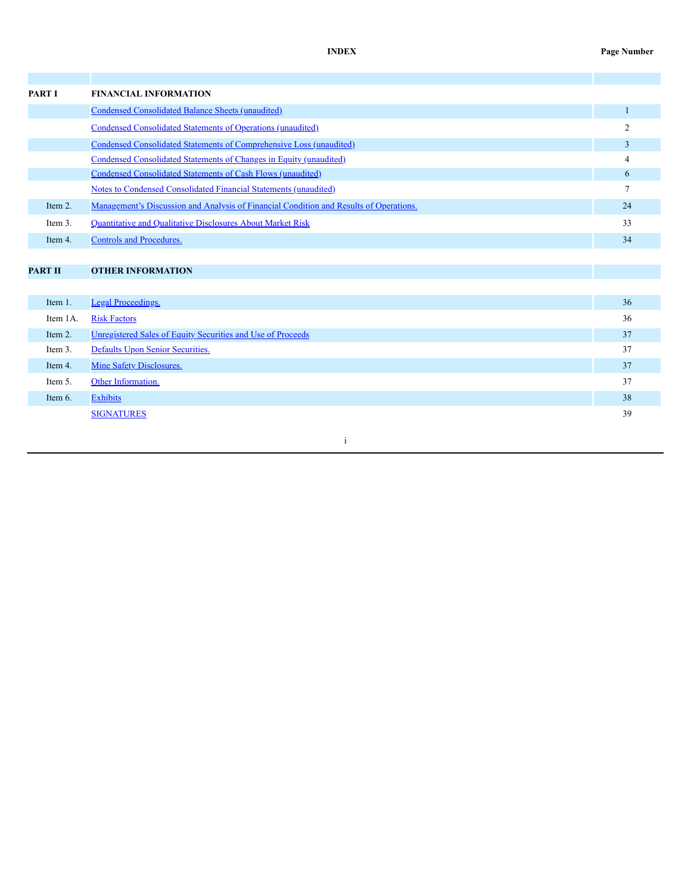| | INDEX | Page Number |
|---|---|---|
| | | |
| **PART I** | **FINANCIAL INFORMATION** | |
| | Condensed Consolidated Balance Sheets (unaudited) | 1 |
| | Condensed Consolidated Statements of Operations (unaudited) | 2 |
| | Condensed Consolidated Statements of Comprehensive Loss (unaudited) | 3 |
| | Condensed Consolidated Statements of Changes in Equity (unaudited) | 4 |
| | Condensed Consolidated Statements of Cash Flows (unaudited) | 6 |
| | Notes to Condensed Consolidated Financial Statements (unaudited) | 7 |
| Item 2. | Management's Discussion and Analysis of Financial Condition and Results of Operations. | 24 |
| Item 3. | Quantitative and Qualitative Disclosures About Market Risk | 33 |
| Item 4. | Controls and Procedures. | 34 |
| | | |
| **PART II** | **OTHER INFORMATION** | |
| | | |
| Item 1. | Legal Proceedings. | 36 |
| Item 1A. | Risk Factors | 36 |
| Item 2. | Unregistered Sales of Equity Securities and Use of Proceeds | 37 |
| Item 3. | Defaults Upon Senior Securities. | 37 |
| Item 4. | Mine Safety Disclosures. | 37 |
| Item 5. | Other Information. | 37 |
| Item 6. | Exhibits | 38 |
| | SIGNATURES | 39 |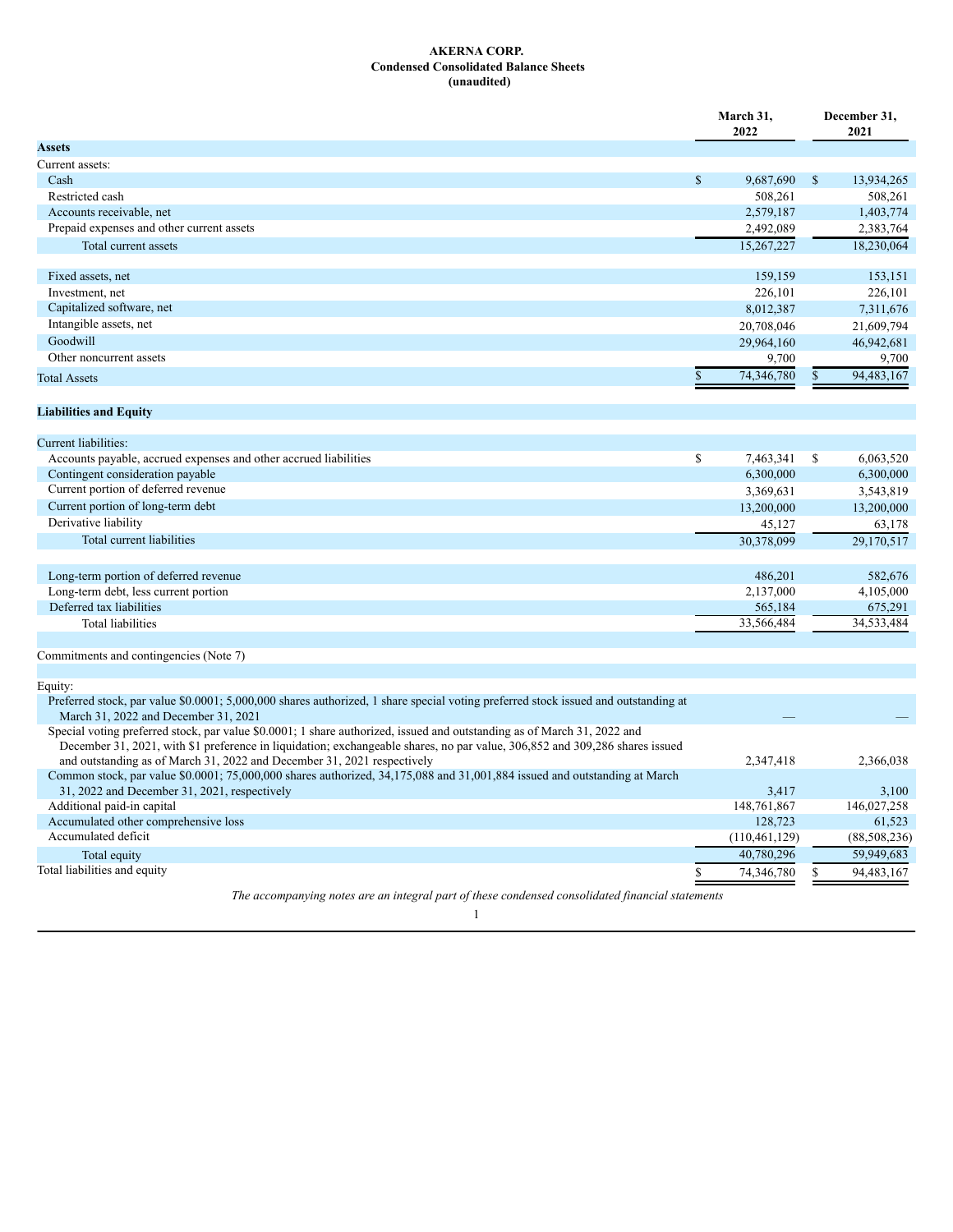**AKERNA CORP.**
**Condensed Consolidated Balance Sheets**
**(unaudited)**

| | March 31, 2022 | December 31, 2021 |
|---|---|---|
| **Assets** | | |
| Current assets: | | |
| Cash | $ 9,687,690 | $ 13,934,265 |
| Restricted cash | 508,261 | 508,261 |
| Accounts receivable, net | 2,579,187 | 1,403,774 |
| Prepaid expenses and other current assets | 2,492,089 | 2,383,764 |
| Total current assets | 15,267,227 | 18,230,064 |
| | | |
| Fixed assets, net | 159,159 | 153,151 |
| Investment, net | 226,101 | 226,101 |
| Capitalized software, net | 8,012,387 | 7,311,676 |
| Intangible assets, net | 20,708,046 | 21,609,794 |
| Goodwill | 29,964,160 | 46,942,681 |
| Other noncurrent assets | 9,700 | 9,700 |
| Total Assets | $ 74,346,780 | $ 94,483,167 |
| | | |
| **Liabilities and Equity** | | |
| | | |
| Current liabilities: | | |
| Accounts payable, accrued expenses and other accrued liabilities | $ 7,463,341 | $ 6,063,520 |
| Contingent consideration payable | 6,300,000 | 6,300,000 |
| Current portion of deferred revenue | 3,369,631 | 3,543,819 |
| Current portion of long-term debt | 13,200,000 | 13,200,000 |
| Derivative liability | 45,127 | 63,178 |
| Total current liabilities | 30,378,099 | 29,170,517 |
| | | |
| Long-term portion of deferred revenue | 486,201 | 582,676 |
| Long-term debt, less current portion | 2,137,000 | 4,105,000 |
| Deferred tax liabilities | 565,184 | 675,291 |
| Total liabilities | 33,566,484 | 34,533,484 |
| | | |
| Commitments and contingencies (Note 7) | | |
| | | |
| Equity: | | |
| Preferred stock, par value $0.0001; 5,000,000 shares authorized, 1 share special voting preferred stock issued and outstanding at March 31, 2022 and December 31, 2021 | — | — |
| Special voting preferred stock, par value $0.0001; 1 share authorized, issued and outstanding as of March 31, 2022 and December 31, 2021, with $1 preference in liquidation; exchangeable shares, no par value, 306,852 and 309,286 shares issued and outstanding as of March 31, 2022 and December 31, 2021 respectively | 2,347,418 | 2,366,038 |
| Common stock, par value $0.0001; 75,000,000 shares authorized, 34,175,088 and 31,001,884 issued and outstanding at March 31, 2022 and December 31, 2021, respectively | 3,417 | 3,100 |
| Additional paid-in capital | 148,761,867 | 146,027,258 |
| Accumulated other comprehensive loss | 128,723 | 61,523 |
| Accumulated deficit | (110,461,129) | (88,508,236) |
| Total equity | 40,780,296 | 59,949,683 |
| Total liabilities and equity | $ 74,346,780 | $ 94,483,167 |

*The accompanying notes are an integral part of these condensed consolidated financial statements*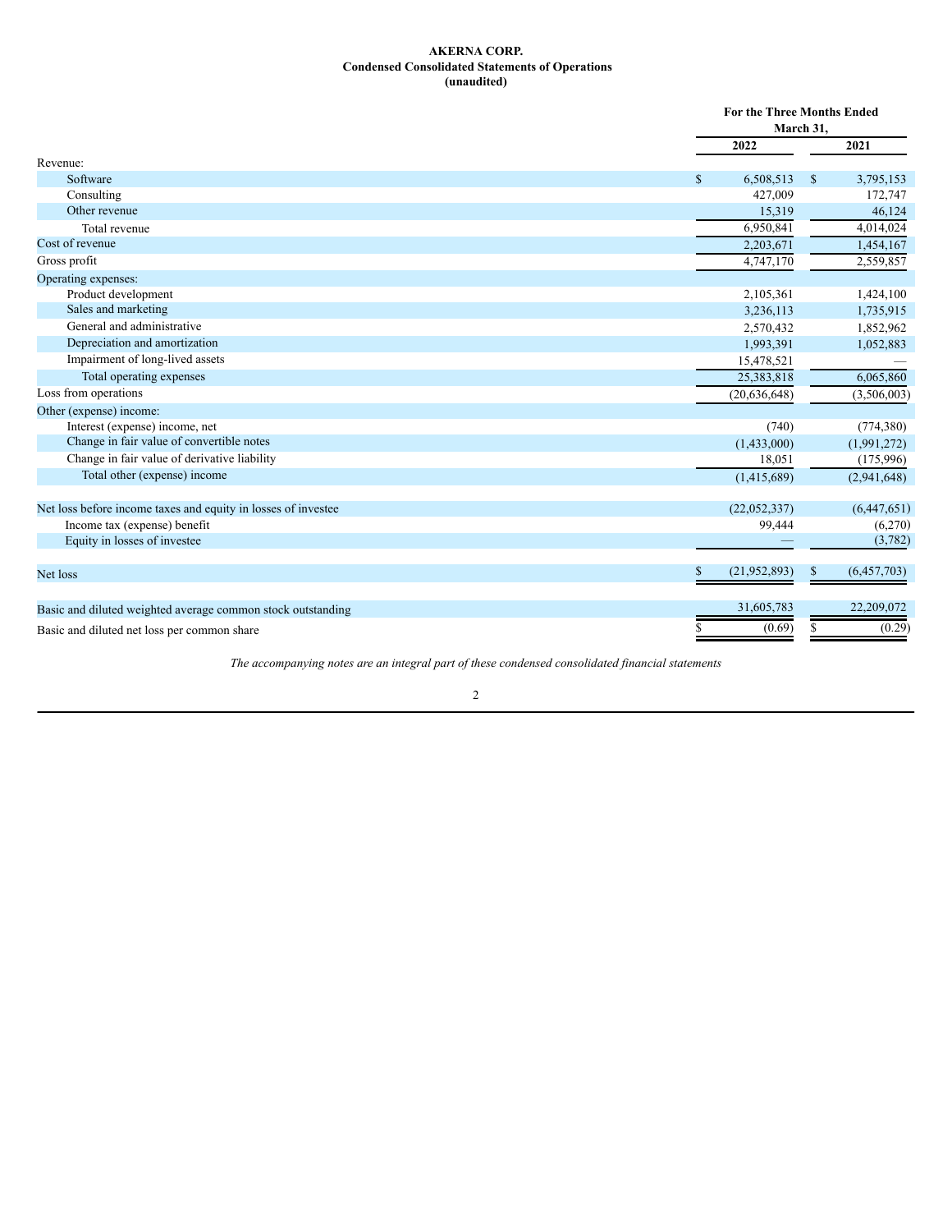**AKERNA CORP.**
**Condensed Consolidated Statements of Operations**
**(unaudited)**

| | For the Three Months Ended March 31, | |
|---|---|---|
| | 2022 | 2021 |
| Revenue: | | |
| Software | $ 6,508,513 | $ 3,795,153 |
| Consulting | 427,009 | 172,747 |
| Other revenue | 15,319 | 46,124 |
| Total revenue | 6,950,841 | 4,014,024 |
| Cost of revenue | 2,203,671 | 1,454,167 |
| Gross profit | 4,747,170 | 2,559,857 |
| Operating expenses: | | |
| Product development | 2,105,361 | 1,424,100 |
| Sales and marketing | 3,236,113 | 1,735,915 |
| General and administrative | 2,570,432 | 1,852,962 |
| Depreciation and amortization | 1,993,391 | 1,052,883 |
| Impairment of long-lived assets | 15,478,521 | — |
| Total operating expenses | 25,383,818 | 6,065,860 |
| Loss from operations | (20,636,648) | (3,506,003) |
| Other (expense) income: | | |
| Interest (expense) income, net | (740) | (774,380) |
| Change in fair value of convertible notes | (1,433,000) | (1,991,272) |
| Change in fair value of derivative liability | 18,051 | (175,996) |
| Total other (expense) income | (1,415,689) | (2,941,648) |
| | | |
| Net loss before income taxes and equity in losses of investee | (22,052,337) | (6,447,651) |
| Income tax (expense) benefit | 99,444 | (6,270) |
| Equity in losses of investee | — | (3,782) |
| | | |
| Net loss | $ (21,952,893) | $ (6,457,703) |
| | | |
| Basic and diluted weighted average common stock outstanding | 31,605,783 | 22,209,072 |
| Basic and diluted net loss per common share | $ (0.69) | $ (0.29) |

*The accompanying notes are an integral part of these condensed consolidated financial statements*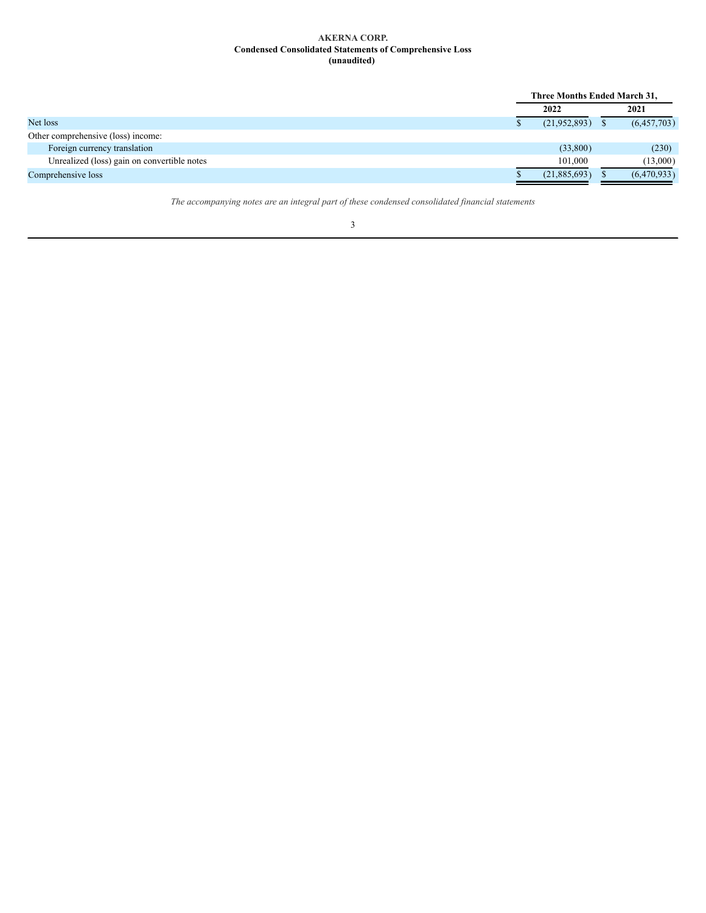**AKERNA CORP.**
**Condensed Consolidated Statements of Comprehensive Loss**
**(unaudited)**

| | Three Months Ended March 31, | |
|---|---|---|
| | 2022 | 2021 |
| Net loss | $ (21,952,893) | $ (6,457,703) |
| Other comprehensive (loss) income: | | |
| Foreign currency translation | (33,800) | (230) |
| Unrealized (loss) gain on convertible notes | 101,000 | (13,000) |
| Comprehensive loss | $ (21,885,693) | $ (6,470,933) |

*The accompanying notes are an integral part of these condensed consolidated financial statements*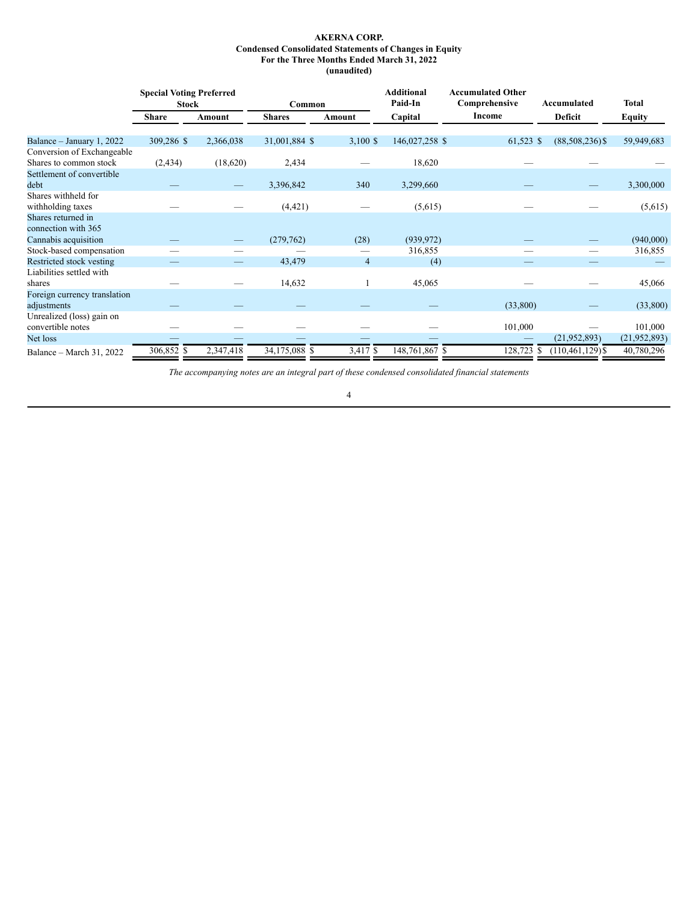**AKERNA CORP.**
**Condensed Consolidated Statements of Changes in Equity**
**For the Three Months Ended March 31, 2022**
**(unaudited)**

| | Special Voting Preferred Stock | | Common | | Additional Paid-In | Accumulated Other Comprehensive | Accumulated | Total |
|---|---|---|---|---|---|---|---|---|
| | Share | Amount | Shares | Amount | Capital | Income | Deficit | Equity |
| Balance – January 1, 2022 | 309,286 | $ 2,366,038 | 31,001,884 | $ 3,100 | $ 146,027,258 | $ 61,523 | $ (88,508,236) | $ 59,949,683 |
| Conversion of Exchangeable Shares to common stock | (2,434) | (18,620) | 2,434 | — | 18,620 | — | — | — |
| Settlement of convertible debt | — | — | 3,396,842 | 340 | 3,299,660 | — | — | 3,300,000 |
| Shares withheld for withholding taxes | — | — | (4,421) | — | (5,615) | — | — | (5,615) |
| Shares returned in connection with 365 Cannabis acquisition | — | — | (279,762) | (28) | (939,972) | — | — | (940,000) |
| Stock-based compensation | — | — | — | — | 316,855 | — | — | 316,855 |
| Restricted stock vesting | — | — | 43,479 | 4 | (4) | — | — | — |
| Liabilities settled with shares | — | — | 14,632 | 1 | 45,065 | — | — | 45,066 |
| Foreign currency translation adjustments | — | — | — | — | — | (33,800) | — | (33,800) |
| Unrealized (loss) gain on convertible notes | — | — | — | — | — | 101,000 | — | 101,000 |
| Net loss | — | — | — | — | — | — | (21,952,893) | (21,952,893) |
| Balance – March 31, 2022 | 306,852 | $ 2,347,418 | 34,175,088 | $ 3,417 | $ 148,761,867 | $ 128,723 | $ (110,461,129) | $ 40,780,296 |

*The accompanying notes are an integral part of these condensed consolidated financial statements*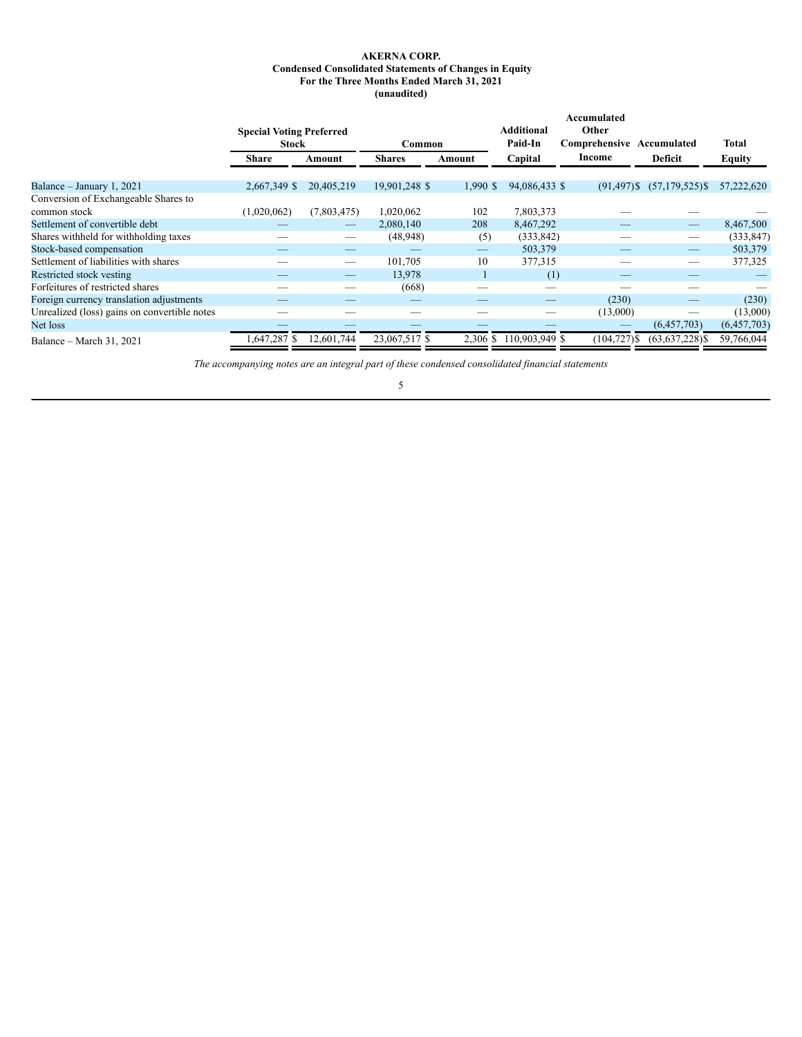**AKERNA CORP.**
**Condensed Consolidated Statements of Changes in Equity**
**For the Three Months Ended March 31, 2021**
**(unaudited)**

| | Special Voting Preferred Stock | | Common | | Additional Paid-In | Accumulated Other Comprehensive | Accumulated | Total |
|---|---|---|---|---|---|---|---|---|
| | Share | Amount | Shares | Amount | Capital | Income | Deficit | Equity |
| Balance – January 1, 2021 | 2,667,349 | $ 20,405,219 | 19,901,248 | $ 1,990 | $ 94,086,433 | $ (91,497) | $ (57,179,525) | $ 57,222,620 |
| Conversion of Exchangeable Shares to common stock | (1,020,062) | (7,803,475) | 1,020,062 | 102 | 7,803,373 | — | — | — |
| Settlement of convertible debt | — | — | 2,080,140 | 208 | 8,467,292 | — | — | 8,467,500 |
| Shares withheld for withholding taxes | — | — | (48,948) | (5) | (333,842) | — | — | (333,847) |
| Stock-based compensation | — | — | — | — | 503,379 | — | — | 503,379 |
| Settlement of liabilities with shares | — | — | 101,705 | 10 | 377,315 | — | — | 377,325 |
| Restricted stock vesting | — | — | 13,978 | 1 | (1) | — | — | — |
| Forfeitures of restricted shares | — | — | (668) | — | — | — | — | — |
| Foreign currency translation adjustments | — | — | — | — | — | (230) | — | (230) |
| Unrealized (loss) gains on convertible notes | — | — | — | — | — | (13,000) | — | (13,000) |
| Net loss | — | — | — | — | — | — | (6,457,703) | (6,457,703) |
| Balance – March 31, 2021 | 1,647,287 | $ 12,601,744 | 23,067,517 | $ 2,306 | $ 110,903,949 | $ (104,727) | $ (63,637,228) | $ 59,766,044 |

*The accompanying notes are an integral part of these condensed consolidated financial statements*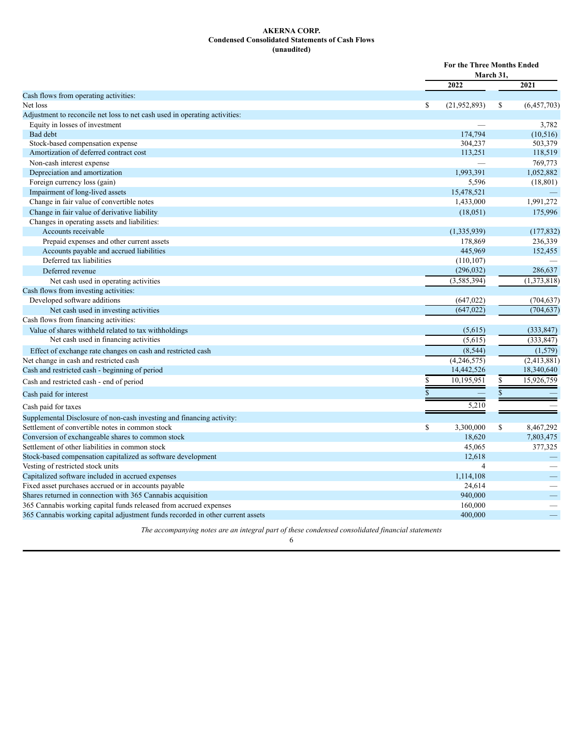**AKERNA CORP.**
**Condensed Consolidated Statements of Cash Flows**
**(unaudited)**

| | For the Three Months Ended March 31, | |
|---|---|---|
| | 2022 | 2021 |
| Cash flows from operating activities: | | |
| Net loss | $ (21,952,893) | $ (6,457,703) |
| Adjustment to reconcile net loss to net cash used in operating activities: | | |
| Equity in losses of investment | — | 3,782 |
| Bad debt | 174,794 | (10,516) |
| Stock-based compensation expense | 304,237 | 503,379 |
| Amortization of deferred contract cost | 113,251 | 118,519 |
| Non-cash interest expense | — | 769,773 |
| Depreciation and amortization | 1,993,391 | 1,052,882 |
| Foreign currency loss (gain) | 5,596 | (18,801) |
| Impairment of long-lived assets | 15,478,521 | — |
| Change in fair value of convertible notes | 1,433,000 | 1,991,272 |
| Change in fair value of derivative liability | (18,051) | 175,996 |
| Changes in operating assets and liabilities: | | |
| Accounts receivable | (1,335,939) | (177,832) |
| Prepaid expenses and other current assets | 178,869 | 236,339 |
| Accounts payable and accrued liabilities | 445,969 | 152,455 |
| Deferred tax liabilities | (110,107) | — |
| Deferred revenue | (296,032) | 286,637 |
| Net cash used in operating activities | (3,585,394) | (1,373,818) |
| Cash flows from investing activities: | | |
| Developed software additions | (647,022) | (704,637) |
| Net cash used in investing activities | (647,022) | (704,637) |
| Cash flows from financing activities: | | |
| Value of shares withheld related to tax withholdings | (5,615) | (333,847) |
| Net cash used in financing activities | (5,615) | (333,847) |
| Effect of exchange rate changes on cash and restricted cash | (8,544) | (1,579) |
| Net change in cash and restricted cash | (4,246,575) | (2,413,881) |
| Cash and restricted cash - beginning of period | 14,442,526 | 18,340,640 |
| Cash and restricted cash - end of period | $ 10,195,951 | $ 15,926,759 |
| Cash paid for interest | $ — | $ — |
| Cash paid for taxes | 5,210 | — |
| Supplemental Disclosure of non-cash investing and financing activity: | | |
| Settlement of convertible notes in common stock | $ 3,300,000 | $ 8,467,292 |
| Conversion of exchangeable shares to common stock | 18,620 | 7,803,475 |
| Settlement of other liabilities in common stock | 45,065 | 377,325 |
| Stock-based compensation capitalized as software development | 12,618 | — |
| Vesting of restricted stock units | 4 | — |
| Capitalized software included in accrued expenses | 1,114,108 | — |
| Fixed asset purchases accrued or in accounts payable | 24,614 | — |
| Shares returned in connection with 365 Cannabis acquisition | 940,000 | — |
| 365 Cannabis working capital funds released from accrued expenses | 160,000 | — |
| 365 Cannabis working capital adjustment funds recorded in other current assets | 400,000 | — |

*The accompanying notes are an integral part of these condensed consolidated financial statements*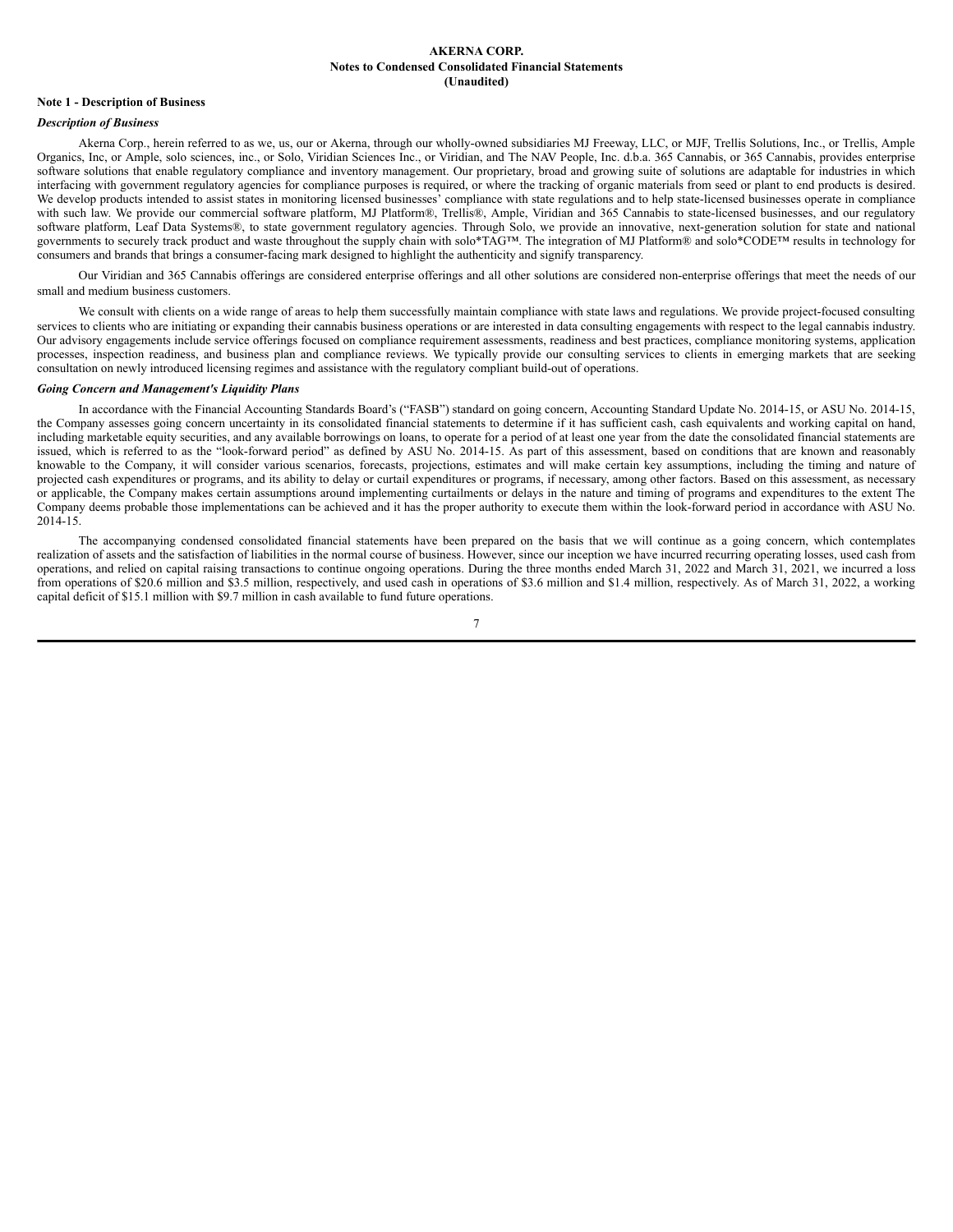**AKERNA CORP.**
**Notes to Condensed Consolidated Financial Statements**
**(Unaudited)**

**Note 1 - Description of Business**

***Description of Business***

Akerna Corp., herein referred to as we, us, our or Akerna, through our wholly-owned subsidiaries MJ Freeway, LLC, or MJF, Trellis Solutions, Inc., or Trellis, Ample Organics, Inc, or Ample, solo sciences, inc., or Solo, Viridian Sciences Inc., or Viridian, and The NAV People, Inc. d.b.a. 365 Cannabis, or 365 Cannabis, provides enterprise software solutions that enable regulatory compliance and inventory management. Our proprietary, broad and growing suite of solutions are adaptable for industries in which interfacing with government regulatory agencies for compliance purposes is required, or where the tracking of organic materials from seed or plant to end products is desired. We develop products intended to assist states in monitoring licensed businesses' compliance with state regulations and to help state-licensed businesses operate in compliance with such law. We provide our commercial software platform, MJ Platform®, Trellis®, Ample, Viridian and 365 Cannabis to state-licensed businesses, and our regulatory software platform, Leaf Data Systems®, to state government regulatory agencies. Through Solo, we provide an innovative, next-generation solution for state and national governments to securely track product and waste throughout the supply chain with solo*TAG™. The integration of MJ Platform® and solo*CODE™ results in technology for consumers and brands that brings a consumer-facing mark designed to highlight the authenticity and signify transparency.

Our Viridian and 365 Cannabis offerings are considered enterprise offerings and all other solutions are considered non-enterprise offerings that meet the needs of our small and medium business customers.

We consult with clients on a wide range of areas to help them successfully maintain compliance with state laws and regulations. We provide project-focused consulting services to clients who are initiating or expanding their cannabis business operations or are interested in data consulting engagements with respect to the legal cannabis industry. Our advisory engagements include service offerings focused on compliance requirement assessments, readiness and best practices, compliance monitoring systems, application processes, inspection readiness, and business plan and compliance reviews. We typically provide our consulting services to clients in emerging markets that are seeking consultation on newly introduced licensing regimes and assistance with the regulatory compliant build-out of operations.

***Going Concern and Management's Liquidity Plans***

In accordance with the Financial Accounting Standards Board's ("FASB") standard on going concern, Accounting Standard Update No. 2014-15, or ASU No. 2014-15, the Company assesses going concern uncertainty in its consolidated financial statements to determine if it has sufficient cash, cash equivalents and working capital on hand, including marketable equity securities, and any available borrowings on loans, to operate for a period of at least one year from the date the consolidated financial statements are issued, which is referred to as the "look-forward period" as defined by ASU No. 2014-15. As part of this assessment, based on conditions that are known and reasonably knowable to the Company, it will consider various scenarios, forecasts, projections, estimates and will make certain key assumptions, including the timing and nature of projected cash expenditures or programs, and its ability to delay or curtail expenditures or programs, if necessary, among other factors. Based on this assessment, as necessary or applicable, the Company makes certain assumptions around implementing curtailments or delays in the nature and timing of programs and expenditures to the extent The Company deems probable those implementations can be achieved and it has the proper authority to execute them within the look-forward period in accordance with ASU No. 2014-15.

The accompanying condensed consolidated financial statements have been prepared on the basis that we will continue as a going concern, which contemplates realization of assets and the satisfaction of liabilities in the normal course of business. However, since our inception we have incurred recurring operating losses, used cash from operations, and relied on capital raising transactions to continue ongoing operations. During the three months ended March 31, 2022 and March 31, 2021, we incurred a loss from operations of $20.6 million and $3.5 million, respectively, and used cash in operations of $3.6 million and $1.4 million, respectively. As of March 31, 2022, a working capital deficit of $15.1 million with $9.7 million in cash available to fund future operations.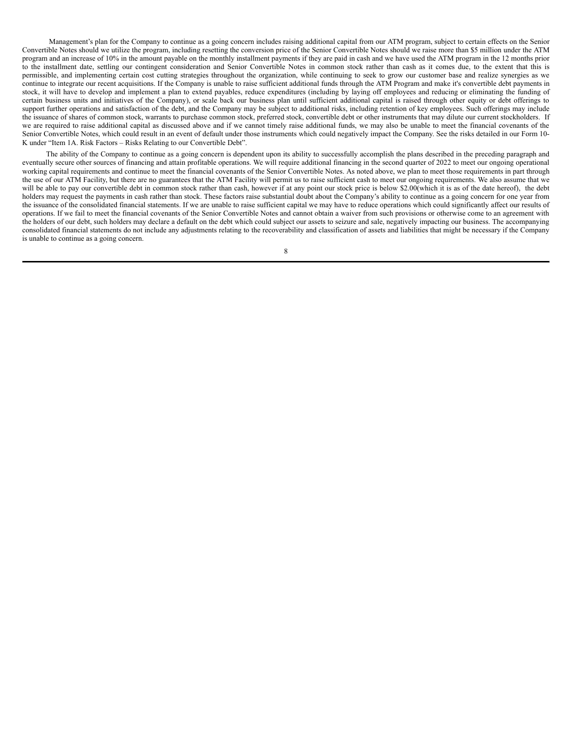Management's plan for the Company to continue as a going concern includes raising additional capital from our ATM program, subject to certain effects on the Senior Convertible Notes should we utilize the program, including resetting the conversion price of the Senior Convertible Notes should we raise more than $5 million under the ATM program and an increase of 10% in the amount payable on the monthly installment payments if they are paid in cash and we have used the ATM program in the 12 months prior to the installment date, settling our contingent consideration and Senior Convertible Notes in common stock rather than cash as it comes due, to the extent that this is permissible, and implementing certain cost cutting strategies throughout the organization, while continuing to seek to grow our customer base and realize synergies as we continue to integrate our recent acquisitions. If the Company is unable to raise sufficient additional funds through the ATM Program and make it's convertible debt payments in stock, it will have to develop and implement a plan to extend payables, reduce expenditures (including by laying off employees and reducing or eliminating the funding of certain business units and initiatives of the Company), or scale back our business plan until sufficient additional capital is raised through other equity or debt offerings to support further operations and satisfaction of the debt, and the Company may be subject to additional risks, including retention of key employees. Such offerings may include the issuance of shares of common stock, warrants to purchase common stock, preferred stock, convertible debt or other instruments that may dilute our current stockholders. If we are required to raise additional capital as discussed above and if we cannot timely raise additional funds, we may also be unable to meet the financial covenants of the Senior Convertible Notes, which could result in an event of default under those instruments which could negatively impact the Company. See the risks detailed in our Form 10-K under "Item 1A. Risk Factors – Risks Relating to our Convertible Debt".

The ability of the Company to continue as a going concern is dependent upon its ability to successfully accomplish the plans described in the preceding paragraph and eventually secure other sources of financing and attain profitable operations. We will require additional financing in the second quarter of 2022 to meet our ongoing operational working capital requirements and continue to meet the financial covenants of the Senior Convertible Notes. As noted above, we plan to meet those requirements in part through the use of our ATM Facility, but there are no guarantees that the ATM Facility will permit us to raise sufficient cash to meet our ongoing requirements. We also assume that we will be able to pay our convertible debt in common stock rather than cash, however if at any point our stock price is below $2.00(which it is as of the date hereof), the debt holders may request the payments in cash rather than stock. These factors raise substantial doubt about the Company's ability to continue as a going concern for one year from the issuance of the consolidated financial statements. If we are unable to raise sufficient capital we may have to reduce operations which could significantly affect our results of operations. If we fail to meet the financial covenants of the Senior Convertible Notes and cannot obtain a waiver from such provisions or otherwise come to an agreement with the holders of our debt, such holders may declare a default on the debt which could subject our assets to seizure and sale, negatively impacting our business. The accompanying consolidated financial statements do not include any adjustments relating to the recoverability and classification of assets and liabilities that might be necessary if the Company is unable to continue as a going concern.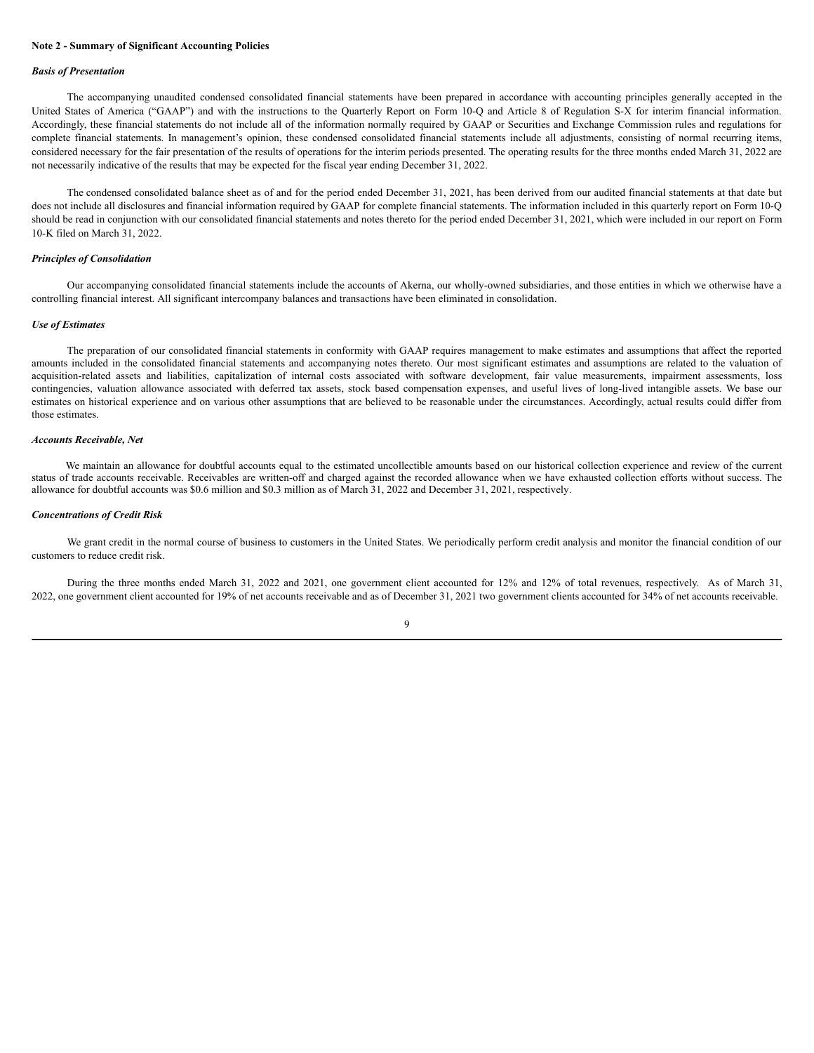**Note 2 - Summary of Significant Accounting Policies**

***Basis of Presentation***

The accompanying unaudited condensed consolidated financial statements have been prepared in accordance with accounting principles generally accepted in the United States of America ("GAAP") and with the instructions to the Quarterly Report on Form 10-Q and Article 8 of Regulation S-X for interim financial information. Accordingly, these financial statements do not include all of the information normally required by GAAP or Securities and Exchange Commission rules and regulations for complete financial statements. In management's opinion, these condensed consolidated financial statements include all adjustments, consisting of normal recurring items, considered necessary for the fair presentation of the results of operations for the interim periods presented. The operating results for the three months ended March 31, 2022 are not necessarily indicative of the results that may be expected for the fiscal year ending December 31, 2022.

The condensed consolidated balance sheet as of and for the period ended December 31, 2021, has been derived from our audited financial statements at that date but does not include all disclosures and financial information required by GAAP for complete financial statements. The information included in this quarterly report on Form 10-Q should be read in conjunction with our consolidated financial statements and notes thereto for the period ended December 31, 2021, which were included in our report on Form 10-K filed on March 31, 2022.

***Principles of Consolidation***

Our accompanying consolidated financial statements include the accounts of Akerna, our wholly-owned subsidiaries, and those entities in which we otherwise have a controlling financial interest. All significant intercompany balances and transactions have been eliminated in consolidation.

***Use of Estimates***

The preparation of our consolidated financial statements in conformity with GAAP requires management to make estimates and assumptions that affect the reported amounts included in the consolidated financial statements and accompanying notes thereto. Our most significant estimates and assumptions are related to the valuation of acquisition-related assets and liabilities, capitalization of internal costs associated with software development, fair value measurements, impairment assessments, loss contingencies, valuation allowance associated with deferred tax assets, stock based compensation expenses, and useful lives of long-lived intangible assets. We base our estimates on historical experience and on various other assumptions that are believed to be reasonable under the circumstances. Accordingly, actual results could differ from those estimates.

***Accounts Receivable, Net***

We maintain an allowance for doubtful accounts equal to the estimated uncollectible amounts based on our historical collection experience and review of the current status of trade accounts receivable. Receivables are written-off and charged against the recorded allowance when we have exhausted collection efforts without success. The allowance for doubtful accounts was $0.6 million and $0.3 million as of March 31, 2022 and December 31, 2021, respectively.

***Concentrations of Credit Risk***

We grant credit in the normal course of business to customers in the United States. We periodically perform credit analysis and monitor the financial condition of our customers to reduce credit risk.

During the three months ended March 31, 2022 and 2021, one government client accounted for 12% and 12% of total revenues, respectively. As of March 31, 2022, one government client accounted for 19% of net accounts receivable and as of December 31, 2021 two government clients accounted for 34% of net accounts receivable.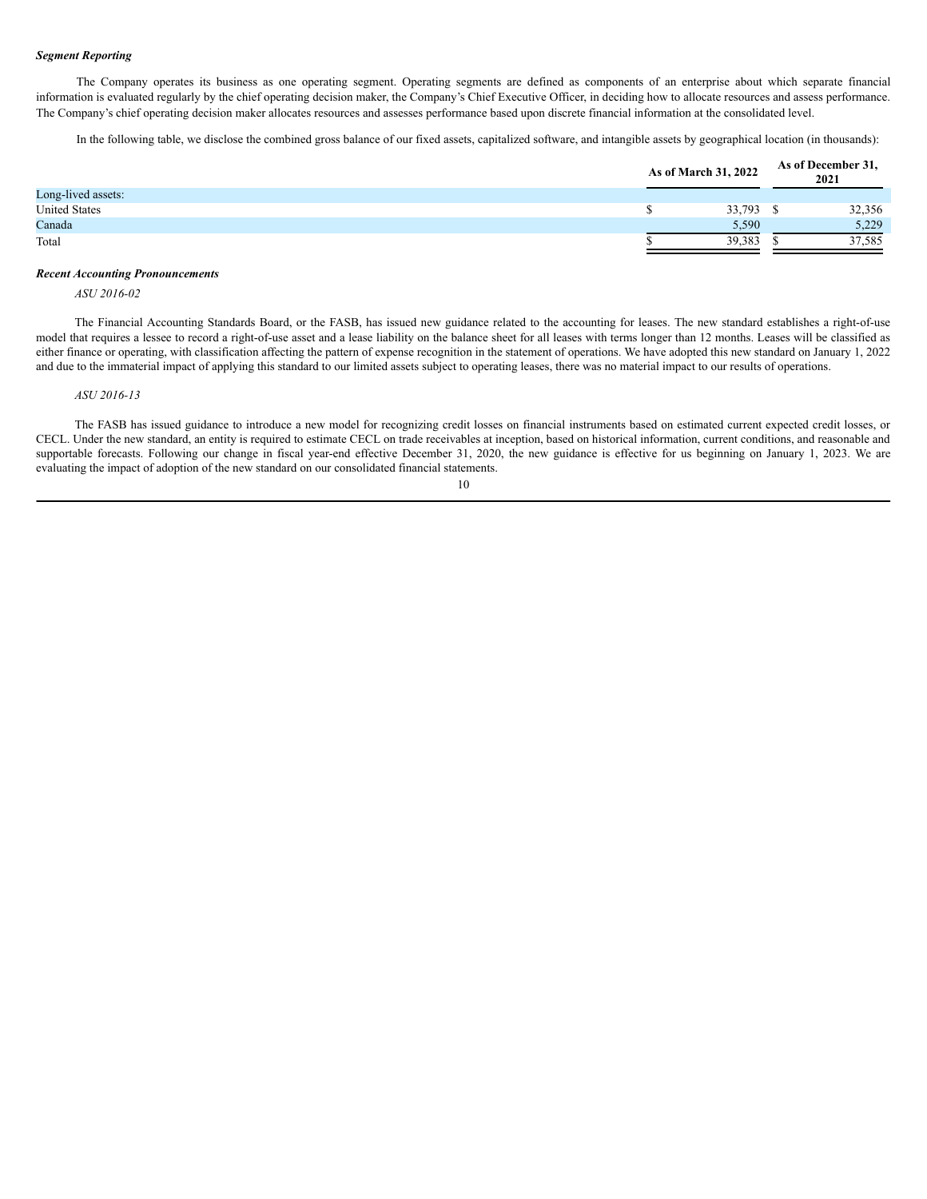***Segment Reporting***

The Company operates its business as one operating segment. Operating segments are defined as components of an enterprise about which separate financial information is evaluated regularly by the chief operating decision maker, the Company's Chief Executive Officer, in deciding how to allocate resources and assess performance. The Company's chief operating decision maker allocates resources and assesses performance based upon discrete financial information at the consolidated level.

In the following table, we disclose the combined gross balance of our fixed assets, capitalized software, and intangible assets by geographical location (in thousands):

| | As of March 31, 2022 | As of December 31, 2021 |
|---|---|---|
| Long-lived assets: | | |
| United States | $ 33,793 | $ 32,356 |
| Canada | 5,590 | 5,229 |
| Total | $ 39,383 | $ 37,585 |

***Recent Accounting Pronouncements***

*ASU 2016-02*

The Financial Accounting Standards Board, or the FASB, has issued new guidance related to the accounting for leases. The new standard establishes a right-of-use model that requires a lessee to record a right-of-use asset and a lease liability on the balance sheet for all leases with terms longer than 12 months. Leases will be classified as either finance or operating, with classification affecting the pattern of expense recognition in the statement of operations. We have adopted this new standard on January 1, 2022 and due to the immaterial impact of applying this standard to our limited assets subject to operating leases, there was no material impact to our results of operations.

*ASU 2016-13*

The FASB has issued guidance to introduce a new model for recognizing credit losses on financial instruments based on estimated current expected credit losses, or CECL. Under the new standard, an entity is required to estimate CECL on trade receivables at inception, based on historical information, current conditions, and reasonable and supportable forecasts. Following our change in fiscal year-end effective December 31, 2020, the new guidance is effective for us beginning on January 1, 2023. We are evaluating the impact of adoption of the new standard on our consolidated financial statements.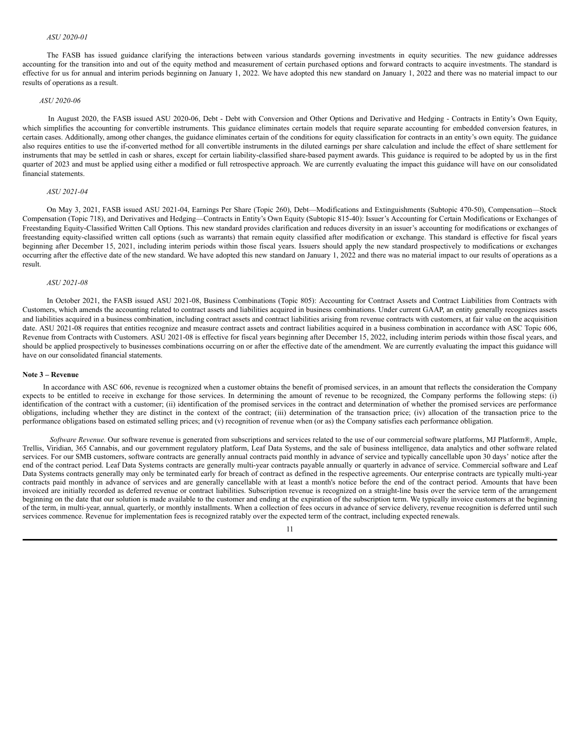*ASU 2020-01*

The FASB has issued guidance clarifying the interactions between various standards governing investments in equity securities. The new guidance addresses accounting for the transition into and out of the equity method and measurement of certain purchased options and forward contracts to acquire investments. The standard is effective for us for annual and interim periods beginning on January 1, 2022. We have adopted this new standard on January 1, 2022 and there was no material impact to our results of operations as a result.

*ASU 2020-06*

In August 2020, the FASB issued ASU 2020-06, Debt - Debt with Conversion and Other Options and Derivative and Hedging - Contracts in Entity's Own Equity, which simplifies the accounting for convertible instruments. This guidance eliminates certain models that require separate accounting for embedded conversion features, in certain cases. Additionally, among other changes, the guidance eliminates certain of the conditions for equity classification for contracts in an entity's own equity. The guidance also requires entities to use the if-converted method for all convertible instruments in the diluted earnings per share calculation and include the effect of share settlement for instruments that may be settled in cash or shares, except for certain liability-classified share-based payment awards. This guidance is required to be adopted by us in the first quarter of 2023 and must be applied using either a modified or full retrospective approach. We are currently evaluating the impact this guidance will have on our consolidated financial statements.

*ASU 2021-04*

On May 3, 2021, FASB issued ASU 2021-04, Earnings Per Share (Topic 260), Debt—Modifications and Extinguishments (Subtopic 470-50), Compensation—Stock Compensation (Topic 718), and Derivatives and Hedging—Contracts in Entity's Own Equity (Subtopic 815-40): Issuer's Accounting for Certain Modifications or Exchanges of Freestanding Equity-Classified Written Call Options. This new standard provides clarification and reduces diversity in an issuer's accounting for modifications or exchanges of freestanding equity-classified written call options (such as warrants) that remain equity classified after modification or exchange. This standard is effective for fiscal years beginning after December 15, 2021, including interim periods within those fiscal years. Issuers should apply the new standard prospectively to modifications or exchanges occurring after the effective date of the new standard. We have adopted this new standard on January 1, 2022 and there was no material impact to our results of operations as a result.

*ASU 2021-08*

In October 2021, the FASB issued ASU 2021-08, Business Combinations (Topic 805): Accounting for Contract Assets and Contract Liabilities from Contracts with Customers, which amends the accounting related to contract assets and liabilities acquired in business combinations. Under current GAAP, an entity generally recognizes assets and liabilities acquired in a business combination, including contract assets and contract liabilities arising from revenue contracts with customers, at fair value on the acquisition date. ASU 2021-08 requires that entities recognize and measure contract assets and contract liabilities acquired in a business combination in accordance with ASC Topic 606, Revenue from Contracts with Customers. ASU 2021-08 is effective for fiscal years beginning after December 15, 2022, including interim periods within those fiscal years, and should be applied prospectively to businesses combinations occurring on or after the effective date of the amendment. We are currently evaluating the impact this guidance will have on our consolidated financial statements.

**Note 3 – Revenue**

In accordance with ASC 606, revenue is recognized when a customer obtains the benefit of promised services, in an amount that reflects the consideration the Company expects to be entitled to receive in exchange for those services. In determining the amount of revenue to be recognized, the Company performs the following steps: (i) identification of the contract with a customer; (ii) identification of the promised services in the contract and determination of whether the promised services are performance obligations, including whether they are distinct in the context of the contract; (iii) determination of the transaction price; (iv) allocation of the transaction price to the performance obligations based on estimated selling prices; and (v) recognition of revenue when (or as) the Company satisfies each performance obligation.

*Software Revenue.* Our software revenue is generated from subscriptions and services related to the use of our commercial software platforms, MJ Platform®, Ample, Trellis, Viridian, 365 Cannabis, and our government regulatory platform, Leaf Data Systems, and the sale of business intelligence, data analytics and other software related services. For our SMB customers, software contracts are generally annual contracts paid monthly in advance of service and typically cancellable upon 30 days' notice after the end of the contract period. Leaf Data Systems contracts are generally multi-year contracts payable annually or quarterly in advance of service. Commercial software and Leaf Data Systems contracts generally may only be terminated early for breach of contract as defined in the respective agreements. Our enterprise contracts are typically multi-year contracts paid monthly in advance of services and are generally cancellable with at least a month's notice before the end of the contract period. Amounts that have been invoiced are initially recorded as deferred revenue or contract liabilities. Subscription revenue is recognized on a straight-line basis over the service term of the arrangement beginning on the date that our solution is made available to the customer and ending at the expiration of the subscription term. We typically invoice customers at the beginning of the term, in multi-year, annual, quarterly, or monthly installments. When a collection of fees occurs in advance of service delivery, revenue recognition is deferred until such services commence. Revenue for implementation fees is recognized ratably over the expected term of the contract, including expected renewals.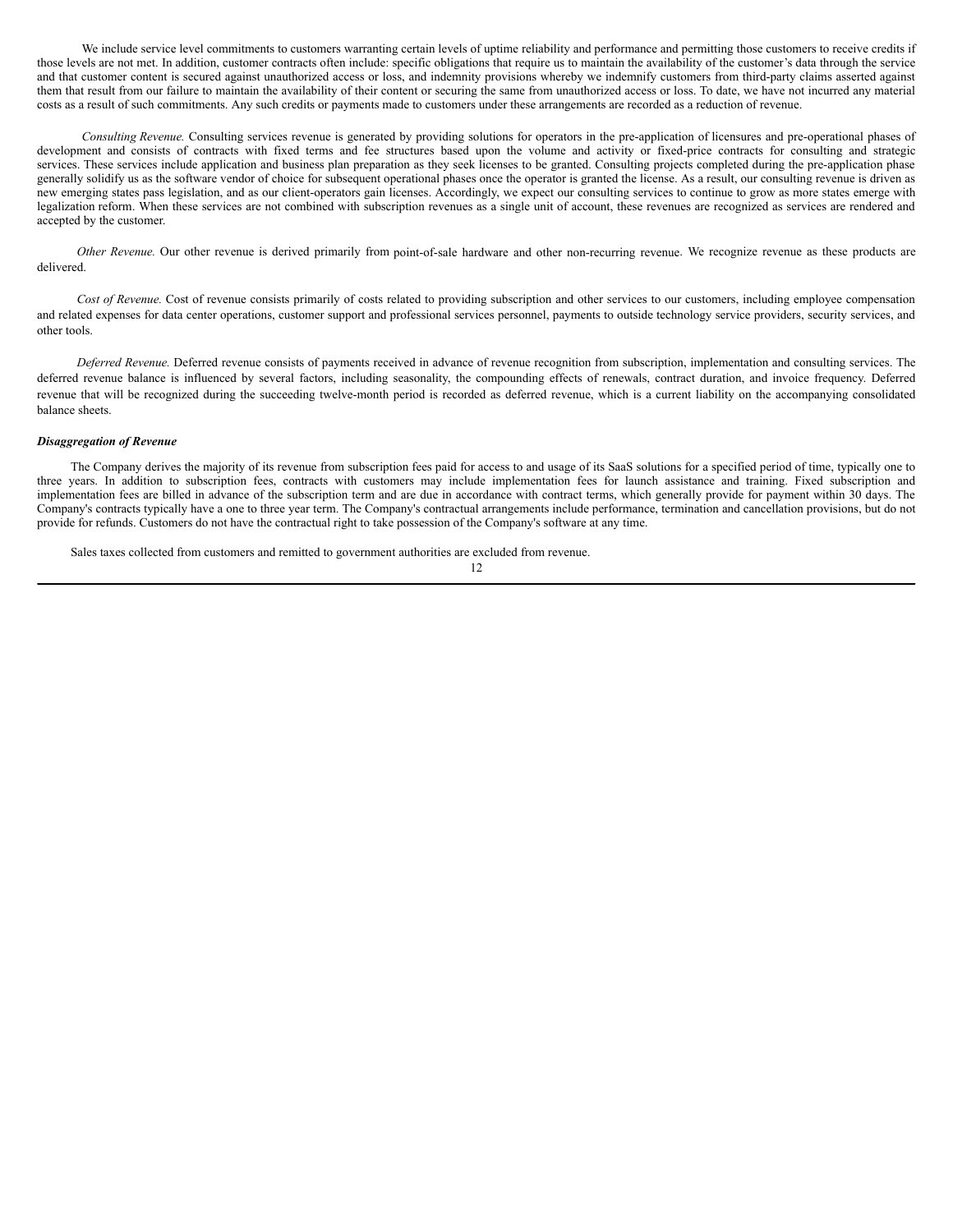We include service level commitments to customers warranting certain levels of uptime reliability and performance and permitting those customers to receive credits if those levels are not met. In addition, customer contracts often include: specific obligations that require us to maintain the availability of the customer's data through the service and that customer content is secured against unauthorized access or loss, and indemnity provisions whereby we indemnify customers from third-party claims asserted against them that result from our failure to maintain the availability of their content or securing the same from unauthorized access or loss. To date, we have not incurred any material costs as a result of such commitments. Any such credits or payments made to customers under these arrangements are recorded as a reduction of revenue.

*Consulting Revenue.* Consulting services revenue is generated by providing solutions for operators in the pre-application of licensures and pre-operational phases of development and consists of contracts with fixed terms and fee structures based upon the volume and activity or fixed-price contracts for consulting and strategic services. These services include application and business plan preparation as they seek licenses to be granted. Consulting projects completed during the pre-application phase generally solidify us as the software vendor of choice for subsequent operational phases once the operator is granted the license. As a result, our consulting revenue is driven as new emerging states pass legislation, and as our client-operators gain licenses. Accordingly, we expect our consulting services to continue to grow as more states emerge with legalization reform. When these services are not combined with subscription revenues as a single unit of account, these revenues are recognized as services are rendered and accepted by the customer.

*Other Revenue.* Our other revenue is derived primarily from point-of-sale hardware and other non-recurring revenue. We recognize revenue as these products are delivered.

*Cost of Revenue.* Cost of revenue consists primarily of costs related to providing subscription and other services to our customers, including employee compensation and related expenses for data center operations, customer support and professional services personnel, payments to outside technology service providers, security services, and other tools.

*Deferred Revenue.* Deferred revenue consists of payments received in advance of revenue recognition from subscription, implementation and consulting services. The deferred revenue balance is influenced by several factors, including seasonality, the compounding effects of renewals, contract duration, and invoice frequency. Deferred revenue that will be recognized during the succeeding twelve-month period is recorded as deferred revenue, which is a current liability on the accompanying consolidated balance sheets.

***Disaggregation of Revenue***

The Company derives the majority of its revenue from subscription fees paid for access to and usage of its SaaS solutions for a specified period of time, typically one to three years. In addition to subscription fees, contracts with customers may include implementation fees for launch assistance and training. Fixed subscription and implementation fees are billed in advance of the subscription term and are due in accordance with contract terms, which generally provide for payment within 30 days. The Company's contracts typically have a one to three year term. The Company's contractual arrangements include performance, termination and cancellation provisions, but do not provide for refunds. Customers do not have the contractual right to take possession of the Company's software at any time.

Sales taxes collected from customers and remitted to government authorities are excluded from revenue.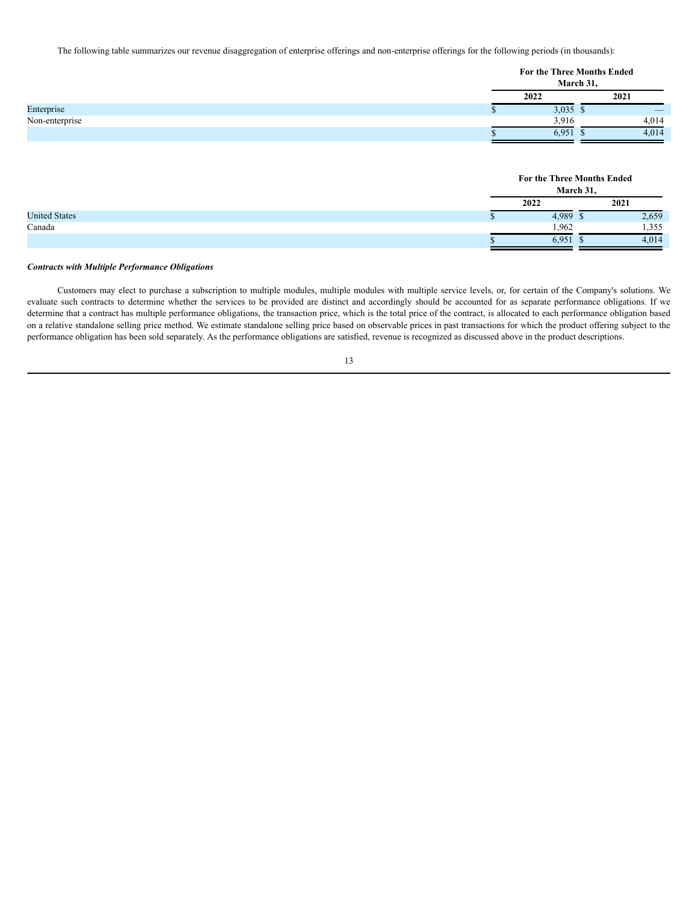The following table summarizes our revenue disaggregation of enterprise offerings and non-enterprise offerings for the following periods (in thousands):

| | For the Three Months Ended March 31, | |
|---|---|---|
| | 2022 | 2021 |
| Enterprise | $ 3,035 | $ — |
| Non-enterprise | 3,916 | 4,014 |
| | $ 6,951 | $ 4,014 |

| | For the Three Months Ended March 31, | |
|---|---|---|
| | 2022 | 2021 |
| United States | $ 4,989 | $ 2,659 |
| Canada | 1,962 | 1,355 |
| | $ 6,951 | $ 4,014 |

***Contracts with Multiple Performance Obligations***

Customers may elect to purchase a subscription to multiple modules, multiple modules with multiple service levels, or, for certain of the Company's solutions. We evaluate such contracts to determine whether the services to be provided are distinct and accordingly should be accounted for as separate performance obligations. If we determine that a contract has multiple performance obligations, the transaction price, which is the total price of the contract, is allocated to each performance obligation based on a relative standalone selling price method. We estimate standalone selling price based on observable prices in past transactions for which the product offering subject to the performance obligation has been sold separately. As the performance obligations are satisfied, revenue is recognized as discussed above in the product descriptions.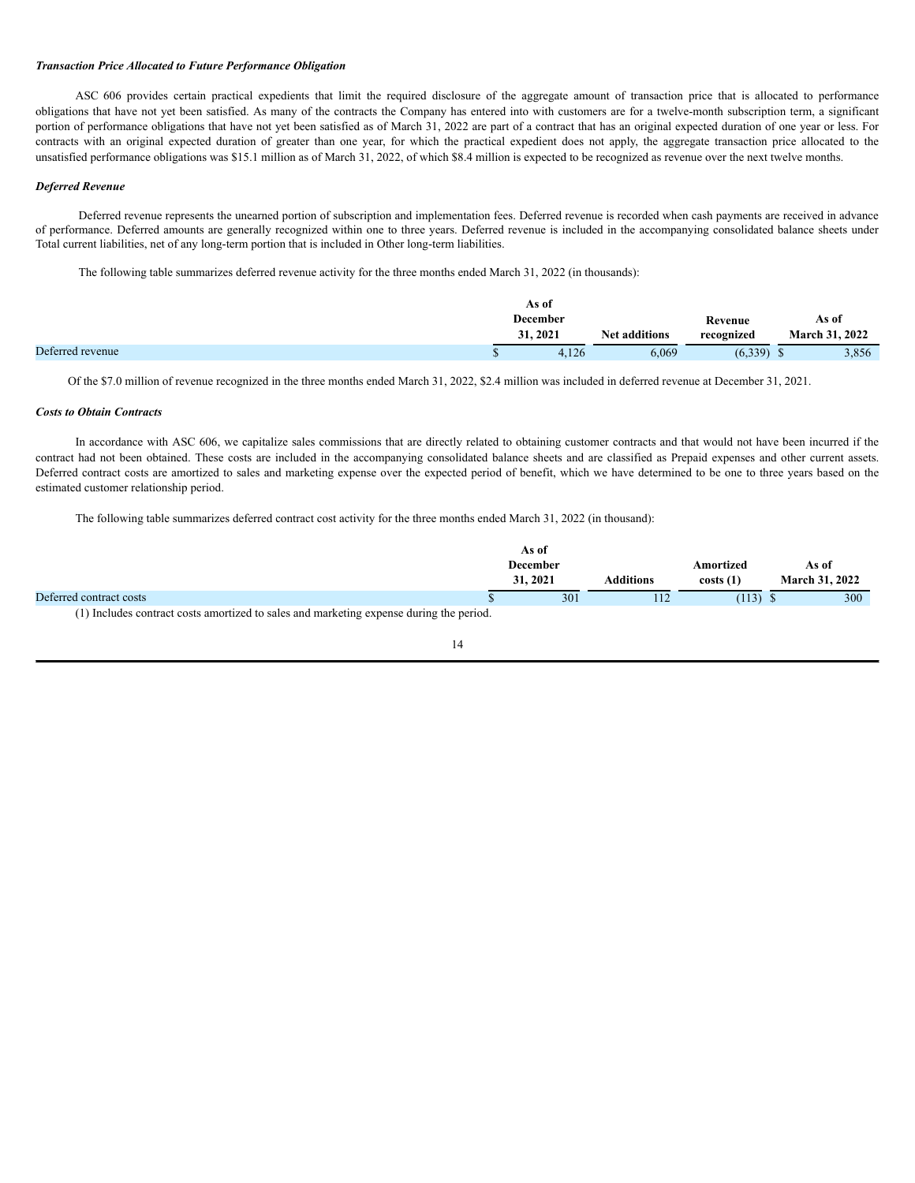***Transaction Price Allocated to Future Performance Obligation***

ASC 606 provides certain practical expedients that limit the required disclosure of the aggregate amount of transaction price that is allocated to performance obligations that have not yet been satisfied. As many of the contracts the Company has entered into with customers are for a twelve-month subscription term, a significant portion of performance obligations that have not yet been satisfied as of March 31, 2022 are part of a contract that has an original expected duration of one year or less. For contracts with an original expected duration of greater than one year, for which the practical expedient does not apply, the aggregate transaction price allocated to the unsatisfied performance obligations was $15.1 million as of March 31, 2022, of which $8.4 million is expected to be recognized as revenue over the next twelve months.

***Deferred Revenue***

Deferred revenue represents the unearned portion of subscription and implementation fees. Deferred revenue is recorded when cash payments are received in advance of performance. Deferred amounts are generally recognized within one to three years. Deferred revenue is included in the accompanying consolidated balance sheets under Total current liabilities, net of any long-term portion that is included in Other long-term liabilities.

The following table summarizes deferred revenue activity for the three months ended March 31, 2022 (in thousands):

| | As of December 31, 2021 | Net additions | Revenue recognized | As of March 31, 2022 |
|---|---|---|---|---|
| Deferred revenue | $ 4,126 | 6,069 | (6,339) | $ 3,856 |

Of the $7.0 million of revenue recognized in the three months ended March 31, 2022, $2.4 million was included in deferred revenue at December 31, 2021.

***Costs to Obtain Contracts***

In accordance with ASC 606, we capitalize sales commissions that are directly related to obtaining customer contracts and that would not have been incurred if the contract had not been obtained. These costs are included in the accompanying consolidated balance sheets and are classified as Prepaid expenses and other current assets. Deferred contract costs are amortized to sales and marketing expense over the expected period of benefit, which we have determined to be one to three years based on the estimated customer relationship period.

The following table summarizes deferred contract cost activity for the three months ended March 31, 2022 (in thousand):

| | As of December 31, 2021 | Additions | Amortized costs (1) | As of March 31, 2022 |
|---|---|---|---|---|
| Deferred contract costs | $ 301 | 112 | (113) | $ 300 |

(1) Includes contract costs amortized to sales and marketing expense during the period.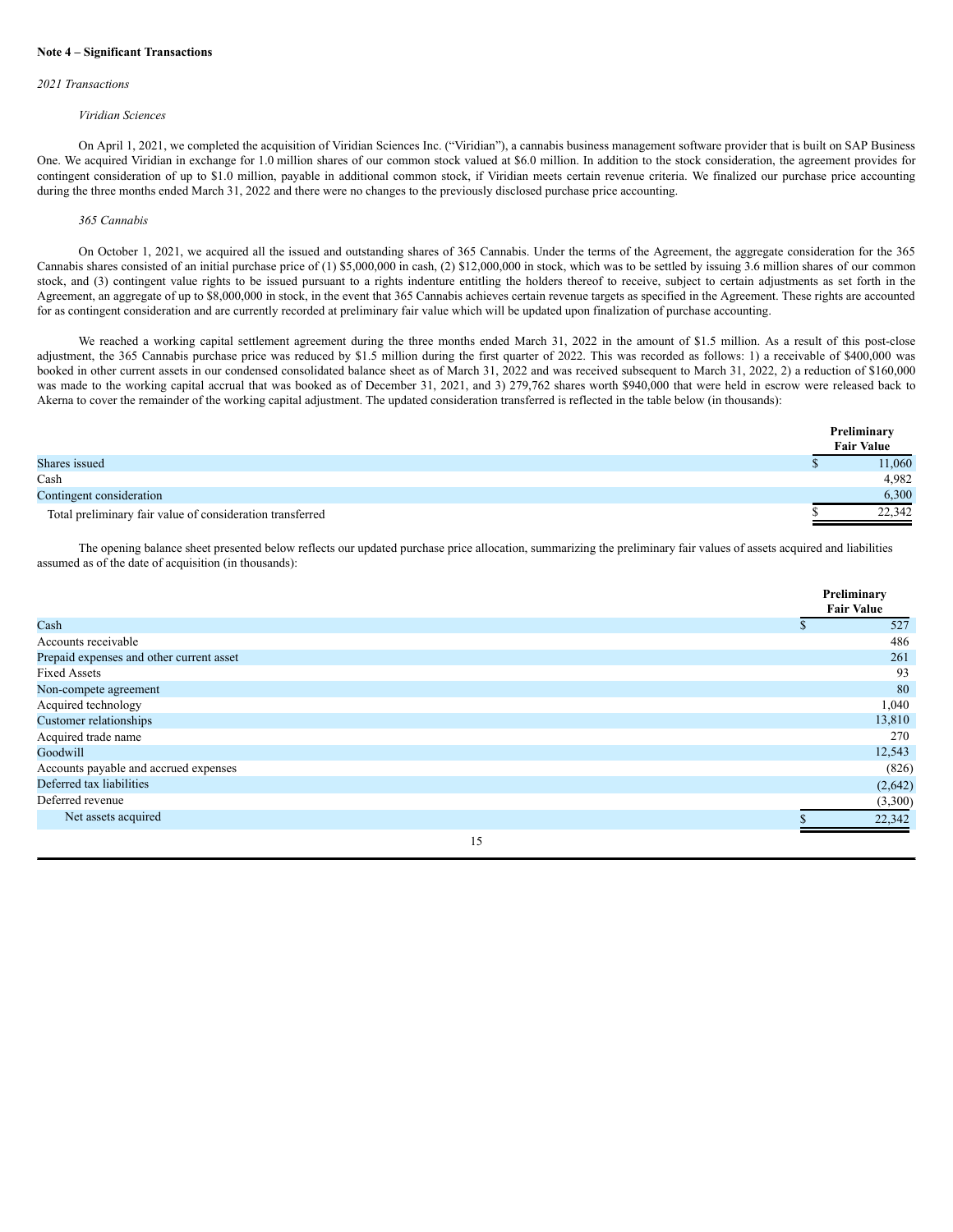**Note 4 – Significant Transactions**

*2021 Transactions*

*Viridian Sciences*

On April 1, 2021, we completed the acquisition of Viridian Sciences Inc. ("Viridian"), a cannabis business management software provider that is built on SAP Business One. We acquired Viridian in exchange for 1.0 million shares of our common stock valued at $6.0 million. In addition to the stock consideration, the agreement provides for contingent consideration of up to $1.0 million, payable in additional common stock, if Viridian meets certain revenue criteria. We finalized our purchase price accounting during the three months ended March 31, 2022 and there were no changes to the previously disclosed purchase price accounting.

*365 Cannabis*

On October 1, 2021, we acquired all the issued and outstanding shares of 365 Cannabis. Under the terms of the Agreement, the aggregate consideration for the 365 Cannabis shares consisted of an initial purchase price of (1) $5,000,000 in cash, (2) $12,000,000 in stock, which was to be settled by issuing 3.6 million shares of our common stock, and (3) contingent value rights to be issued pursuant to a rights indenture entitling the holders thereof to receive, subject to certain adjustments as set forth in the Agreement, an aggregate of up to $8,000,000 in stock, in the event that 365 Cannabis achieves certain revenue targets as specified in the Agreement. These rights are accounted for as contingent consideration and are currently recorded at preliminary fair value which will be updated upon finalization of purchase accounting.

We reached a working capital settlement agreement during the three months ended March 31, 2022 in the amount of $1.5 million. As a result of this post-close adjustment, the 365 Cannabis purchase price was reduced by $1.5 million during the first quarter of 2022. This was recorded as follows: 1) a receivable of $400,000 was booked in other current assets in our condensed consolidated balance sheet as of March 31, 2022 and was received subsequent to March 31, 2022, 2) a reduction of $160,000 was made to the working capital accrual that was booked as of December 31, 2021, and 3) 279,762 shares worth $940,000 that were held in escrow were released back to Akerna to cover the remainder of the working capital adjustment. The updated consideration transferred is reflected in the table below (in thousands):

| | Preliminary Fair Value |
|---|---|
| Shares issued | $ 11,060 |
| Cash | 4,982 |
| Contingent consideration | 6,300 |
| Total preliminary fair value of consideration transferred | $ 22,342 |

The opening balance sheet presented below reflects our updated purchase price allocation, summarizing the preliminary fair values of assets acquired and liabilities assumed as of the date of acquisition (in thousands):

| | Preliminary Fair Value |
|---|---|
| Cash | $ 527 |
| Accounts receivable | 486 |
| Prepaid expenses and other current asset | 261 |
| Fixed Assets | 93 |
| Non-compete agreement | 80 |
| Acquired technology | 1,040 |
| Customer relationships | 13,810 |
| Acquired trade name | 270 |
| Goodwill | 12,543 |
| Accounts payable and accrued expenses | (826) |
| Deferred tax liabilities | (2,642) |
| Deferred revenue | (3,300) |
| Net assets acquired | $ 22,342 |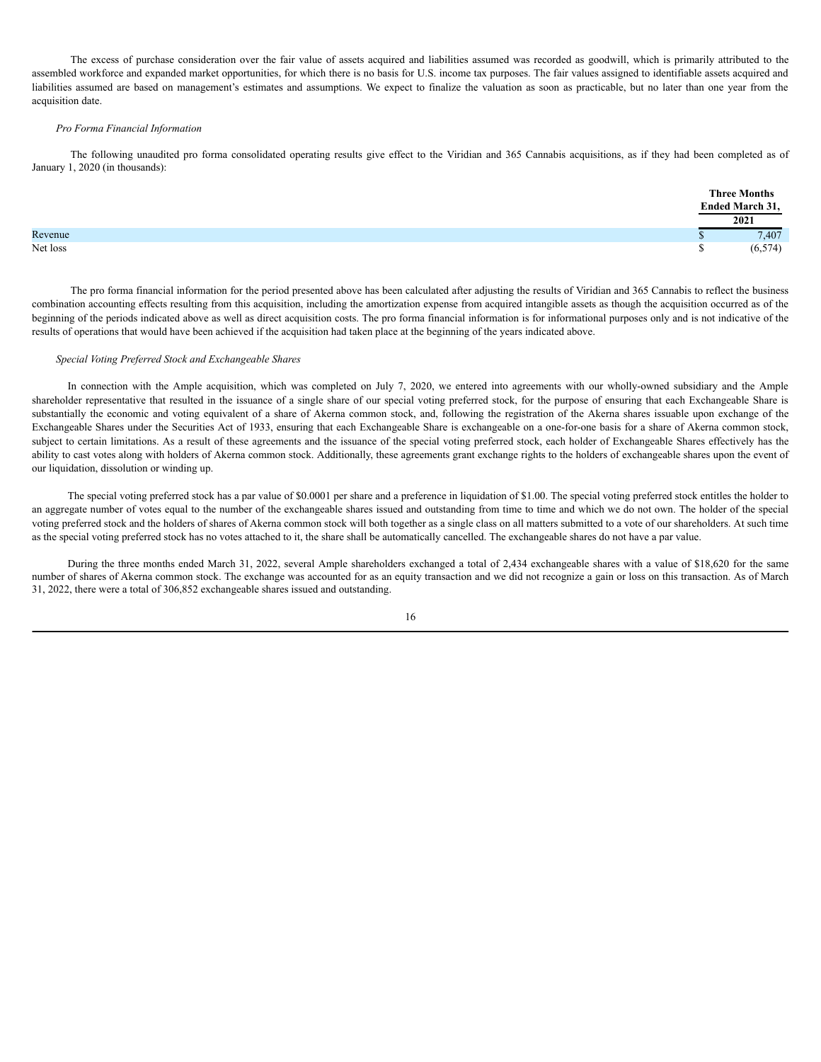The excess of purchase consideration over the fair value of assets acquired and liabilities assumed was recorded as goodwill, which is primarily attributed to the assembled workforce and expanded market opportunities, for which there is no basis for U.S. income tax purposes. The fair values assigned to identifiable assets acquired and liabilities assumed are based on management's estimates and assumptions. We expect to finalize the valuation as soon as practicable, but no later than one year from the acquisition date.

*Pro Forma Financial Information*

The following unaudited pro forma consolidated operating results give effect to the Viridian and 365 Cannabis acquisitions, as if they had been completed as of January 1, 2020 (in thousands):

| | Three Months Ended March 31, 2021 |
|---|---|
| Revenue | $ 7,407 |
| Net loss | $ (6,574) |

The pro forma financial information for the period presented above has been calculated after adjusting the results of Viridian and 365 Cannabis to reflect the business combination accounting effects resulting from this acquisition, including the amortization expense from acquired intangible assets as though the acquisition occurred as of the beginning of the periods indicated above as well as direct acquisition costs. The pro forma financial information is for informational purposes only and is not indicative of the results of operations that would have been achieved if the acquisition had taken place at the beginning of the years indicated above.

*Special Voting Preferred Stock and Exchangeable Shares*

In connection with the Ample acquisition, which was completed on July 7, 2020, we entered into agreements with our wholly-owned subsidiary and the Ample shareholder representative that resulted in the issuance of a single share of our special voting preferred stock, for the purpose of ensuring that each Exchangeable Share is substantially the economic and voting equivalent of a share of Akerna common stock, and, following the registration of the Akerna shares issuable upon exchange of the Exchangeable Shares under the Securities Act of 1933, ensuring that each Exchangeable Share is exchangeable on a one-for-one basis for a share of Akerna common stock, subject to certain limitations. As a result of these agreements and the issuance of the special voting preferred stock, each holder of Exchangeable Shares effectively has the ability to cast votes along with holders of Akerna common stock. Additionally, these agreements grant exchange rights to the holders of exchangeable shares upon the event of our liquidation, dissolution or winding up.

The special voting preferred stock has a par value of $0.0001 per share and a preference in liquidation of $1.00. The special voting preferred stock entitles the holder to an aggregate number of votes equal to the number of the exchangeable shares issued and outstanding from time to time and which we do not own. The holder of the special voting preferred stock and the holders of shares of Akerna common stock will both together as a single class on all matters submitted to a vote of our shareholders. At such time as the special voting preferred stock has no votes attached to it, the share shall be automatically cancelled. The exchangeable shares do not have a par value.

During the three months ended March 31, 2022, several Ample shareholders exchanged a total of 2,434 exchangeable shares with a value of $18,620 for the same number of shares of Akerna common stock. The exchange was accounted for as an equity transaction and we did not recognize a gain or loss on this transaction. As of March 31, 2022, there were a total of 306,852 exchangeable shares issued and outstanding.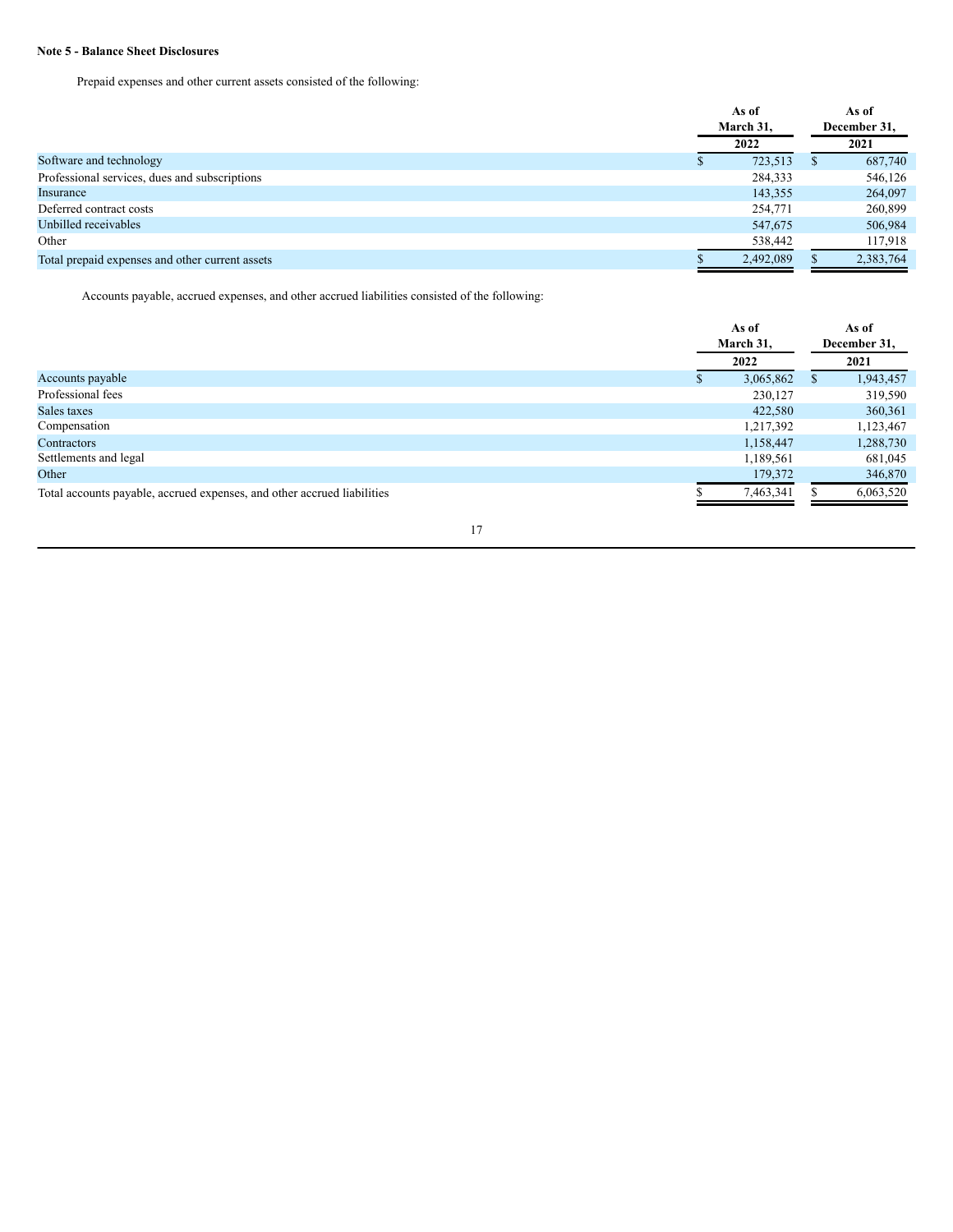**Note 5 - Balance Sheet Disclosures**

Prepaid expenses and other current assets consisted of the following:

| | As of March 31, 2022 | As of December 31, 2021 |
|---|---|---|
| Software and technology | $ 723,513 | $ 687,740 |
| Professional services, dues and subscriptions | 284,333 | 546,126 |
| Insurance | 143,355 | 264,097 |
| Deferred contract costs | 254,771 | 260,899 |
| Unbilled receivables | 547,675 | 506,984 |
| Other | 538,442 | 117,918 |
| Total prepaid expenses and other current assets | $ 2,492,089 | $ 2,383,764 |

Accounts payable, accrued expenses, and other accrued liabilities consisted of the following:

| | As of March 31, 2022 | As of December 31, 2021 |
|---|---|---|
| Accounts payable | $ 3,065,862 | $ 1,943,457 |
| Professional fees | 230,127 | 319,590 |
| Sales taxes | 422,580 | 360,361 |
| Compensation | 1,217,392 | 1,123,467 |
| Contractors | 1,158,447 | 1,288,730 |
| Settlements and legal | 1,189,561 | 681,045 |
| Other | 179,372 | 346,870 |
| Total accounts payable, accrued expenses, and other accrued liabilities | $ 7,463,341 | $ 6,063,520 |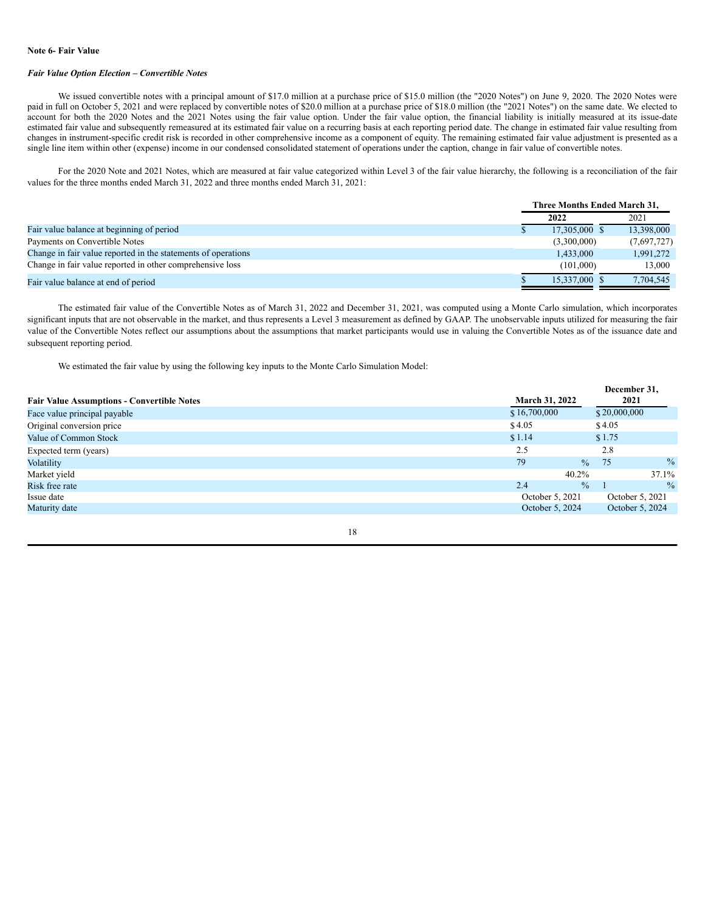**Note 6- Fair Value**

***Fair Value Option Election – Convertible Notes***

We issued convertible notes with a principal amount of $17.0 million at a purchase price of $15.0 million (the "2020 Notes") on June 9, 2020. The 2020 Notes were paid in full on October 5, 2021 and were replaced by convertible notes of $20.0 million at a purchase price of $18.0 million (the "2021 Notes") on the same date. We elected to account for both the 2020 Notes and the 2021 Notes using the fair value option. Under the fair value option, the financial liability is initially measured at its issue-date estimated fair value and subsequently remeasured at its estimated fair value on a recurring basis at each reporting period date. The change in estimated fair value resulting from changes in instrument-specific credit risk is recorded in other comprehensive income as a component of equity. The remaining estimated fair value adjustment is presented as a single line item within other (expense) income in our condensed consolidated statement of operations under the caption, change in fair value of convertible notes.

For the 2020 Note and 2021 Notes, which are measured at fair value categorized within Level 3 of the fair value hierarchy, the following is a reconciliation of the fair values for the three months ended March 31, 2022 and three months ended March 31, 2021:

| | Three Months Ended March 31, | |
|---|---|---|
| | 2022 | 2021 |
| Fair value balance at beginning of period | $ 17,305,000 | $ 13,398,000 |
| Payments on Convertible Notes | (3,300,000) | (7,697,727) |
| Change in fair value reported in the statements of operations | 1,433,000 | 1,991,272 |
| Change in fair value reported in other comprehensive loss | (101,000) | 13,000 |
| Fair value balance at end of period | $ 15,337,000 | $ 7,704,545 |

The estimated fair value of the Convertible Notes as of March 31, 2022 and December 31, 2021, was computed using a Monte Carlo simulation, which incorporates significant inputs that are not observable in the market, and thus represents a Level 3 measurement as defined by GAAP. The unobservable inputs utilized for measuring the fair value of the Convertible Notes reflect our assumptions about the assumptions that market participants would use in valuing the Convertible Notes as of the issuance date and subsequent reporting period.

We estimated the fair value by using the following key inputs to the Monte Carlo Simulation Model:

| Fair Value Assumptions - Convertible Notes | March 31, 2022 | December 31, 2021 |
|---|---|---|
| Face value principal payable | $ 16,700,000 | $ 20,000,000 |
| Original conversion price | $ 4.05 | $ 4.05 |
| Value of Common Stock | $ 1.14 | $ 1.75 |
| Expected term (years) | 2.5 | 2.8 |
| Volatility | 79 % | 75 % |
| Market yield | 40.2% | 37.1% |
| Risk free rate | 2.4 % | 1 % |
| Issue date | October 5, 2021 | October 5, 2021 |
| Maturity date | October 5, 2024 | October 5, 2024 |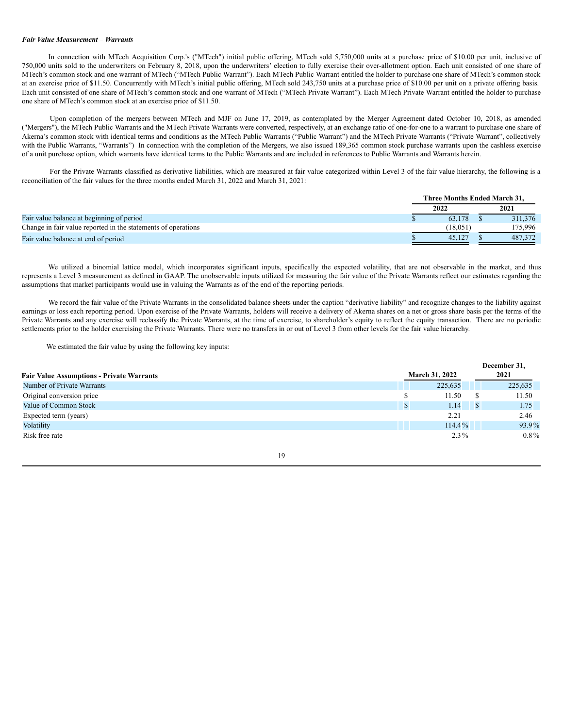***Fair Value Measurement – Warrants***

In connection with MTech Acquisition Corp.'s ("MTech") initial public offering, MTech sold 5,750,000 units at a purchase price of $10.00 per unit, inclusive of 750,000 units sold to the underwriters on February 8, 2018, upon the underwriters' election to fully exercise their over-allotment option. Each unit consisted of one share of MTech's common stock and one warrant of MTech ("MTech Public Warrant"). Each MTech Public Warrant entitled the holder to purchase one share of MTech's common stock at an exercise price of $11.50. Concurrently with MTech's initial public offering, MTech sold 243,750 units at a purchase price of $10.00 per unit on a private offering basis. Each unit consisted of one share of MTech's common stock and one warrant of MTech ("MTech Private Warrant"). Each MTech Private Warrant entitled the holder to purchase one share of MTech's common stock at an exercise price of $11.50.

Upon completion of the mergers between MTech and MJF on June 17, 2019, as contemplated by the Merger Agreement dated October 10, 2018, as amended ("Mergers"), the MTech Public Warrants and the MTech Private Warrants were converted, respectively, at an exchange ratio of one-for-one to a warrant to purchase one share of Akerna's common stock with identical terms and conditions as the MTech Public Warrants ("Public Warrant") and the MTech Private Warrants ("Private Warrant", collectively with the Public Warrants, "Warrants") In connection with the completion of the Mergers, we also issued 189,365 common stock purchase warrants upon the cashless exercise of a unit purchase option, which warrants have identical terms to the Public Warrants and are included in references to Public Warrants and Warrants herein.

For the Private Warrants classified as derivative liabilities, which are measured at fair value categorized within Level 3 of the fair value hierarchy, the following is a reconciliation of the fair values for the three months ended March 31, 2022 and March 31, 2021:

| | Three Months Ended March 31, | |
|---|---|---|
| | 2022 | 2021 |
| Fair value balance at beginning of period | $ 63,178 | $ 311,376 |
| Change in fair value reported in the statements of operations | (18,051) | 175,996 |
| Fair value balance at end of period | $ 45,127 | $ 487,372 |

We utilized a binomial lattice model, which incorporates significant inputs, specifically the expected volatility, that are not observable in the market, and thus represents a Level 3 measurement as defined in GAAP. The unobservable inputs utilized for measuring the fair value of the Private Warrants reflect our estimates regarding the assumptions that market participants would use in valuing the Warrants as of the end of the reporting periods.

We record the fair value of the Private Warrants in the consolidated balance sheets under the caption "derivative liability" and recognize changes to the liability against earnings or loss each reporting period. Upon exercise of the Private Warrants, holders will receive a delivery of Akerna shares on a net or gross share basis per the terms of the Private Warrants and any exercise will reclassify the Private Warrants, at the time of exercise, to shareholder's equity to reflect the equity transaction. There are no periodic settlements prior to the holder exercising the Private Warrants. There were no transfers in or out of Level 3 from other levels for the fair value hierarchy.

We estimated the fair value by using the following key inputs:

| Fair Value Assumptions - Private Warrants | March 31, 2022 | December 31, 2021 |
|---|---|---|
| Number of Private Warrants | 225,635 | 225,635 |
| Original conversion price | $ 11.50 | $ 11.50 |
| Value of Common Stock | $ 1.14 | $ 1.75 |
| Expected term (years) | 2.21 | 2.46 |
| Volatility | 114.4% | 93.9% |
| Risk free rate | 2.3% | 0.8% |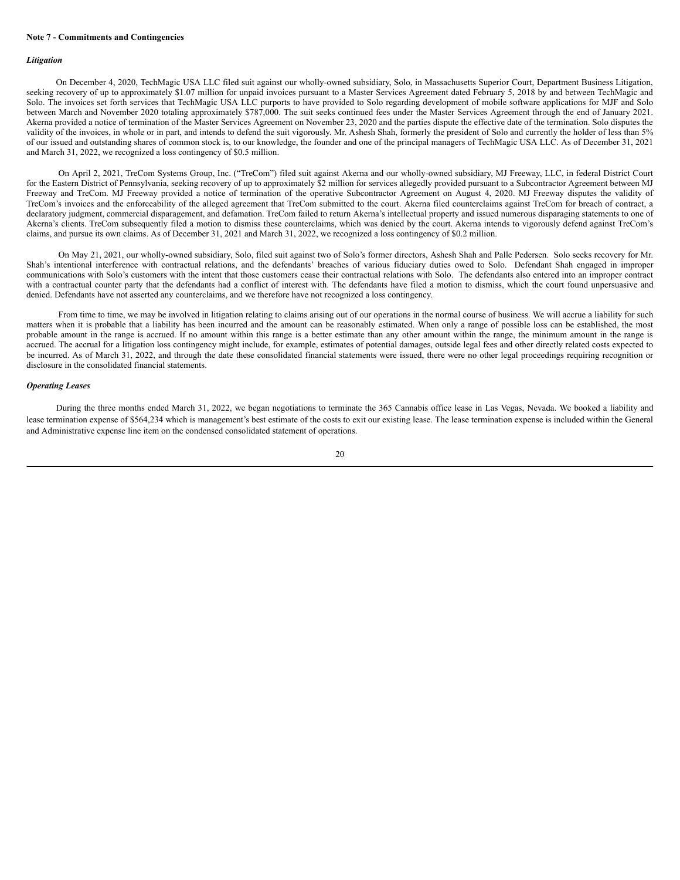**Note 7 - Commitments and Contingencies**

***Litigation***

On December 4, 2020, TechMagic USA LLC filed suit against our wholly-owned subsidiary, Solo, in Massachusetts Superior Court, Department Business Litigation, seeking recovery of up to approximately $1.07 million for unpaid invoices pursuant to a Master Services Agreement dated February 5, 2018 by and between TechMagic and Solo. The invoices set forth services that TechMagic USA LLC purports to have provided to Solo regarding development of mobile software applications for MJF and Solo between March and November 2020 totaling approximately $787,000. The suit seeks continued fees under the Master Services Agreement through the end of January 2021. Akerna provided a notice of termination of the Master Services Agreement on November 23, 2020 and the parties dispute the effective date of the termination. Solo disputes the validity of the invoices, in whole or in part, and intends to defend the suit vigorously. Mr. Ashesh Shah, formerly the president of Solo and currently the holder of less than 5% of our issued and outstanding shares of common stock is, to our knowledge, the founder and one of the principal managers of TechMagic USA LLC. As of December 31, 2021 and March 31, 2022, we recognized a loss contingency of $0.5 million.

On April 2, 2021, TreCom Systems Group, Inc. ("TreCom") filed suit against Akerna and our wholly-owned subsidiary, MJ Freeway, LLC, in federal District Court for the Eastern District of Pennsylvania, seeking recovery of up to approximately $2 million for services allegedly provided pursuant to a Subcontractor Agreement between MJ Freeway and TreCom. MJ Freeway provided a notice of termination of the operative Subcontractor Agreement on August 4, 2020. MJ Freeway disputes the validity of TreCom's invoices and the enforceability of the alleged agreement that TreCom submitted to the court. Akerna filed counterclaims against TreCom for breach of contract, a declaratory judgment, commercial disparagement, and defamation. TreCom failed to return Akerna's intellectual property and issued numerous disparaging statements to one of Akerna's clients. TreCom subsequently filed a motion to dismiss these counterclaims, which was denied by the court. Akerna intends to vigorously defend against TreCom's claims, and pursue its own claims. As of December 31, 2021 and March 31, 2022, we recognized a loss contingency of $0.2 million.

On May 21, 2021, our wholly-owned subsidiary, Solo, filed suit against two of Solo's former directors, Ashesh Shah and Palle Pedersen. Solo seeks recovery for Mr. Shah's intentional interference with contractual relations, and the defendants' breaches of various fiduciary duties owed to Solo. Defendant Shah engaged in improper communications with Solo's customers with the intent that those customers cease their contractual relations with Solo. The defendants also entered into an improper contract with a contractual counter party that the defendants had a conflict of interest with. The defendants have filed a motion to dismiss, which the court found unpersuasive and denied. Defendants have not asserted any counterclaims, and we therefore have not recognized a loss contingency.

From time to time, we may be involved in litigation relating to claims arising out of our operations in the normal course of business. We will accrue a liability for such matters when it is probable that a liability has been incurred and the amount can be reasonably estimated. When only a range of possible loss can be established, the most probable amount in the range is accrued. If no amount within this range is a better estimate than any other amount within the range, the minimum amount in the range is accrued. The accrual for a litigation loss contingency might include, for example, estimates of potential damages, outside legal fees and other directly related costs expected to be incurred. As of March 31, 2022, and through the date these consolidated financial statements were issued, there were no other legal proceedings requiring recognition or disclosure in the consolidated financial statements.

***Operating Leases***

During the three months ended March 31, 2022, we began negotiations to terminate the 365 Cannabis office lease in Las Vegas, Nevada. We booked a liability and lease termination expense of $564,234 which is management's best estimate of the costs to exit our existing lease. The lease termination expense is included within the General and Administrative expense line item on the condensed consolidated statement of operations.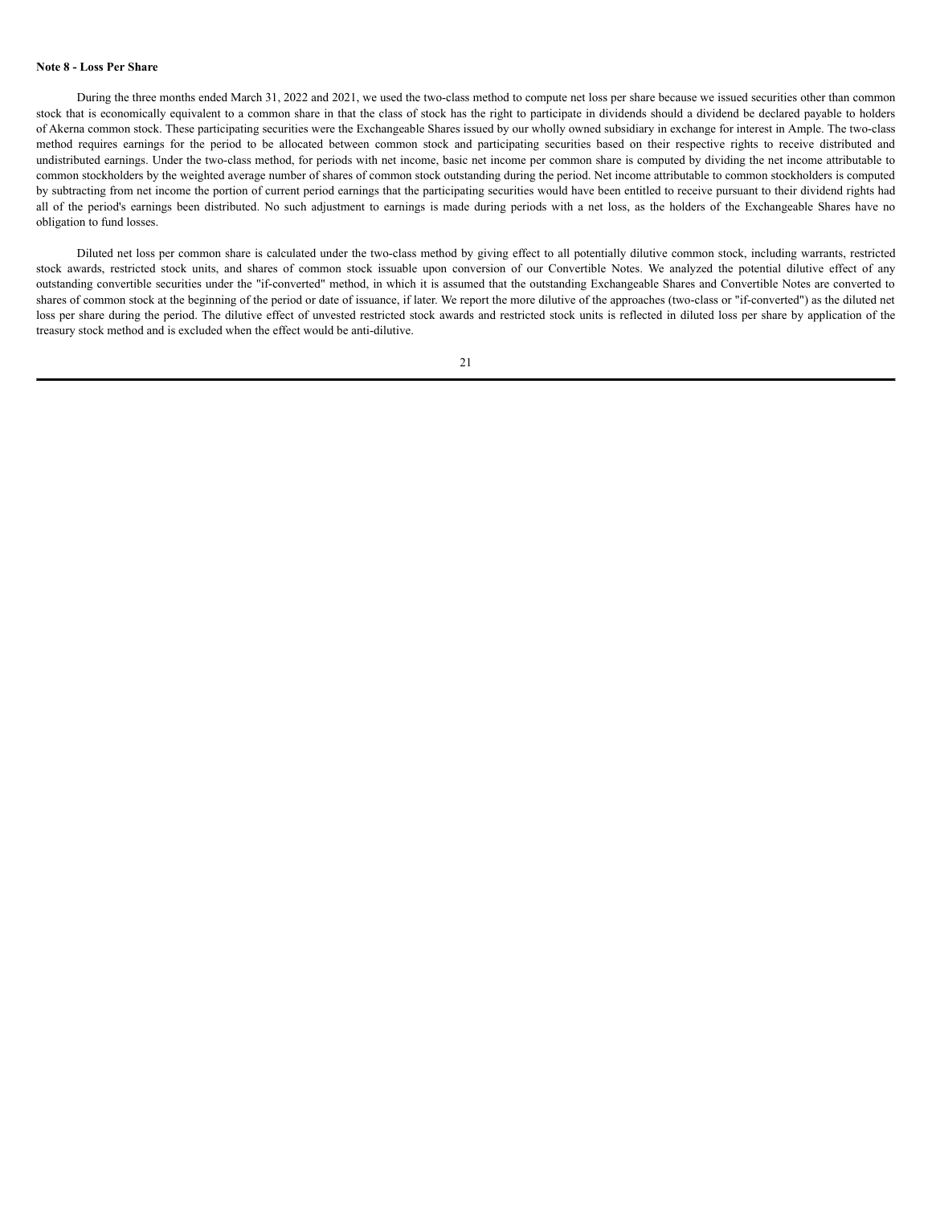**Note 8 - Loss Per Share**

During the three months ended March 31, 2022 and 2021, we used the two-class method to compute net loss per share because we issued securities other than common stock that is economically equivalent to a common share in that the class of stock has the right to participate in dividends should a dividend be declared payable to holders of Akerna common stock. These participating securities were the Exchangeable Shares issued by our wholly owned subsidiary in exchange for interest in Ample. The two-class method requires earnings for the period to be allocated between common stock and participating securities based on their respective rights to receive distributed and undistributed earnings. Under the two-class method, for periods with net income, basic net income per common share is computed by dividing the net income attributable to common stockholders by the weighted average number of shares of common stock outstanding during the period. Net income attributable to common stockholders is computed by subtracting from net income the portion of current period earnings that the participating securities would have been entitled to receive pursuant to their dividend rights had all of the period's earnings been distributed. No such adjustment to earnings is made during periods with a net loss, as the holders of the Exchangeable Shares have no obligation to fund losses.

Diluted net loss per common share is calculated under the two-class method by giving effect to all potentially dilutive common stock, including warrants, restricted stock awards, restricted stock units, and shares of common stock issuable upon conversion of our Convertible Notes. We analyzed the potential dilutive effect of any outstanding convertible securities under the "if-converted" method, in which it is assumed that the outstanding Exchangeable Shares and Convertible Notes are converted to shares of common stock at the beginning of the period or date of issuance, if later. We report the more dilutive of the approaches (two-class or "if-converted") as the diluted net loss per share during the period. The dilutive effect of unvested restricted stock awards and restricted stock units is reflected in diluted loss per share by application of the treasury stock method and is excluded when the effect would be anti-dilutive.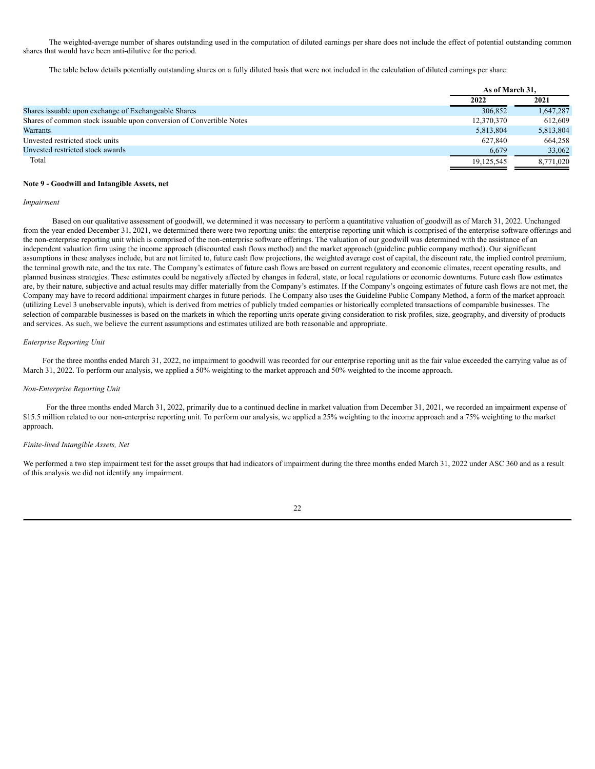The weighted-average number of shares outstanding used in the computation of diluted earnings per share does not include the effect of potential outstanding common shares that would have been anti-dilutive for the period.

The table below details potentially outstanding shares on a fully diluted basis that were not included in the calculation of diluted earnings per share:

| | As of March 31, | |
|---|---|---|
| | 2022 | 2021 |
| Shares issuable upon exchange of Exchangeable Shares | 306,852 | 1,647,287 |
| Shares of common stock issuable upon conversion of Convertible Notes | 12,370,370 | 612,609 |
| Warrants | 5,813,804 | 5,813,804 |
| Unvested restricted stock units | 627,840 | 664,258 |
| Unvested restricted stock awards | 6,679 | 33,062 |
| Total | 19,125,545 | 8,771,020 |

**Note 9 - Goodwill and Intangible Assets, net**

*Impairment*

Based on our qualitative assessment of goodwill, we determined it was necessary to perform a quantitative valuation of goodwill as of March 31, 2022. Unchanged from the year ended December 31, 2021, we determined there were two reporting units: the enterprise reporting unit which is comprised of the enterprise software offerings and the non-enterprise reporting unit which is comprised of the non-enterprise software offerings. The valuation of our goodwill was determined with the assistance of an independent valuation firm using the income approach (discounted cash flows method) and the market approach (guideline public company method). Our significant assumptions in these analyses include, but are not limited to, future cash flow projections, the weighted average cost of capital, the discount rate, the implied control premium, the terminal growth rate, and the tax rate. The Company's estimates of future cash flows are based on current regulatory and economic climates, recent operating results, and planned business strategies. These estimates could be negatively affected by changes in federal, state, or local regulations or economic downturns. Future cash flow estimates are, by their nature, subjective and actual results may differ materially from the Company's estimates. If the Company's ongoing estimates of future cash flows are not met, the Company may have to record additional impairment charges in future periods. The Company also uses the Guideline Public Company Method, a form of the market approach (utilizing Level 3 unobservable inputs), which is derived from metrics of publicly traded companies or historically completed transactions of comparable businesses. The selection of comparable businesses is based on the markets in which the reporting units operate giving consideration to risk profiles, size, geography, and diversity of products and services. As such, we believe the current assumptions and estimates utilized are both reasonable and appropriate.

*Enterprise Reporting Unit*

For the three months ended March 31, 2022, no impairment to goodwill was recorded for our enterprise reporting unit as the fair value exceeded the carrying value as of March 31, 2022. To perform our analysis, we applied a 50% weighting to the market approach and 50% weighted to the income approach.

*Non-Enterprise Reporting Unit*

For the three months ended March 31, 2022, primarily due to a continued decline in market valuation from December 31, 2021, we recorded an impairment expense of $15.5 million related to our non-enterprise reporting unit. To perform our analysis, we applied a 25% weighting to the income approach and a 75% weighting to the market approach.

*Finite-lived Intangible Assets, Net*

We performed a two step impairment test for the asset groups that had indicators of impairment during the three months ended March 31, 2022 under ASC 360 and as a result of this analysis we did not identify any impairment.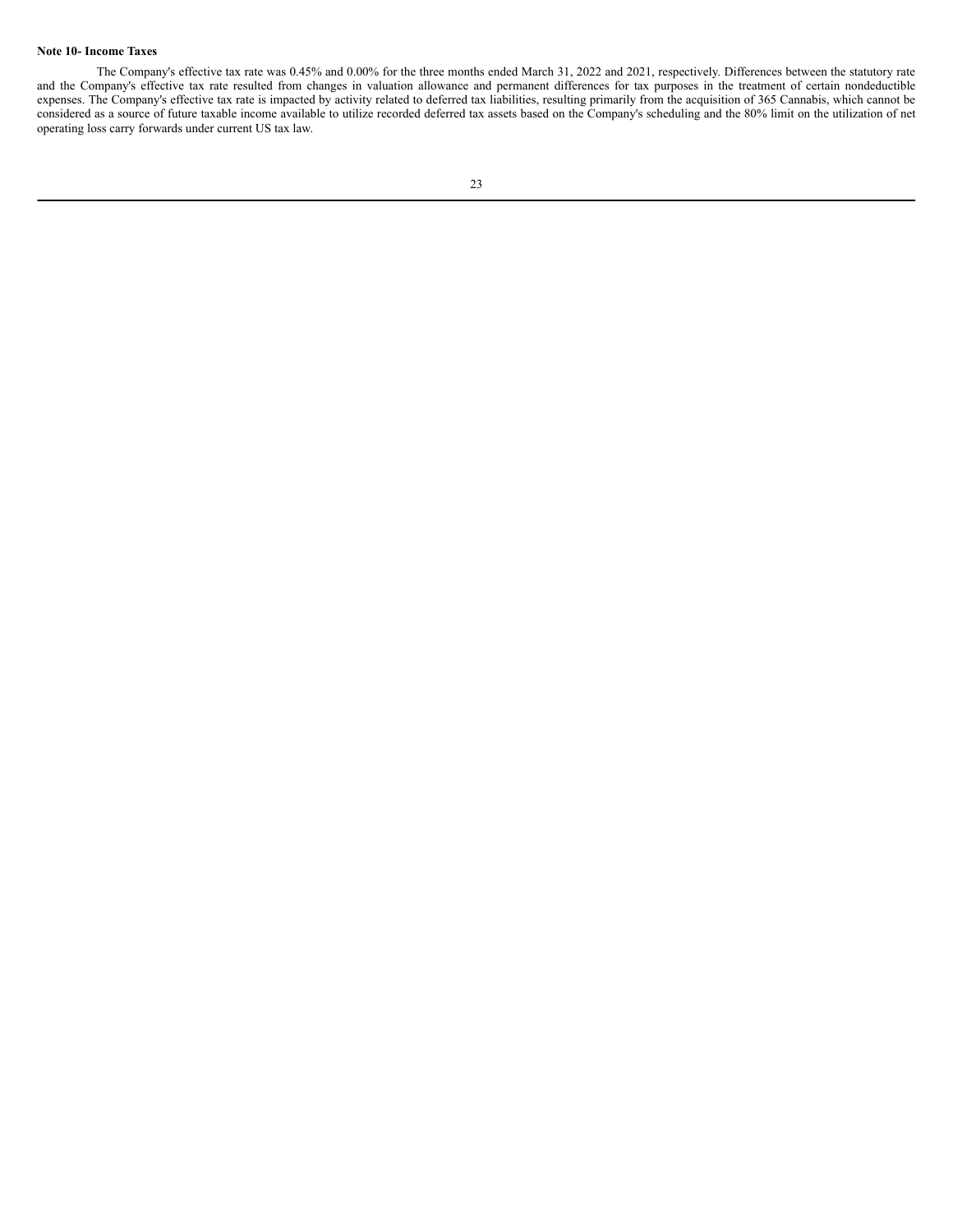**Note 10- Income Taxes**

The Company's effective tax rate was 0.45% and 0.00% for the three months ended March 31, 2022 and 2021, respectively. Differences between the statutory rate and the Company's effective tax rate resulted from changes in valuation allowance and permanent differences for tax purposes in the treatment of certain nondeductible expenses. The Company's effective tax rate is impacted by activity related to deferred tax liabilities, resulting primarily from the acquisition of 365 Cannabis, which cannot be considered as a source of future taxable income available to utilize recorded deferred tax assets based on the Company's scheduling and the 80% limit on the utilization of net operating loss carry forwards under current US tax law.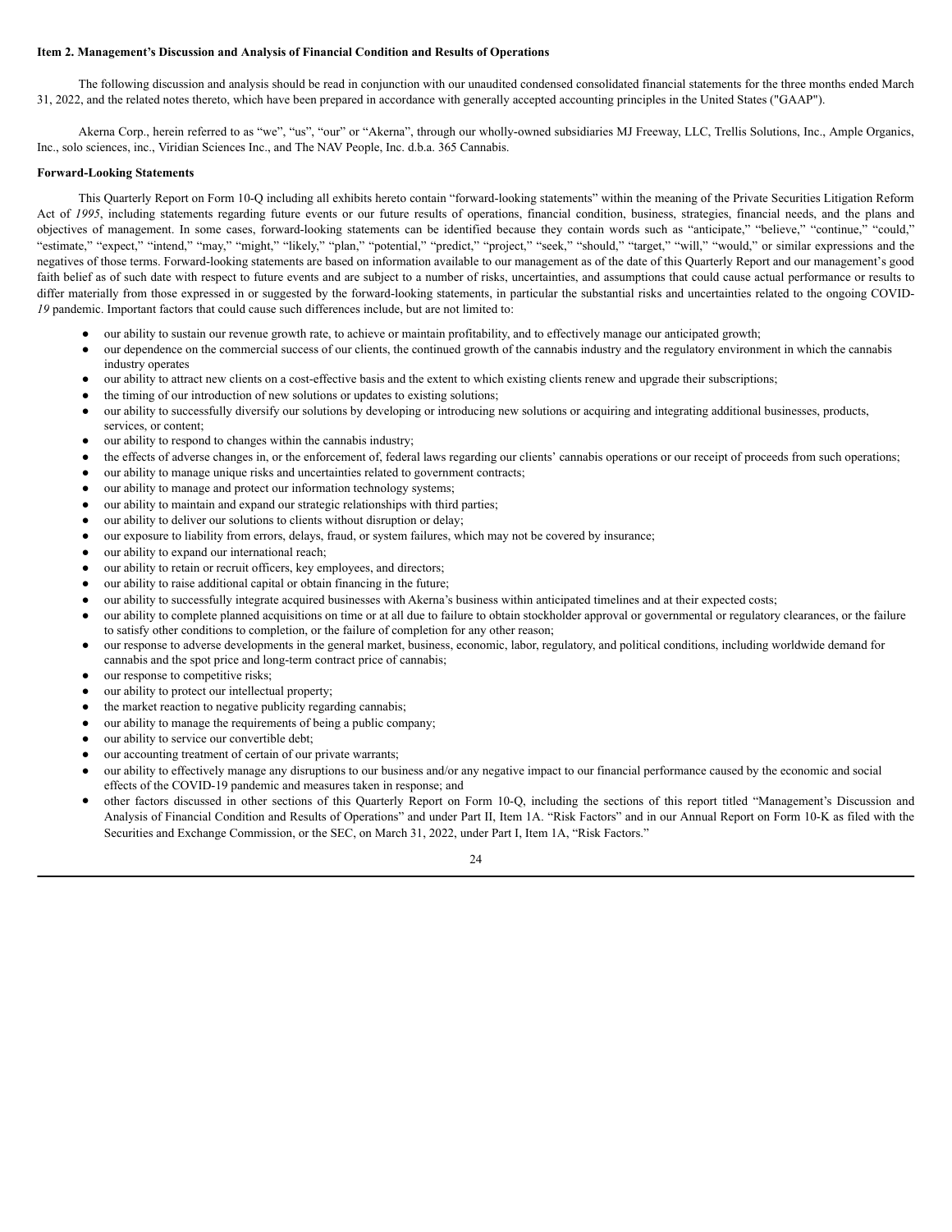**Item 2. Management's Discussion and Analysis of Financial Condition and Results of Operations**

The following discussion and analysis should be read in conjunction with our unaudited condensed consolidated financial statements for the three months ended March 31, 2022, and the related notes thereto, which have been prepared in accordance with generally accepted accounting principles in the United States ("GAAP").

Akerna Corp., herein referred to as "we", "us", "our" or "Akerna", through our wholly-owned subsidiaries MJ Freeway, LLC, Trellis Solutions, Inc., Ample Organics, Inc., solo sciences, inc., Viridian Sciences Inc., and The NAV People, Inc. d.b.a. 365 Cannabis.

**Forward-Looking Statements**

This Quarterly Report on Form 10-Q including all exhibits hereto contain "forward-looking statements" within the meaning of the Private Securities Litigation Reform Act of *1995*, including statements regarding future events or our future results of operations, financial condition, business, strategies, financial needs, and the plans and objectives of management. In some cases, forward-looking statements can be identified because they contain words such as "anticipate," "believe," "continue," "could," "estimate," "expect," "intend," "may," "might," "likely," "plan," "potential," "predict," "project," "seek," "should," "target," "will," "would," or similar expressions and the negatives of those terms. Forward-looking statements are based on information available to our management as of the date of this Quarterly Report and our management's good faith belief as of such date with respect to future events and are subject to a number of risks, uncertainties, and assumptions that could cause actual performance or results to differ materially from those expressed in or suggested by the forward-looking statements, in particular the substantial risks and uncertainties related to the ongoing COVID-*19* pandemic. Important factors that could cause such differences include, but are not limited to:

- our ability to sustain our revenue growth rate, to achieve or maintain profitability, and to effectively manage our anticipated growth;
- our dependence on the commercial success of our clients, the continued growth of the cannabis industry and the regulatory environment in which the cannabis industry operates
- our ability to attract new clients on a cost-effective basis and the extent to which existing clients renew and upgrade their subscriptions;
- the timing of our introduction of new solutions or updates to existing solutions;
- our ability to successfully diversify our solutions by developing or introducing new solutions or acquiring and integrating additional businesses, products, services, or content;
- our ability to respond to changes within the cannabis industry;
- the effects of adverse changes in, or the enforcement of, federal laws regarding our clients' cannabis operations or our receipt of proceeds from such operations;
- our ability to manage unique risks and uncertainties related to government contracts;
- our ability to manage and protect our information technology systems;
- our ability to maintain and expand our strategic relationships with third parties;
- our ability to deliver our solutions to clients without disruption or delay;
- our exposure to liability from errors, delays, fraud, or system failures, which may not be covered by insurance;
- our ability to expand our international reach;
- our ability to retain or recruit officers, key employees, and directors;
- our ability to raise additional capital or obtain financing in the future;
- our ability to successfully integrate acquired businesses with Akerna's business within anticipated timelines and at their expected costs;
- our ability to complete planned acquisitions on time or at all due to failure to obtain stockholder approval or governmental or regulatory clearances, or the failure to satisfy other conditions to completion, or the failure of completion for any other reason;
- our response to adverse developments in the general market, business, economic, labor, regulatory, and political conditions, including worldwide demand for cannabis and the spot price and long-term contract price of cannabis;
- our response to competitive risks;
- our ability to protect our intellectual property;
- the market reaction to negative publicity regarding cannabis;
- our ability to manage the requirements of being a public company;
- our ability to service our convertible debt;
- our accounting treatment of certain of our private warrants;
- our ability to effectively manage any disruptions to our business and/or any negative impact to our financial performance caused by the economic and social effects of the COVID-19 pandemic and measures taken in response; and
- other factors discussed in other sections of this Quarterly Report on Form 10-Q, including the sections of this report titled "Management's Discussion and Analysis of Financial Condition and Results of Operations" and under Part II, Item 1A. "Risk Factors" and in our Annual Report on Form 10-K as filed with the Securities and Exchange Commission, or the SEC, on March 31, 2022, under Part I, Item 1A, "Risk Factors."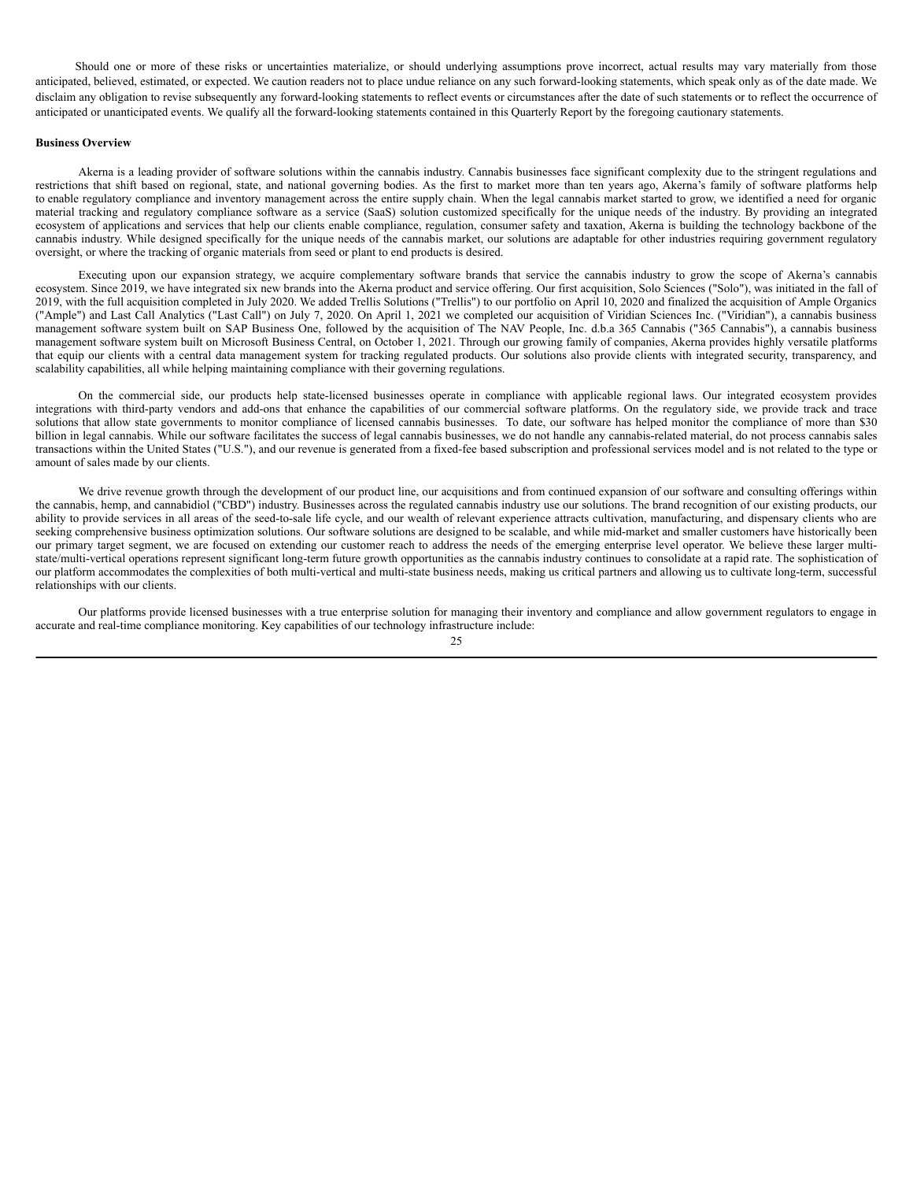Should one or more of these risks or uncertainties materialize, or should underlying assumptions prove incorrect, actual results may vary materially from those anticipated, believed, estimated, or expected. We caution readers not to place undue reliance on any such forward-looking statements, which speak only as of the date made. We disclaim any obligation to revise subsequently any forward-looking statements to reflect events or circumstances after the date of such statements or to reflect the occurrence of anticipated or unanticipated events. We qualify all the forward-looking statements contained in this Quarterly Report by the foregoing cautionary statements.

**Business Overview**

Akerna is a leading provider of software solutions within the cannabis industry. Cannabis businesses face significant complexity due to the stringent regulations and restrictions that shift based on regional, state, and national governing bodies. As the first to market more than ten years ago, Akerna's family of software platforms help to enable regulatory compliance and inventory management across the entire supply chain. When the legal cannabis market started to grow, we identified a need for organic material tracking and regulatory compliance software as a service (SaaS) solution customized specifically for the unique needs of the industry. By providing an integrated ecosystem of applications and services that help our clients enable compliance, regulation, consumer safety and taxation, Akerna is building the technology backbone of the cannabis industry. While designed specifically for the unique needs of the cannabis market, our solutions are adaptable for other industries requiring government regulatory oversight, or where the tracking of organic materials from seed or plant to end products is desired.

Executing upon our expansion strategy, we acquire complementary software brands that service the cannabis industry to grow the scope of Akerna's cannabis ecosystem. Since 2019, we have integrated six new brands into the Akerna product and service offering. Our first acquisition, Solo Sciences ("Solo"), was initiated in the fall of 2019, with the full acquisition completed in July 2020. We added Trellis Solutions ("Trellis") to our portfolio on April 10, 2020 and finalized the acquisition of Ample Organics ("Ample") and Last Call Analytics ("Last Call") on July 7, 2020. On April 1, 2021 we completed our acquisition of Viridian Sciences Inc. ("Viridian"), a cannabis business management software system built on SAP Business One, followed by the acquisition of The NAV People, Inc. d.b.a 365 Cannabis ("365 Cannabis"), a cannabis business management software system built on Microsoft Business Central, on October 1, 2021. Through our growing family of companies, Akerna provides highly versatile platforms that equip our clients with a central data management system for tracking regulated products. Our solutions also provide clients with integrated security, transparency, and scalability capabilities, all while helping maintaining compliance with their governing regulations.

On the commercial side, our products help state-licensed businesses operate in compliance with applicable regional laws. Our integrated ecosystem provides integrations with third-party vendors and add-ons that enhance the capabilities of our commercial software platforms. On the regulatory side, we provide track and trace solutions that allow state governments to monitor compliance of licensed cannabis businesses. To date, our software has helped monitor the compliance of more than $30 billion in legal cannabis. While our software facilitates the success of legal cannabis businesses, we do not handle any cannabis-related material, do not process cannabis sales transactions within the United States ("U.S."), and our revenue is generated from a fixed-fee based subscription and professional services model and is not related to the type or amount of sales made by our clients.

We drive revenue growth through the development of our product line, our acquisitions and from continued expansion of our software and consulting offerings within the cannabis, hemp, and cannabidiol ("CBD") industry. Businesses across the regulated cannabis industry use our solutions. The brand recognition of our existing products, our ability to provide services in all areas of the seed-to-sale life cycle, and our wealth of relevant experience attracts cultivation, manufacturing, and dispensary clients who are seeking comprehensive business optimization solutions. Our software solutions are designed to be scalable, and while mid-market and smaller customers have historically been our primary target segment, we are focused on extending our customer reach to address the needs of the emerging enterprise level operator. We believe these larger multi-state/multi-vertical operations represent significant long-term future growth opportunities as the cannabis industry continues to consolidate at a rapid rate. The sophistication of our platform accommodates the complexities of both multi-vertical and multi-state business needs, making us critical partners and allowing us to cultivate long-term, successful relationships with our clients.

Our platforms provide licensed businesses with a true enterprise solution for managing their inventory and compliance and allow government regulators to engage in accurate and real-time compliance monitoring. Key capabilities of our technology infrastructure include: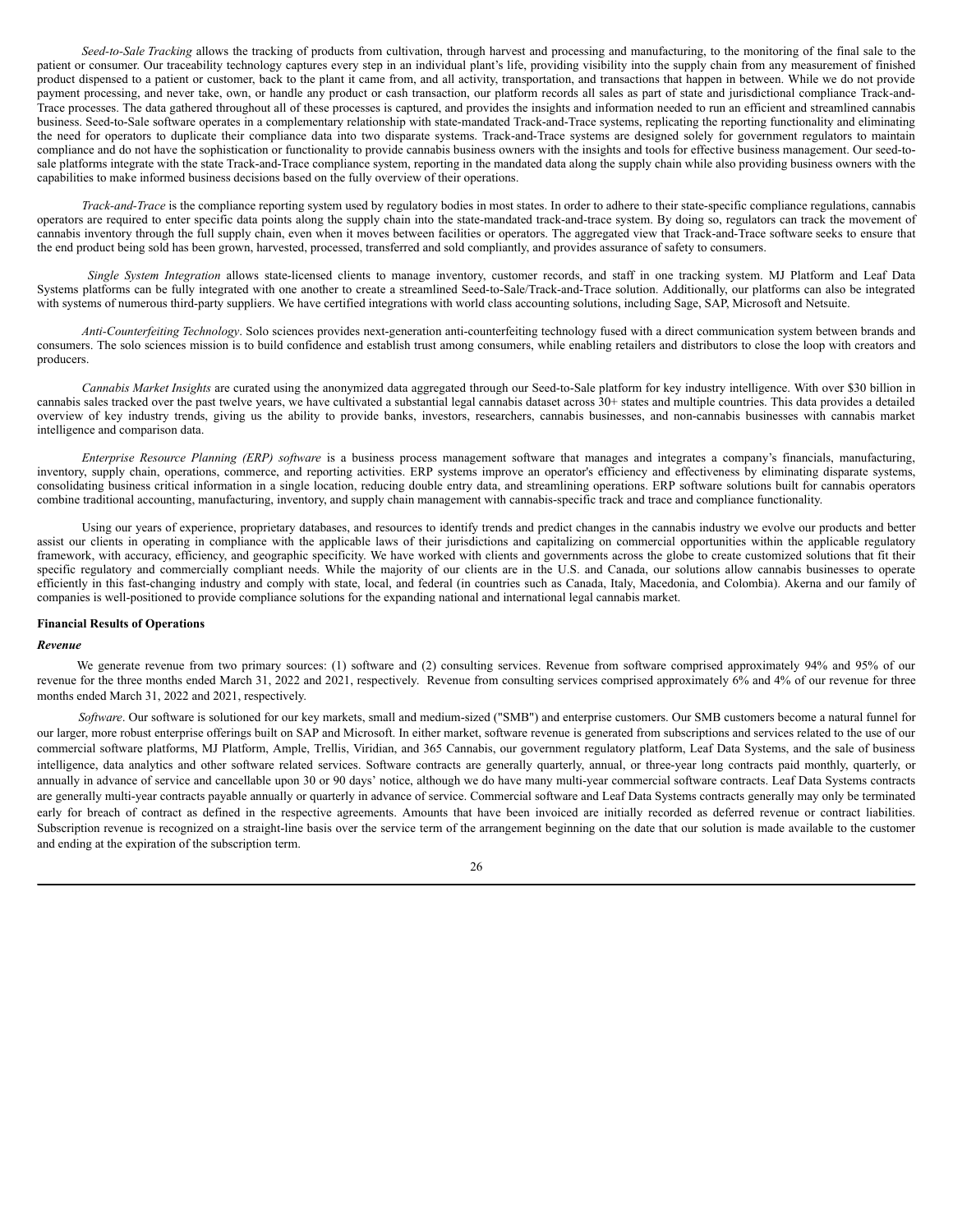*Seed-to-Sale Tracking* allows the tracking of products from cultivation, through harvest and processing and manufacturing, to the monitoring of the final sale to the patient or consumer. Our traceability technology captures every step in an individual plant's life, providing visibility into the supply chain from any measurement of finished product dispensed to a patient or customer, back to the plant it came from, and all activity, transportation, and transactions that happen in between. While we do not provide payment processing, and never take, own, or handle any product or cash transaction, our platform records all sales as part of state and jurisdictional compliance Track-and-Trace processes. The data gathered throughout all of these processes is captured, and provides the insights and information needed to run an efficient and streamlined cannabis business. Seed-to-Sale software operates in a complementary relationship with state-mandated Track-and-Trace systems, replicating the reporting functionality and eliminating the need for operators to duplicate their compliance data into two disparate systems. Track-and-Trace systems are designed solely for government regulators to maintain compliance and do not have the sophistication or functionality to provide cannabis business owners with the insights and tools for effective business management. Our seed-to-sale platforms integrate with the state Track-and-Trace compliance system, reporting in the mandated data along the supply chain while also providing business owners with the capabilities to make informed business decisions based on the fully overview of their operations.

*Track-and-Trace* is the compliance reporting system used by regulatory bodies in most states. In order to adhere to their state-specific compliance regulations, cannabis operators are required to enter specific data points along the supply chain into the state-mandated track-and-trace system. By doing so, regulators can track the movement of cannabis inventory through the full supply chain, even when it moves between facilities or operators. The aggregated view that Track-and-Trace software seeks to ensure that the end product being sold has been grown, harvested, processed, transferred and sold compliantly, and provides assurance of safety to consumers.

*Single System Integration* allows state-licensed clients to manage inventory, customer records, and staff in one tracking system. MJ Platform and Leaf Data Systems platforms can be fully integrated with one another to create a streamlined Seed-to-Sale/Track-and-Trace solution. Additionally, our platforms can also be integrated with systems of numerous third-party suppliers. We have certified integrations with world class accounting solutions, including Sage, SAP, Microsoft and Netsuite.

*Anti-Counterfeiting Technology*. Solo sciences provides next-generation anti-counterfeiting technology fused with a direct communication system between brands and consumers. The solo sciences mission is to build confidence and establish trust among consumers, while enabling retailers and distributors to close the loop with creators and producers.

*Cannabis Market Insights* are curated using the anonymized data aggregated through our Seed-to-Sale platform for key industry intelligence. With over $30 billion in cannabis sales tracked over the past twelve years, we have cultivated a substantial legal cannabis dataset across 30+ states and multiple countries. This data provides a detailed overview of key industry trends, giving us the ability to provide banks, investors, researchers, cannabis businesses, and non-cannabis businesses with cannabis market intelligence and comparison data.

*Enterprise Resource Planning (ERP) software* is a business process management software that manages and integrates a company's financials, manufacturing, inventory, supply chain, operations, commerce, and reporting activities. ERP systems improve an operator's efficiency and effectiveness by eliminating disparate systems, consolidating business critical information in a single location, reducing double entry data, and streamlining operations. ERP software solutions built for cannabis operators combine traditional accounting, manufacturing, inventory, and supply chain management with cannabis-specific track and trace and compliance functionality.

Using our years of experience, proprietary databases, and resources to identify trends and predict changes in the cannabis industry we evolve our products and better assist our clients in operating in compliance with the applicable laws of their jurisdictions and capitalizing on commercial opportunities within the applicable regulatory framework, with accuracy, efficiency, and geographic specificity. We have worked with clients and governments across the globe to create customized solutions that fit their specific regulatory and commercially compliant needs. While the majority of our clients are in the U.S. and Canada, our solutions allow cannabis businesses to operate efficiently in this fast-changing industry and comply with state, local, and federal (in countries such as Canada, Italy, Macedonia, and Colombia). Akerna and our family of companies is well-positioned to provide compliance solutions for the expanding national and international legal cannabis market.

**Financial Results of Operations**

***Revenue***

We generate revenue from two primary sources: (1) software and (2) consulting services. Revenue from software comprised approximately 94% and 95% of our revenue for the three months ended March 31, 2022 and 2021, respectively. Revenue from consulting services comprised approximately 6% and 4% of our revenue for three months ended March 31, 2022 and 2021, respectively.

*Software*. Our software is solutioned for our key markets, small and medium-sized ("SMB") and enterprise customers. Our SMB customers become a natural funnel for our larger, more robust enterprise offerings built on SAP and Microsoft. In either market, software revenue is generated from subscriptions and services related to the use of our commercial software platforms, MJ Platform, Ample, Trellis, Viridian, and 365 Cannabis, our government regulatory platform, Leaf Data Systems, and the sale of business intelligence, data analytics and other software related services. Software contracts are generally quarterly, annual, or three-year long contracts paid monthly, quarterly, or annually in advance of service and cancellable upon 30 or 90 days' notice, although we do have many multi-year commercial software contracts. Leaf Data Systems contracts are generally multi-year contracts payable annually or quarterly in advance of service. Commercial software and Leaf Data Systems contracts generally may only be terminated early for breach of contract as defined in the respective agreements. Amounts that have been invoiced are initially recorded as deferred revenue or contract liabilities. Subscription revenue is recognized on a straight-line basis over the service term of the arrangement beginning on the date that our solution is made available to the customer and ending at the expiration of the subscription term.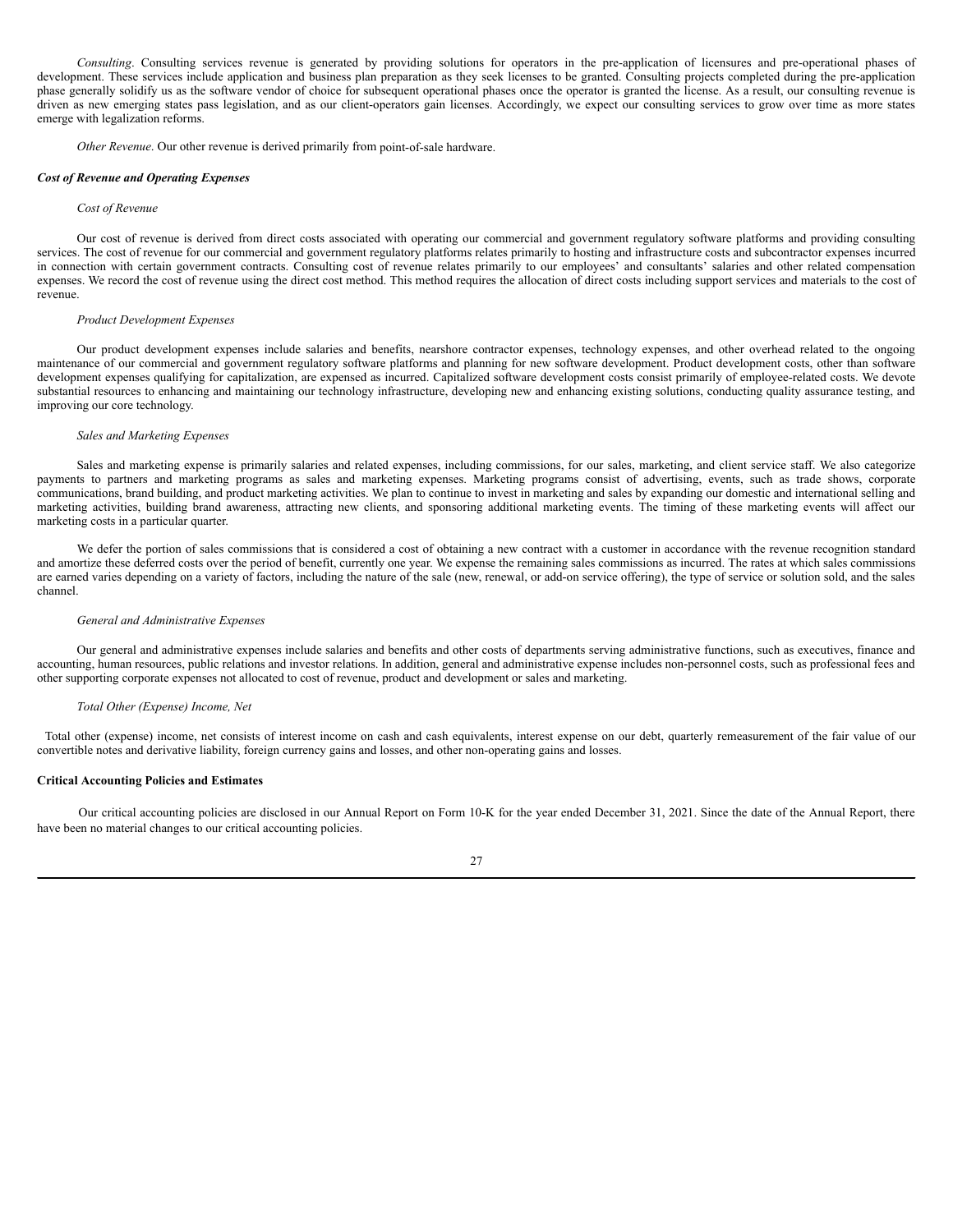*Consulting*. Consulting services revenue is generated by providing solutions for operators in the pre-application of licensures and pre-operational phases of development. These services include application and business plan preparation as they seek licenses to be granted. Consulting projects completed during the pre-application phase generally solidify us as the software vendor of choice for subsequent operational phases once the operator is granted the license. As a result, our consulting revenue is driven as new emerging states pass legislation, and as our client-operators gain licenses. Accordingly, we expect our consulting services to grow over time as more states emerge with legalization reforms.

*Other Revenue*. Our other revenue is derived primarily from point-of-sale hardware.

***Cost of Revenue and Operating Expenses***

*Cost of Revenue*

Our cost of revenue is derived from direct costs associated with operating our commercial and government regulatory software platforms and providing consulting services. The cost of revenue for our commercial and government regulatory platforms relates primarily to hosting and infrastructure costs and subcontractor expenses incurred in connection with certain government contracts. Consulting cost of revenue relates primarily to our employees' and consultants' salaries and other related compensation expenses. We record the cost of revenue using the direct cost method. This method requires the allocation of direct costs including support services and materials to the cost of revenue.

*Product Development Expenses*

Our product development expenses include salaries and benefits, nearshore contractor expenses, technology expenses, and other overhead related to the ongoing maintenance of our commercial and government regulatory software platforms and planning for new software development. Product development costs, other than software development expenses qualifying for capitalization, are expensed as incurred. Capitalized software development costs consist primarily of employee-related costs. We devote substantial resources to enhancing and maintaining our technology infrastructure, developing new and enhancing existing solutions, conducting quality assurance testing, and improving our core technology.

*Sales and Marketing Expenses*

Sales and marketing expense is primarily salaries and related expenses, including commissions, for our sales, marketing, and client service staff. We also categorize payments to partners and marketing programs as sales and marketing expenses. Marketing programs consist of advertising, events, such as trade shows, corporate communications, brand building, and product marketing activities. We plan to continue to invest in marketing and sales by expanding our domestic and international selling and marketing activities, building brand awareness, attracting new clients, and sponsoring additional marketing events. The timing of these marketing events will affect our marketing costs in a particular quarter.

We defer the portion of sales commissions that is considered a cost of obtaining a new contract with a customer in accordance with the revenue recognition standard and amortize these deferred costs over the period of benefit, currently one year. We expense the remaining sales commissions as incurred. The rates at which sales commissions are earned varies depending on a variety of factors, including the nature of the sale (new, renewal, or add-on service offering), the type of service or solution sold, and the sales channel.

*General and Administrative Expenses*

Our general and administrative expenses include salaries and benefits and other costs of departments serving administrative functions, such as executives, finance and accounting, human resources, public relations and investor relations. In addition, general and administrative expense includes non-personnel costs, such as professional fees and other supporting corporate expenses not allocated to cost of revenue, product and development or sales and marketing.

*Total Other (Expense) Income, Net*

Total other (expense) income, net consists of interest income on cash and cash equivalents, interest expense on our debt, quarterly remeasurement of the fair value of our convertible notes and derivative liability, foreign currency gains and losses, and other non-operating gains and losses.

**Critical Accounting Policies and Estimates**

Our critical accounting policies are disclosed in our Annual Report on Form 10-K for the year ended December 31, 2021. Since the date of the Annual Report, there have been no material changes to our critical accounting policies.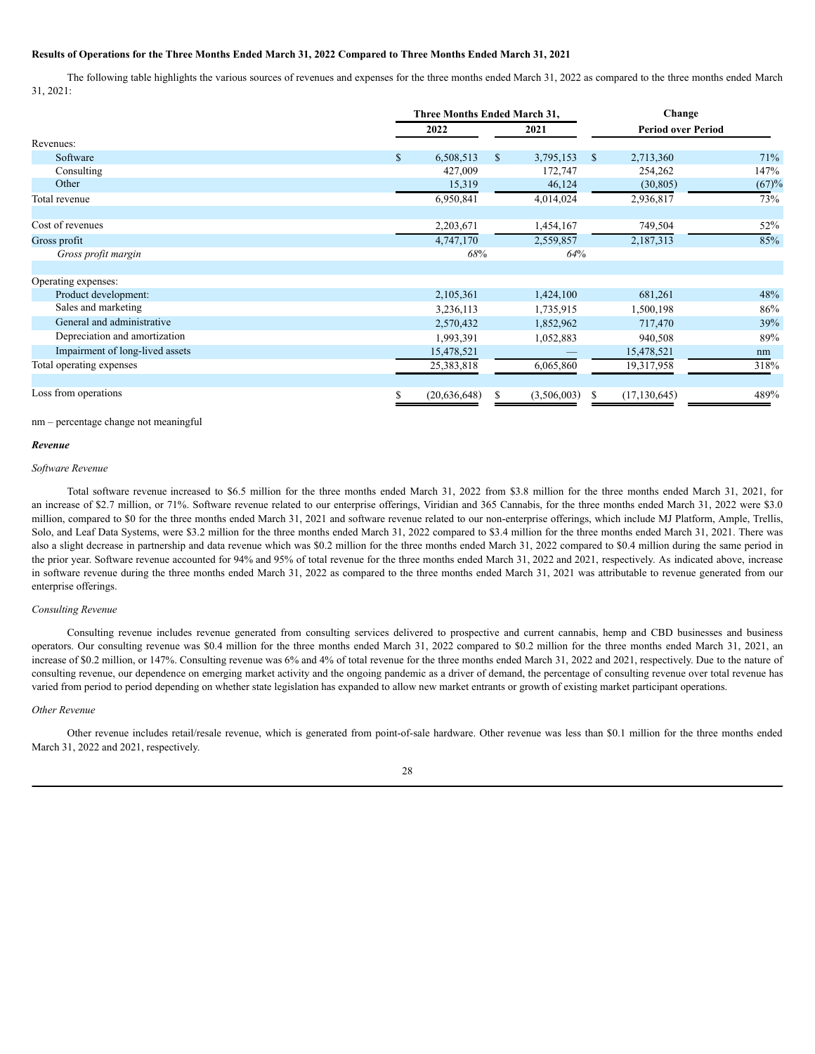**Results of Operations for the Three Months Ended March 31, 2022 Compared to Three Months Ended March 31, 2021**

The following table highlights the various sources of revenues and expenses for the three months ended March 31, 2022 as compared to the three months ended March 31, 2021:

| | Three Months Ended March 31, | | Change | |
|---|---|---|---|---|
| | 2022 | 2021 | Period over Period | |
| Revenues: | | | | |
| Software | $ 6,508,513 | $ 3,795,153 | $ 2,713,360 | 71% |
| Consulting | 427,009 | 172,747 | 254,262 | 147% |
| Other | 15,319 | 46,124 | (30,805) | (67)% |
| Total revenue | 6,950,841 | 4,014,024 | 2,936,817 | 73% |
| | | | | |
| Cost of revenues | 2,203,671 | 1,454,167 | 749,504 | 52% |
| Gross profit | 4,747,170 | 2,559,857 | 2,187,313 | 85% |
| *Gross profit margin* | *68%* | *64%* | | |
| | | | | |
| Operating expenses: | | | | |
| Product development: | 2,105,361 | 1,424,100 | 681,261 | 48% |
| Sales and marketing | 3,236,113 | 1,735,915 | 1,500,198 | 86% |
| General and administrative | 2,570,432 | 1,852,962 | 717,470 | 39% |
| Depreciation and amortization | 1,993,391 | 1,052,883 | 940,508 | 89% |
| Impairment of long-lived assets | 15,478,521 | — | 15,478,521 | nm |
| Total operating expenses | 25,383,818 | 6,065,860 | 19,317,958 | 318% |
| | | | | |
| Loss from operations | $ (20,636,648) | $ (3,506,003) | $ (17,130,645) | 489% |

nm – percentage change not meaningful

***Revenue***

*Software Revenue*

Total software revenue increased to $6.5 million for the three months ended March 31, 2022 from $3.8 million for the three months ended March 31, 2021, for an increase of $2.7 million, or 71%. Software revenue related to our enterprise offerings, Viridian and 365 Cannabis, for the three months ended March 31, 2022 were $3.0 million, compared to $0 for the three months ended March 31, 2021 and software revenue related to our non-enterprise offerings, which include MJ Platform, Ample, Trellis, Solo, and Leaf Data Systems, were $3.2 million for the three months ended March 31, 2022 compared to $3.4 million for the three months ended March 31, 2021. There was also a slight decrease in partnership and data revenue which was $0.2 million for the three months ended March 31, 2022 compared to $0.4 million during the same period in the prior year. Software revenue accounted for 94% and 95% of total revenue for the three months ended March 31, 2022 and 2021, respectively. As indicated above, increase in software revenue during the three months ended March 31, 2022 as compared to the three months ended March 31, 2021 was attributable to revenue generated from our enterprise offerings.

*Consulting Revenue*

Consulting revenue includes revenue generated from consulting services delivered to prospective and current cannabis, hemp and CBD businesses and business operators. Our consulting revenue was $0.4 million for the three months ended March 31, 2022 compared to $0.2 million for the three months ended March 31, 2021, an increase of $0.2 million, or 147%. Consulting revenue was 6% and 4% of total revenue for the three months ended March 31, 2022 and 2021, respectively. Due to the nature of consulting revenue, our dependence on emerging market activity and the ongoing pandemic as a driver of demand, the percentage of consulting revenue over total revenue has varied from period to period depending on whether state legislation has expanded to allow new market entrants or growth of existing market participant operations.

*Other Revenue*

Other revenue includes retail/resale revenue, which is generated from point-of-sale hardware. Other revenue was less than $0.1 million for the three months ended March 31, 2022 and 2021, respectively.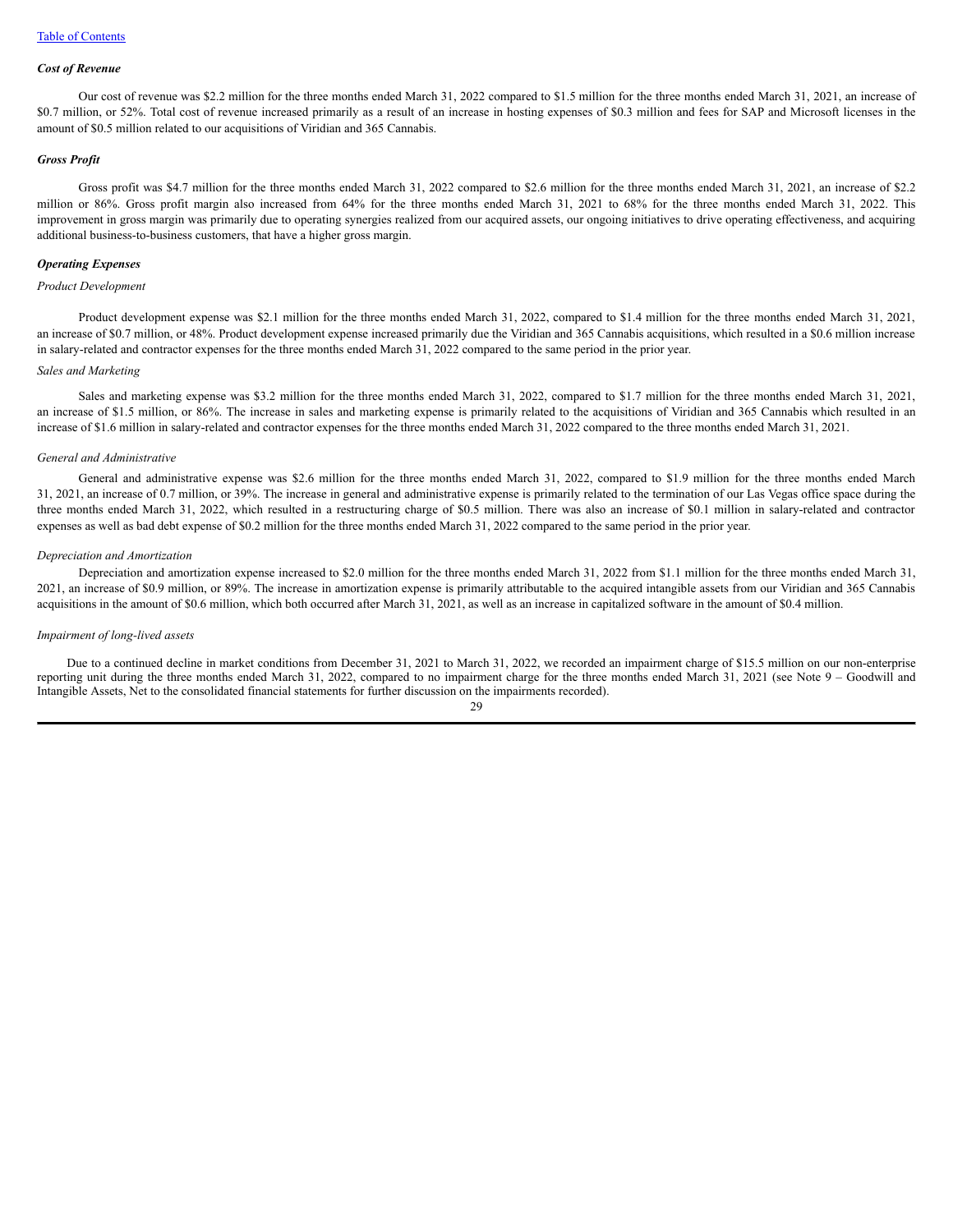[Table of Contents](#)

### ***Cost of Revenue***

Our cost of revenue was $2.2 million for the three months ended March 31, 2022 compared to $1.5 million for the three months ended March 31, 2021, an increase of $0.7 million, or 52%. Total cost of revenue increased primarily as a result of an increase in hosting expenses of $0.3 million and fees for SAP and Microsoft licenses in the amount of $0.5 million related to our acquisitions of Viridian and 365 Cannabis.

### ***Gross Profit***

Gross profit was $4.7 million for the three months ended March 31, 2022 compared to $2.6 million for the three months ended March 31, 2021, an increase of $2.2 million or 86%. Gross profit margin also increased from 64% for the three months ended March 31, 2021 to 68% for the three months ended March 31, 2022. This improvement in gross margin was primarily due to operating synergies realized from our acquired assets, our ongoing initiatives to drive operating effectiveness, and acquiring additional business-to-business customers, that have a higher gross margin.

### ***Operating Expenses***

#### *Product Development*

Product development expense was $2.1 million for the three months ended March 31, 2022, compared to $1.4 million for the three months ended March 31, 2021, an increase of $0.7 million, or 48%. Product development expense increased primarily due the Viridian and 365 Cannabis acquisitions, which resulted in a $0.6 million increase in salary-related and contractor expenses for the three months ended March 31, 2022 compared to the same period in the prior year.

#### *Sales and Marketing*

Sales and marketing expense was $3.2 million for the three months ended March 31, 2022, compared to $1.7 million for the three months ended March 31, 2021, an increase of $1.5 million, or 86%. The increase in sales and marketing expense is primarily related to the acquisitions of Viridian and 365 Cannabis which resulted in an increase of $1.6 million in salary-related and contractor expenses for the three months ended March 31, 2022 compared to the three months ended March 31, 2021.

#### *General and Administrative*

General and administrative expense was $2.6 million for the three months ended March 31, 2022, compared to $1.9 million for the three months ended March 31, 2021, an increase of 0.7 million, or 39%. The increase in general and administrative expense is primarily related to the termination of our Las Vegas office space during the three months ended March 31, 2022, which resulted in a restructuring charge of $0.5 million. There was also an increase of $0.1 million in salary-related and contractor expenses as well as bad debt expense of $0.2 million for the three months ended March 31, 2022 compared to the same period in the prior year.

#### *Depreciation and Amortization*

Depreciation and amortization expense increased to $2.0 million for the three months ended March 31, 2022 from $1.1 million for the three months ended March 31, 2021, an increase of $0.9 million, or 89%. The increase in amortization expense is primarily attributable to the acquired intangible assets from our Viridian and 365 Cannabis acquisitions in the amount of $0.6 million, which both occurred after March 31, 2021, as well as an increase in capitalized software in the amount of $0.4 million.

#### *Impairment of long-lived assets*

Due to a continued decline in market conditions from December 31, 2021 to March 31, 2022, we recorded an impairment charge of $15.5 million on our non-enterprise reporting unit during the three months ended March 31, 2022, compared to no impairment charge for the three months ended March 31, 2021 (see Note 9 – Goodwill and Intangible Assets, Net to the consolidated financial statements for further discussion on the impairments recorded).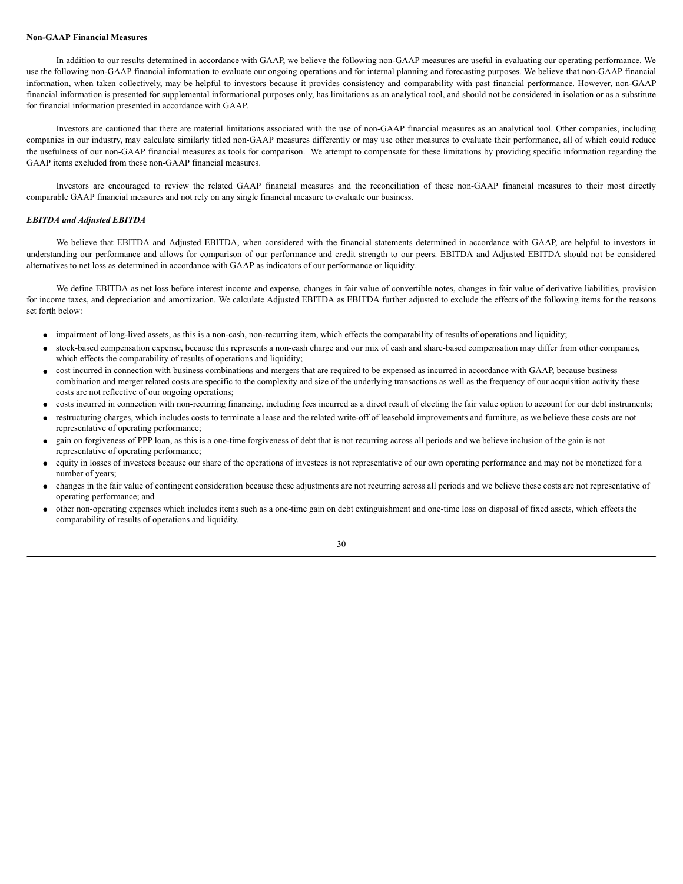**Non-GAAP Financial Measures**

In addition to our results determined in accordance with GAAP, we believe the following non-GAAP measures are useful in evaluating our operating performance. We use the following non-GAAP financial information to evaluate our ongoing operations and for internal planning and forecasting purposes. We believe that non-GAAP financial information, when taken collectively, may be helpful to investors because it provides consistency and comparability with past financial performance. However, non-GAAP financial information is presented for supplemental informational purposes only, has limitations as an analytical tool, and should not be considered in isolation or as a substitute for financial information presented in accordance with GAAP.

Investors are cautioned that there are material limitations associated with the use of non-GAAP financial measures as an analytical tool. Other companies, including companies in our industry, may calculate similarly titled non-GAAP measures differently or may use other measures to evaluate their performance, all of which could reduce the usefulness of our non-GAAP financial measures as tools for comparison. We attempt to compensate for these limitations by providing specific information regarding the GAAP items excluded from these non-GAAP financial measures.

Investors are encouraged to review the related GAAP financial measures and the reconciliation of these non-GAAP financial measures to their most directly comparable GAAP financial measures and not rely on any single financial measure to evaluate our business.

***EBITDA and Adjusted EBITDA***

We believe that EBITDA and Adjusted EBITDA, when considered with the financial statements determined in accordance with GAAP, are helpful to investors in understanding our performance and allows for comparison of our performance and credit strength to our peers. EBITDA and Adjusted EBITDA should not be considered alternatives to net loss as determined in accordance with GAAP as indicators of our performance or liquidity.

We define EBITDA as net loss before interest income and expense, changes in fair value of convertible notes, changes in fair value of derivative liabilities, provision for income taxes, and depreciation and amortization. We calculate Adjusted EBITDA as EBITDA further adjusted to exclude the effects of the following items for the reasons set forth below:

- impairment of long-lived assets, as this is a non-cash, non-recurring item, which effects the comparability of results of operations and liquidity;
- stock-based compensation expense, because this represents a non-cash charge and our mix of cash and share-based compensation may differ from other companies, which effects the comparability of results of operations and liquidity;
- cost incurred in connection with business combinations and mergers that are required to be expensed as incurred in accordance with GAAP, because business combination and merger related costs are specific to the complexity and size of the underlying transactions as well as the frequency of our acquisition activity these costs are not reflective of our ongoing operations;
- costs incurred in connection with non-recurring financing, including fees incurred as a direct result of electing the fair value option to account for our debt instruments;
- restructuring charges, which includes costs to terminate a lease and the related write-off of leasehold improvements and furniture, as we believe these costs are not representative of operating performance;
- gain on forgiveness of PPP loan, as this is a one-time forgiveness of debt that is not recurring across all periods and we believe inclusion of the gain is not representative of operating performance;
- equity in losses of investees because our share of the operations of investees is not representative of our own operating performance and may not be monetized for a number of years;
- changes in the fair value of contingent consideration because these adjustments are not recurring across all periods and we believe these costs are not representative of operating performance; and
- other non-operating expenses which includes items such as a one-time gain on debt extinguishment and one-time loss on disposal of fixed assets, which effects the comparability of results of operations and liquidity.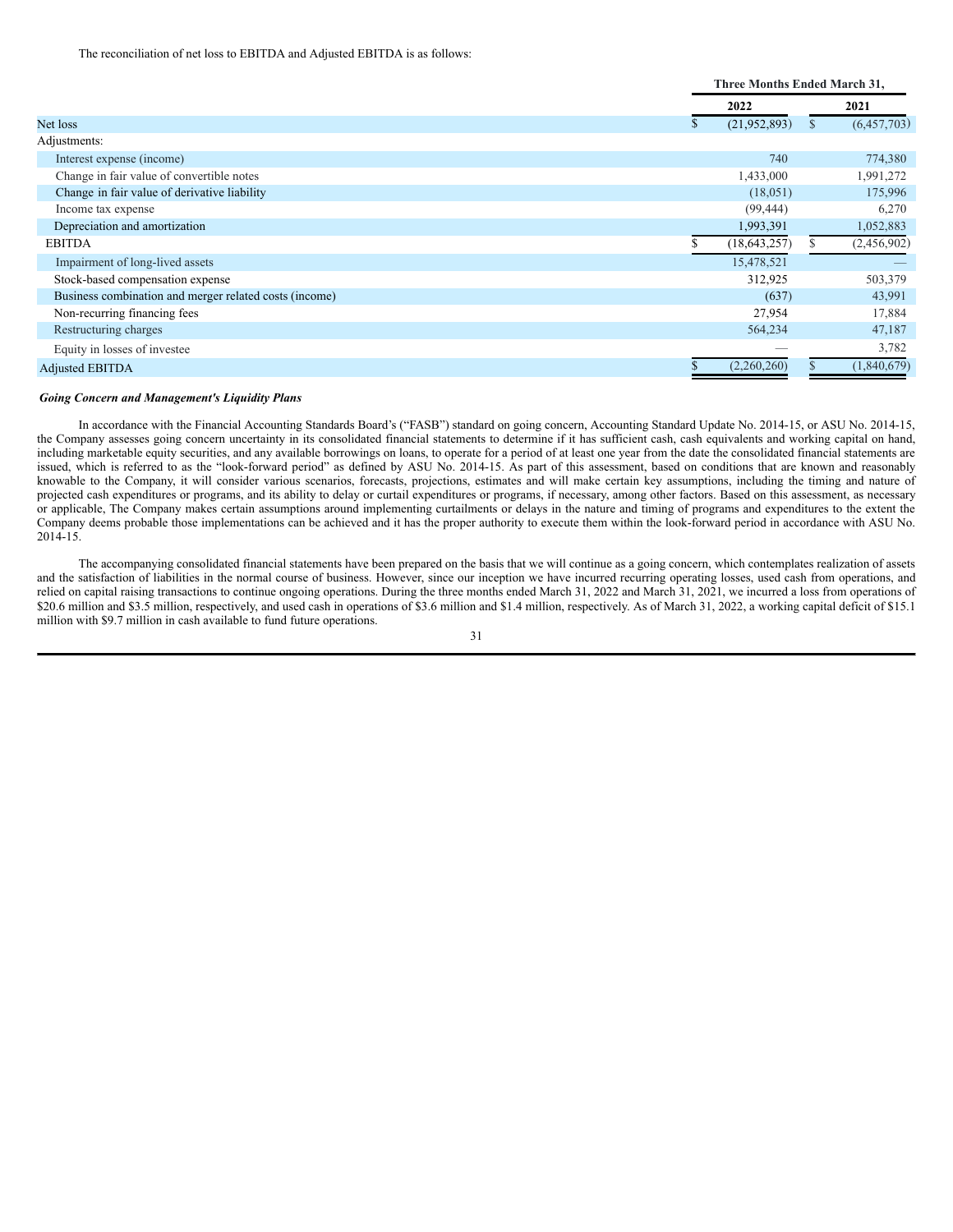The reconciliation of net loss to EBITDA and Adjusted EBITDA is as follows:

| | Three Months Ended March 31, | |
|---|---|---|
| | 2022 | 2021 |
| Net loss | $ (21,952,893) | $ (6,457,703) |
| Adjustments: | | |
| Interest expense (income) | 740 | 774,380 |
| Change in fair value of convertible notes | 1,433,000 | 1,991,272 |
| Change in fair value of derivative liability | (18,051) | 175,996 |
| Income tax expense | (99,444) | 6,270 |
| Depreciation and amortization | 1,993,391 | 1,052,883 |
| EBITDA | $ (18,643,257) | $ (2,456,902) |
| Impairment of long-lived assets | 15,478,521 | — |
| Stock-based compensation expense | 312,925 | 503,379 |
| Business combination and merger related costs (income) | (637) | 43,991 |
| Non-recurring financing fees | 27,954 | 17,884 |
| Restructuring charges | 564,234 | 47,187 |
| Equity in losses of investee | — | 3,782 |
| Adjusted EBITDA | $ (2,260,260) | $ (1,840,679) |

***Going Concern and Management's Liquidity Plans***

In accordance with the Financial Accounting Standards Board's ("FASB") standard on going concern, Accounting Standard Update No. 2014-15, or ASU No. 2014-15, the Company assesses going concern uncertainty in its consolidated financial statements to determine if it has sufficient cash, cash equivalents and working capital on hand, including marketable equity securities, and any available borrowings on loans, to operate for a period of at least one year from the date the consolidated financial statements are issued, which is referred to as the "look-forward period" as defined by ASU No. 2014-15. As part of this assessment, based on conditions that are known and reasonably knowable to the Company, it will consider various scenarios, forecasts, projections, estimates and will make certain key assumptions, including the timing and nature of projected cash expenditures or programs, and its ability to delay or curtail expenditures or programs, if necessary, among other factors. Based on this assessment, as necessary or applicable, The Company makes certain assumptions around implementing curtailments or delays in the nature and timing of programs and expenditures to the extent the Company deems probable those implementations can be achieved and it has the proper authority to execute them within the look-forward period in accordance with ASU No. 2014-15.

The accompanying consolidated financial statements have been prepared on the basis that we will continue as a going concern, which contemplates realization of assets and the satisfaction of liabilities in the normal course of business. However, since our inception we have incurred recurring operating losses, used cash from operations, and relied on capital raising transactions to continue ongoing operations. During the three months ended March 31, 2022 and March 31, 2021, we incurred a loss from operations of $20.6 million and $3.5 million, respectively, and used cash in operations of $3.6 million and $1.4 million, respectively. As of March 31, 2022, a working capital deficit of $15.1 million with $9.7 million in cash available to fund future operations.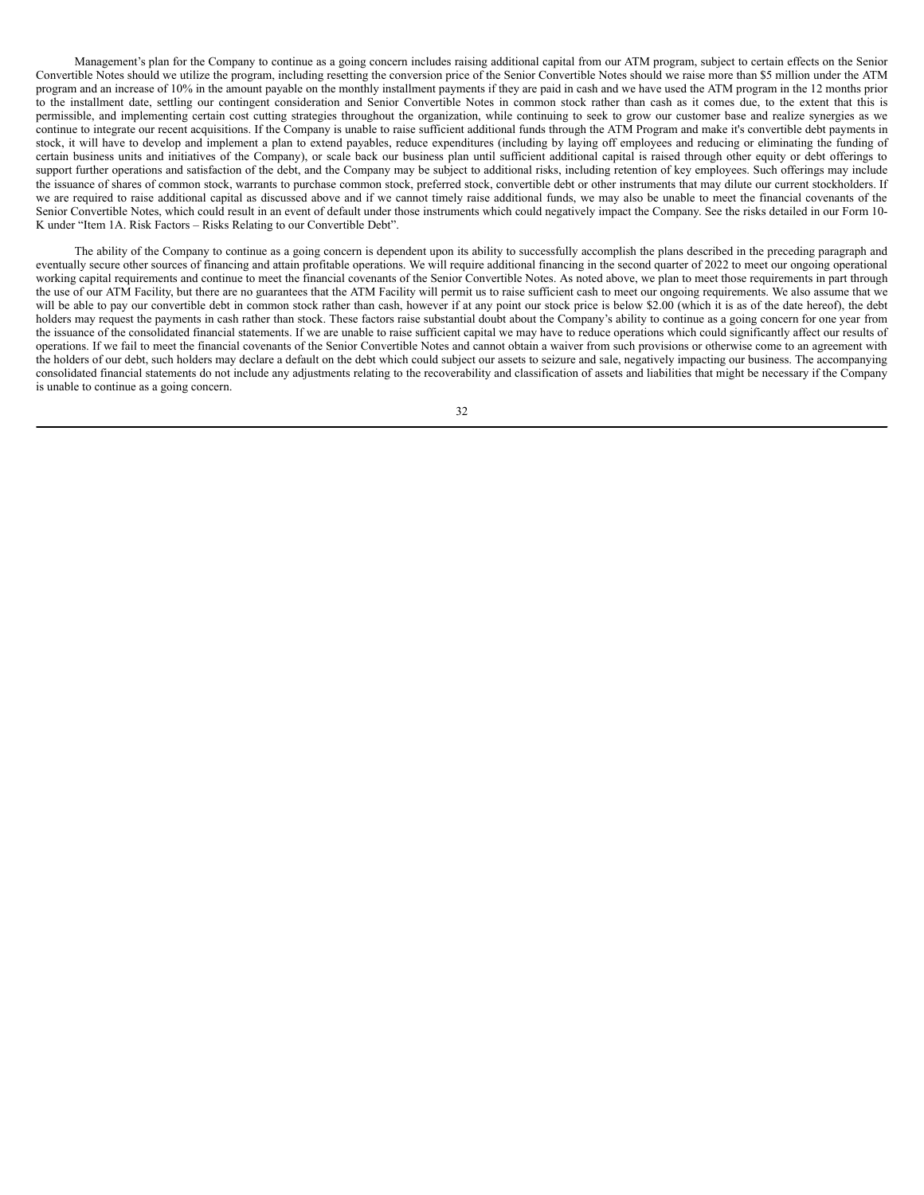Management's plan for the Company to continue as a going concern includes raising additional capital from our ATM program, subject to certain effects on the Senior Convertible Notes should we utilize the program, including resetting the conversion price of the Senior Convertible Notes should we raise more than $5 million under the ATM program and an increase of 10% in the amount payable on the monthly installment payments if they are paid in cash and we have used the ATM program in the 12 months prior to the installment date, settling our contingent consideration and Senior Convertible Notes in common stock rather than cash as it comes due, to the extent that this is permissible, and implementing certain cost cutting strategies throughout the organization, while continuing to seek to grow our customer base and realize synergies as we continue to integrate our recent acquisitions. If the Company is unable to raise sufficient additional funds through the ATM Program and make it's convertible debt payments in stock, it will have to develop and implement a plan to extend payables, reduce expenditures (including by laying off employees and reducing or eliminating the funding of certain business units and initiatives of the Company), or scale back our business plan until sufficient additional capital is raised through other equity or debt offerings to support further operations and satisfaction of the debt, and the Company may be subject to additional risks, including retention of key employees. Such offerings may include the issuance of shares of common stock, warrants to purchase common stock, preferred stock, convertible debt or other instruments that may dilute our current stockholders. If we are required to raise additional capital as discussed above and if we cannot timely raise additional funds, we may also be unable to meet the financial covenants of the Senior Convertible Notes, which could result in an event of default under those instruments which could negatively impact the Company. See the risks detailed in our Form 10-K under "Item 1A. Risk Factors – Risks Relating to our Convertible Debt".

The ability of the Company to continue as a going concern is dependent upon its ability to successfully accomplish the plans described in the preceding paragraph and eventually secure other sources of financing and attain profitable operations. We will require additional financing in the second quarter of 2022 to meet our ongoing operational working capital requirements and continue to meet the financial covenants of the Senior Convertible Notes. As noted above, we plan to meet those requirements in part through the use of our ATM Facility, but there are no guarantees that the ATM Facility will permit us to raise sufficient cash to meet our ongoing requirements. We also assume that we will be able to pay our convertible debt in common stock rather than cash, however if at any point our stock price is below $2.00 (which it is as of the date hereof), the debt holders may request the payments in cash rather than stock. These factors raise substantial doubt about the Company's ability to continue as a going concern for one year from the issuance of the consolidated financial statements. If we are unable to raise sufficient capital we may have to reduce operations which could significantly affect our results of operations. If we fail to meet the financial covenants of the Senior Convertible Notes and cannot obtain a waiver from such provisions or otherwise come to an agreement with the holders of our debt, such holders may declare a default on the debt which could subject our assets to seizure and sale, negatively impacting our business. The accompanying consolidated financial statements do not include any adjustments relating to the recoverability and classification of assets and liabilities that might be necessary if the Company is unable to continue as a going concern.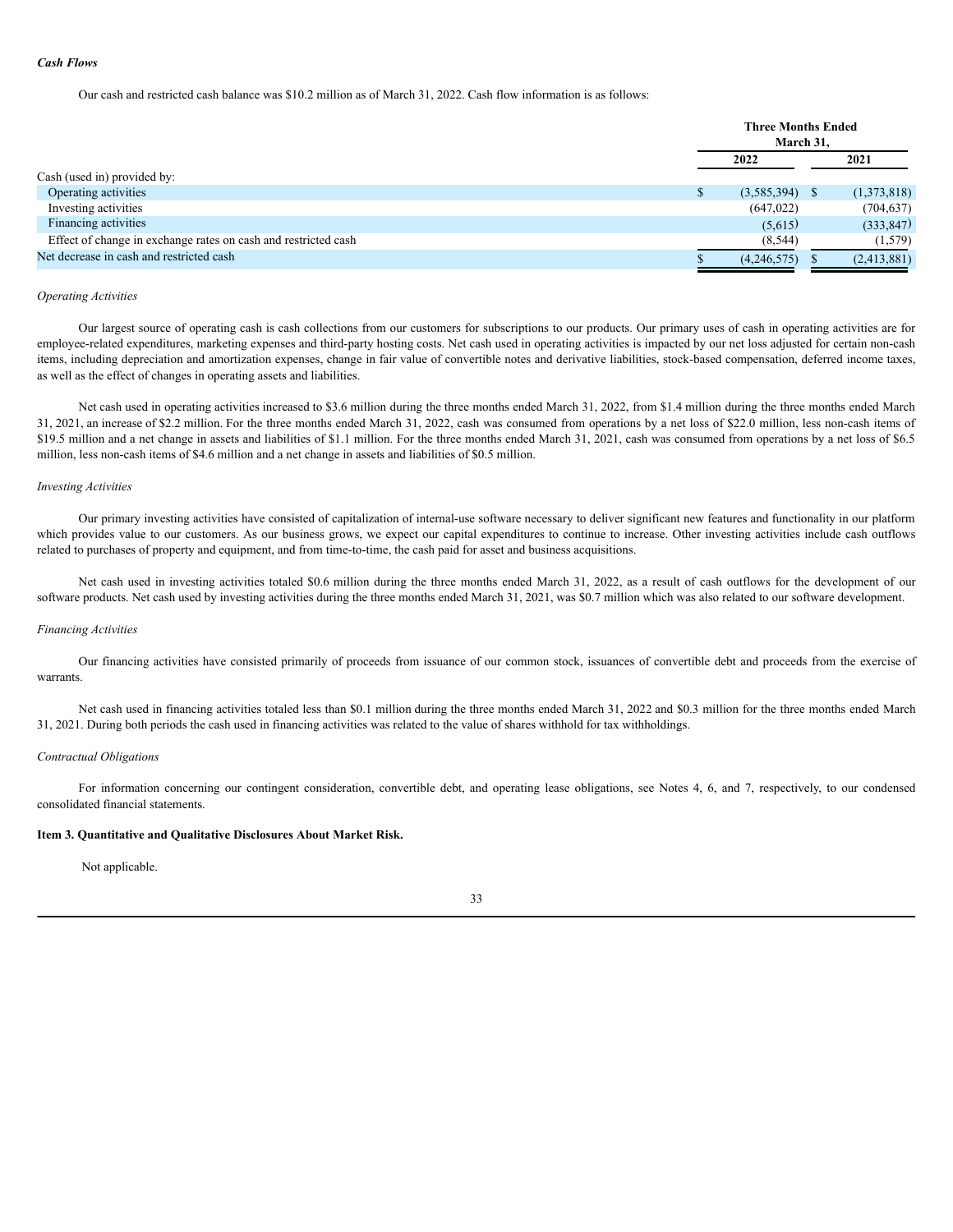***Cash Flows***

Our cash and restricted cash balance was $10.2 million as of March 31, 2022. Cash flow information is as follows:

| | Three Months Ended March 31, | |
|---|---|---|
| | 2022 | 2021 |
| Cash (used in) provided by: | | |
| Operating activities | $ (3,585,394) | $ (1,373,818) |
| Investing activities | (647,022) | (704,637) |
| Financing activities | (5,615) | (333,847) |
| Effect of change in exchange rates on cash and restricted cash | (8,544) | (1,579) |
| Net decrease in cash and restricted cash | $ (4,246,575) | $ (2,413,881) |

*Operating Activities*

Our largest source of operating cash is cash collections from our customers for subscriptions to our products. Our primary uses of cash in operating activities are for employee-related expenditures, marketing expenses and third-party hosting costs. Net cash used in operating activities is impacted by our net loss adjusted for certain non-cash items, including depreciation and amortization expenses, change in fair value of convertible notes and derivative liabilities, stock-based compensation, deferred income taxes, as well as the effect of changes in operating assets and liabilities.

Net cash used in operating activities increased to $3.6 million during the three months ended March 31, 2022, from $1.4 million during the three months ended March 31, 2021, an increase of $2.2 million. For the three months ended March 31, 2022, cash was consumed from operations by a net loss of $22.0 million, less non-cash items of $19.5 million and a net change in assets and liabilities of $1.1 million. For the three months ended March 31, 2021, cash was consumed from operations by a net loss of $6.5 million, less non-cash items of $4.6 million and a net change in assets and liabilities of $0.5 million.

*Investing Activities*

Our primary investing activities have consisted of capitalization of internal-use software necessary to deliver significant new features and functionality in our platform which provides value to our customers. As our business grows, we expect our capital expenditures to continue to increase. Other investing activities include cash outflows related to purchases of property and equipment, and from time-to-time, the cash paid for asset and business acquisitions.

Net cash used in investing activities totaled $0.6 million during the three months ended March 31, 2022, as a result of cash outflows for the development of our software products. Net cash used by investing activities during the three months ended March 31, 2021, was $0.7 million which was also related to our software development.

*Financing Activities*

Our financing activities have consisted primarily of proceeds from issuance of our common stock, issuances of convertible debt and proceeds from the exercise of warrants.

Net cash used in financing activities totaled less than $0.1 million during the three months ended March 31, 2022 and $0.3 million for the three months ended March 31, 2021. During both periods the cash used in financing activities was related to the value of shares withhold for tax withholdings.

*Contractual Obligations*

For information concerning our contingent consideration, convertible debt, and operating lease obligations, see Notes 4, 6, and 7, respectively, to our condensed consolidated financial statements.

**Item 3. Quantitative and Qualitative Disclosures About Market Risk.**

Not applicable.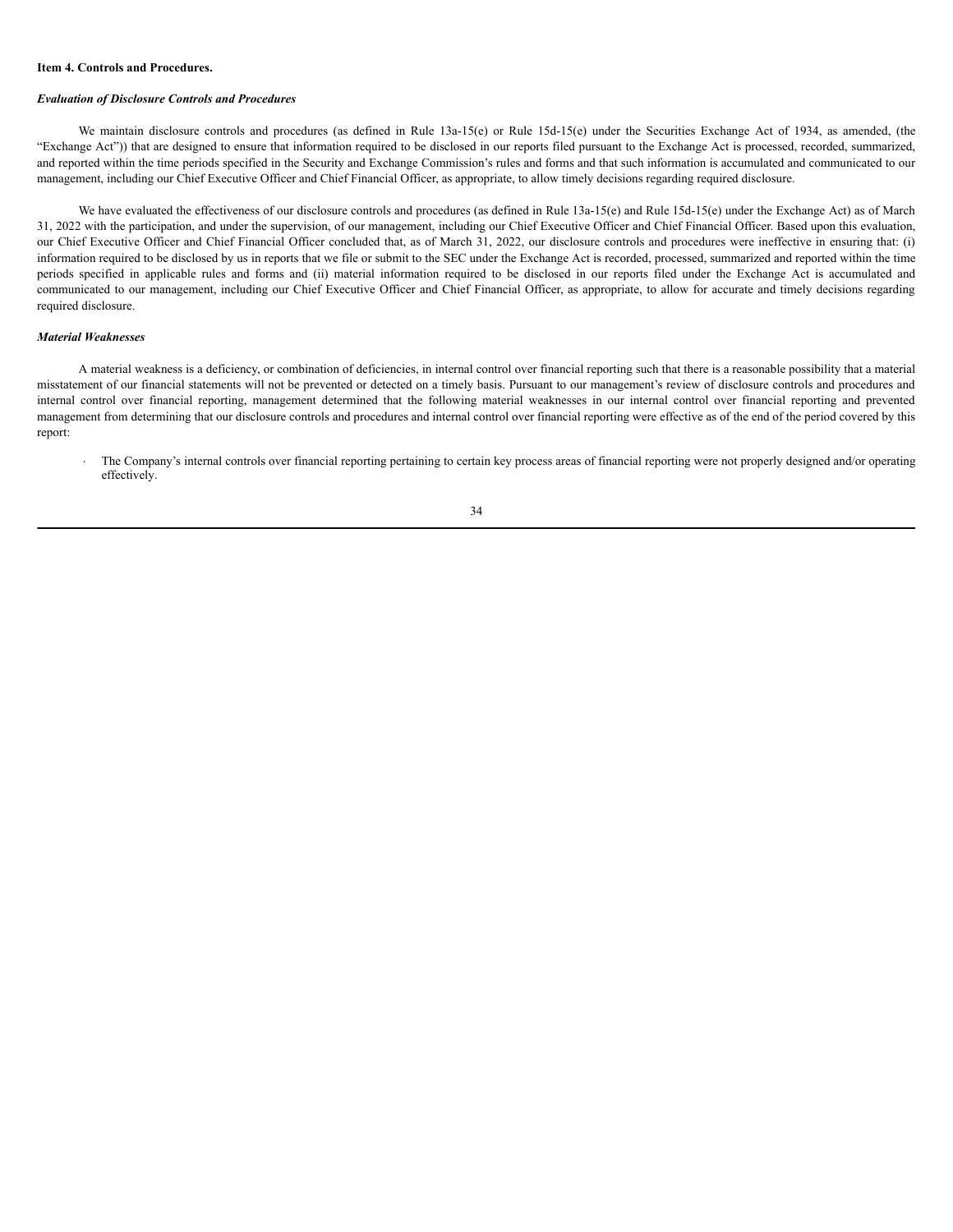**Item 4. Controls and Procedures.**

***Evaluation of Disclosure Controls and Procedures***

We maintain disclosure controls and procedures (as defined in Rule 13a-15(e) or Rule 15d-15(e) under the Securities Exchange Act of 1934, as amended, (the "Exchange Act")) that are designed to ensure that information required to be disclosed in our reports filed pursuant to the Exchange Act is processed, recorded, summarized, and reported within the time periods specified in the Security and Exchange Commission's rules and forms and that such information is accumulated and communicated to our management, including our Chief Executive Officer and Chief Financial Officer, as appropriate, to allow timely decisions regarding required disclosure.

We have evaluated the effectiveness of our disclosure controls and procedures (as defined in Rule 13a-15(e) and Rule 15d-15(e) under the Exchange Act) as of March 31, 2022 with the participation, and under the supervision, of our management, including our Chief Executive Officer and Chief Financial Officer. Based upon this evaluation, our Chief Executive Officer and Chief Financial Officer concluded that, as of March 31, 2022, our disclosure controls and procedures were ineffective in ensuring that: (i) information required to be disclosed by us in reports that we file or submit to the SEC under the Exchange Act is recorded, processed, summarized and reported within the time periods specified in applicable rules and forms and (ii) material information required to be disclosed in our reports filed under the Exchange Act is accumulated and communicated to our management, including our Chief Executive Officer and Chief Financial Officer, as appropriate, to allow for accurate and timely decisions regarding required disclosure.

***Material Weaknesses***

A material weakness is a deficiency, or combination of deficiencies, in internal control over financial reporting such that there is a reasonable possibility that a material misstatement of our financial statements will not be prevented or detected on a timely basis. Pursuant to our management's review of disclosure controls and procedures and internal control over financial reporting, management determined that the following material weaknesses in our internal control over financial reporting and prevented management from determining that our disclosure controls and procedures and internal control over financial reporting were effective as of the end of the period covered by this report:

- The Company's internal controls over financial reporting pertaining to certain key process areas of financial reporting were not properly designed and/or operating effectively.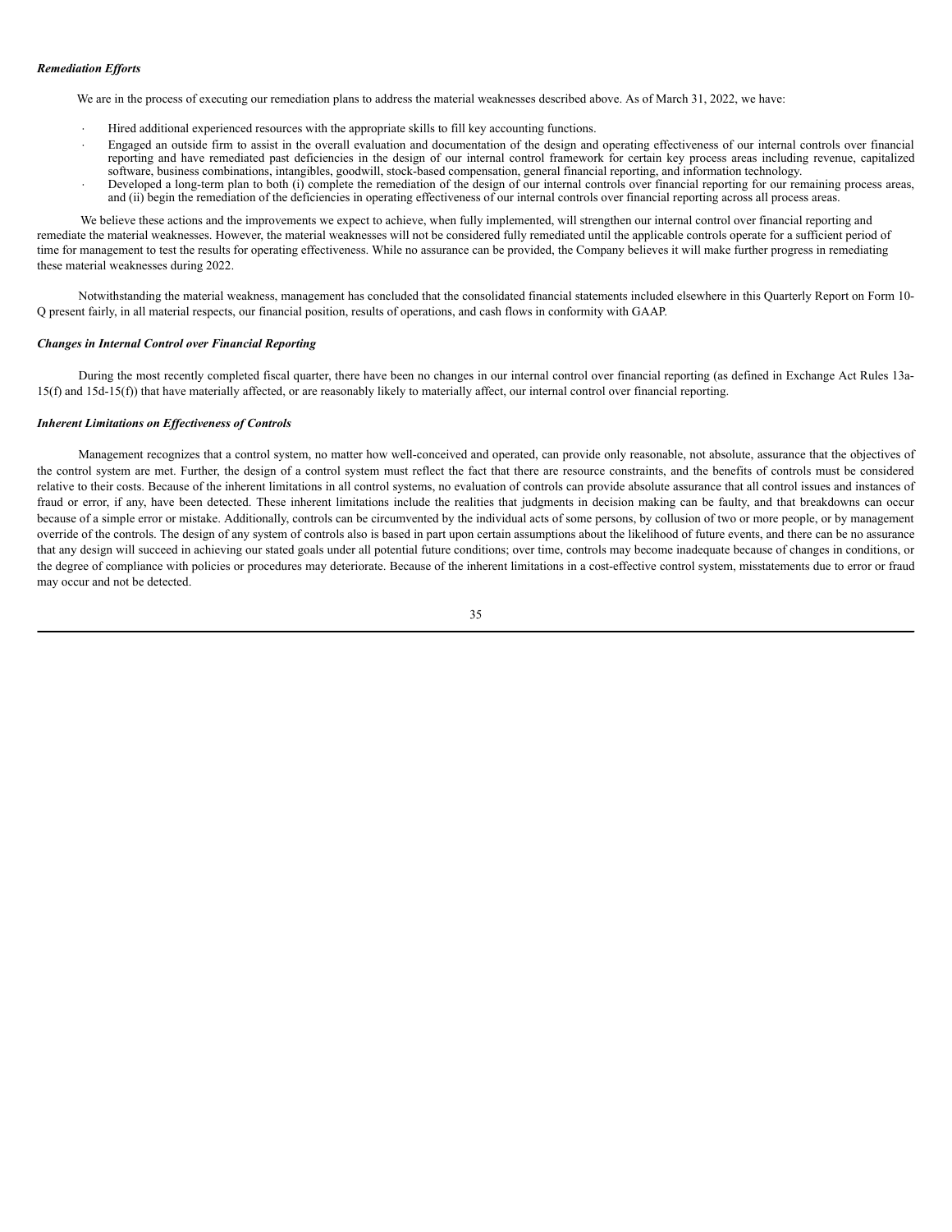***Remediation Efforts***

We are in the process of executing our remediation plans to address the material weaknesses described above. As of March 31, 2022, we have:

- Hired additional experienced resources with the appropriate skills to fill key accounting functions.
- Engaged an outside firm to assist in the overall evaluation and documentation of the design and operating effectiveness of our internal controls over financial reporting and have remediated past deficiencies in the design of our internal control framework for certain key process areas including revenue, capitalized software, business combinations, intangibles, goodwill, stock-based compensation, general financial reporting, and information technology.
- Developed a long-term plan to both (i) complete the remediation of the design of our internal controls over financial reporting for our remaining process areas, and (ii) begin the remediation of the deficiencies in operating effectiveness of our internal controls over financial reporting across all process areas.

We believe these actions and the improvements we expect to achieve, when fully implemented, will strengthen our internal control over financial reporting and remediate the material weaknesses. However, the material weaknesses will not be considered fully remediated until the applicable controls operate for a sufficient period of time for management to test the results for operating effectiveness. While no assurance can be provided, the Company believes it will make further progress in remediating these material weaknesses during 2022.

Notwithstanding the material weakness, management has concluded that the consolidated financial statements included elsewhere in this Quarterly Report on Form 10-Q present fairly, in all material respects, our financial position, results of operations, and cash flows in conformity with GAAP.

***Changes in Internal Control over Financial Reporting***

During the most recently completed fiscal quarter, there have been no changes in our internal control over financial reporting (as defined in Exchange Act Rules 13a-15(f) and 15d-15(f)) that have materially affected, or are reasonably likely to materially affect, our internal control over financial reporting.

***Inherent Limitations on Effectiveness of Controls***

Management recognizes that a control system, no matter how well-conceived and operated, can provide only reasonable, not absolute, assurance that the objectives of the control system are met. Further, the design of a control system must reflect the fact that there are resource constraints, and the benefits of controls must be considered relative to their costs. Because of the inherent limitations in all control systems, no evaluation of controls can provide absolute assurance that all control issues and instances of fraud or error, if any, have been detected. These inherent limitations include the realities that judgments in decision making can be faulty, and that breakdowns can occur because of a simple error or mistake. Additionally, controls can be circumvented by the individual acts of some persons, by collusion of two or more people, or by management override of the controls. The design of any system of controls also is based in part upon certain assumptions about the likelihood of future events, and there can be no assurance that any design will succeed in achieving our stated goals under all potential future conditions; over time, controls may become inadequate because of changes in conditions, or the degree of compliance with policies or procedures may deteriorate. Because of the inherent limitations in a cost-effective control system, misstatements due to error or fraud may occur and not be detected.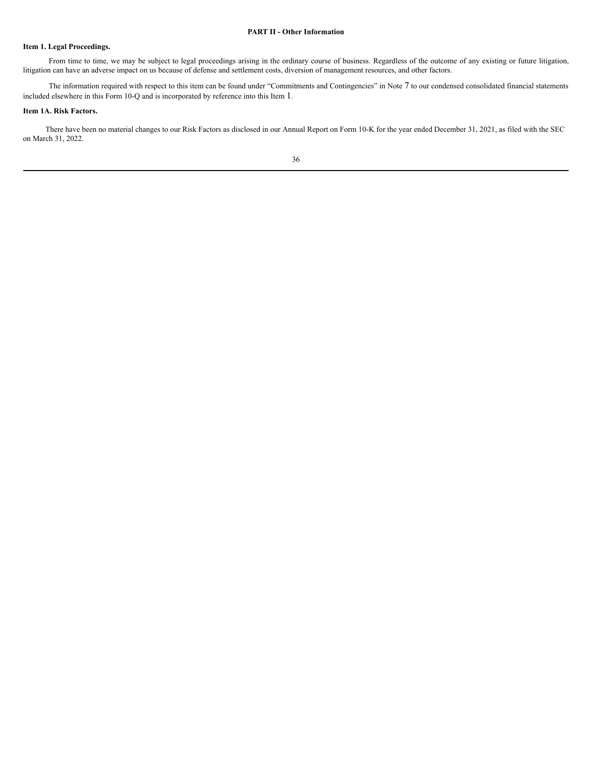# PART II - Other Information

## Item 1. Legal Proceedings.

From time to time, we may be subject to legal proceedings arising in the ordinary course of business. Regardless of the outcome of any existing or future litigation, litigation can have an adverse impact on us because of defense and settlement costs, diversion of management resources, and other factors.

The information required with respect to this item can be found under "Commitments and Contingencies" in Note 7 to our condensed consolidated financial statements included elsewhere in this Form 10-Q and is incorporated by reference into this Item 1.

## Item 1A. Risk Factors.

There have been no material changes to our Risk Factors as disclosed in our Annual Report on Form 10-K for the year ended December 31, 2021, as filed with the SEC on March 31, 2022.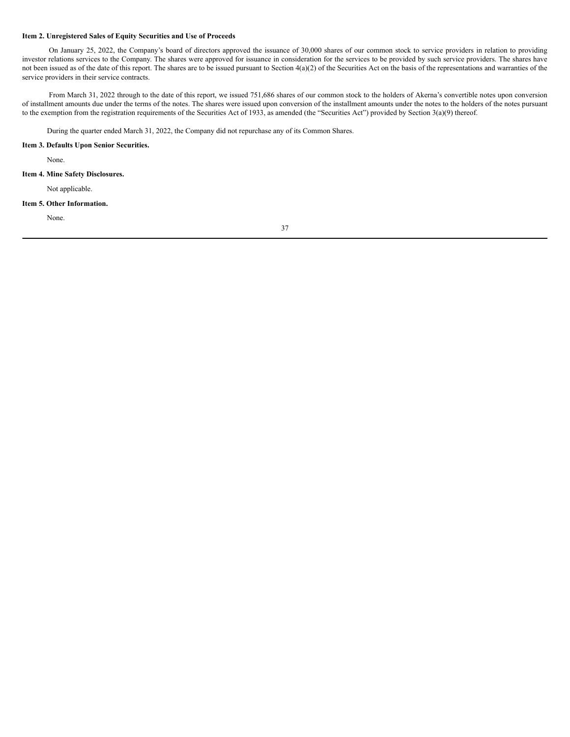**Item 2. Unregistered Sales of Equity Securities and Use of Proceeds**

On January 25, 2022, the Company's board of directors approved the issuance of 30,000 shares of our common stock to service providers in relation to providing investor relations services to the Company. The shares were approved for issuance in consideration for the services to be provided by such service providers. The shares have not been issued as of the date of this report. The shares are to be issued pursuant to Section 4(a)(2) of the Securities Act on the basis of the representations and warranties of the service providers in their service contracts.

From March 31, 2022 through to the date of this report, we issued 751,686 shares of our common stock to the holders of Akerna's convertible notes upon conversion of installment amounts due under the terms of the notes. The shares were issued upon conversion of the installment amounts under the notes to the holders of the notes pursuant to the exemption from the registration requirements of the Securities Act of 1933, as amended (the "Securities Act") provided by Section 3(a)(9) thereof.

During the quarter ended March 31, 2022, the Company did not repurchase any of its Common Shares.

**Item 3. Defaults Upon Senior Securities.**

None.

**Item 4. Mine Safety Disclosures.**

Not applicable.

**Item 5. Other Information.**

None.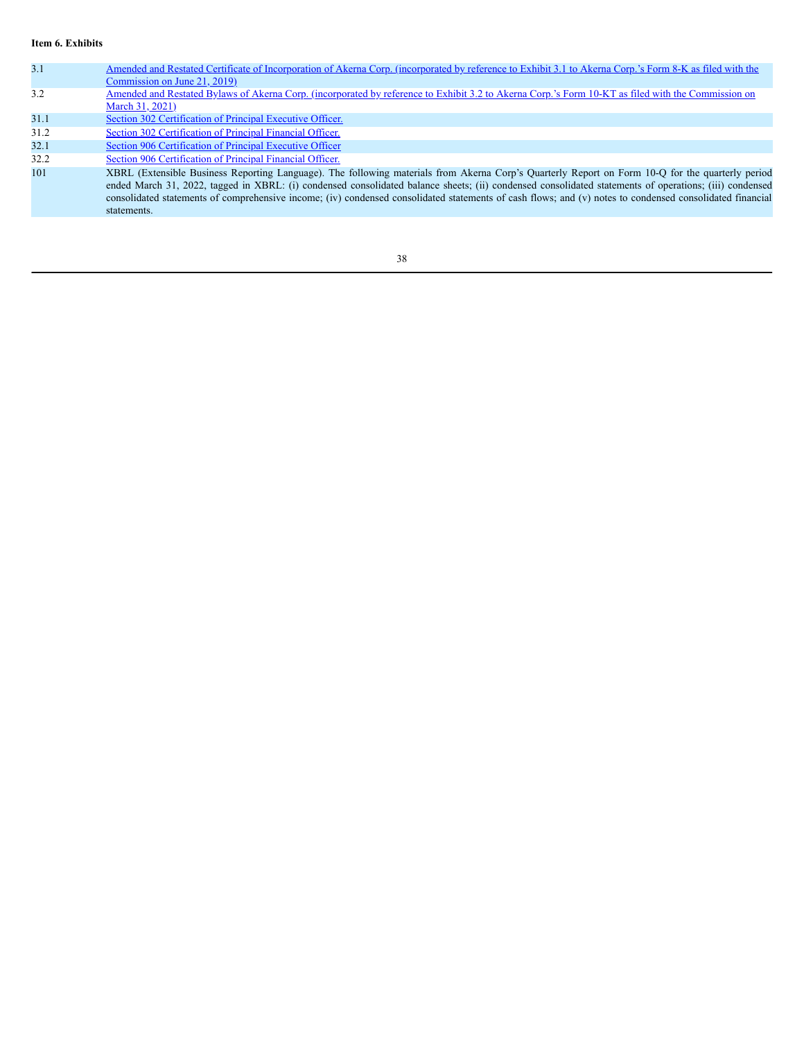**Item 6. Exhibits**

| | |
|---|---|
| 3.1 | Amended and Restated Certificate of Incorporation of Akerna Corp. (incorporated by reference to Exhibit 3.1 to Akerna Corp.'s Form 8-K as filed with the Commission on June 21, 2019) |
| 3.2 | Amended and Restated Bylaws of Akerna Corp. (incorporated by reference to Exhibit 3.2 to Akerna Corp.'s Form 10-KT as filed with the Commission on March 31, 2021) |
| 31.1 | Section 302 Certification of Principal Executive Officer. |
| 31.2 | Section 302 Certification of Principal Financial Officer. |
| 32.1 | Section 906 Certification of Principal Executive Officer |
| 32.2 | Section 906 Certification of Principal Financial Officer. |
| 101 | XBRL (Extensible Business Reporting Language). The following materials from Akerna Corp's Quarterly Report on Form 10-Q for the quarterly period ended March 31, 2022, tagged in XBRL: (i) condensed consolidated balance sheets; (ii) condensed consolidated statements of operations; (iii) condensed consolidated statements of comprehensive income; (iv) condensed consolidated statements of cash flows; and (v) notes to condensed consolidated financial statements. |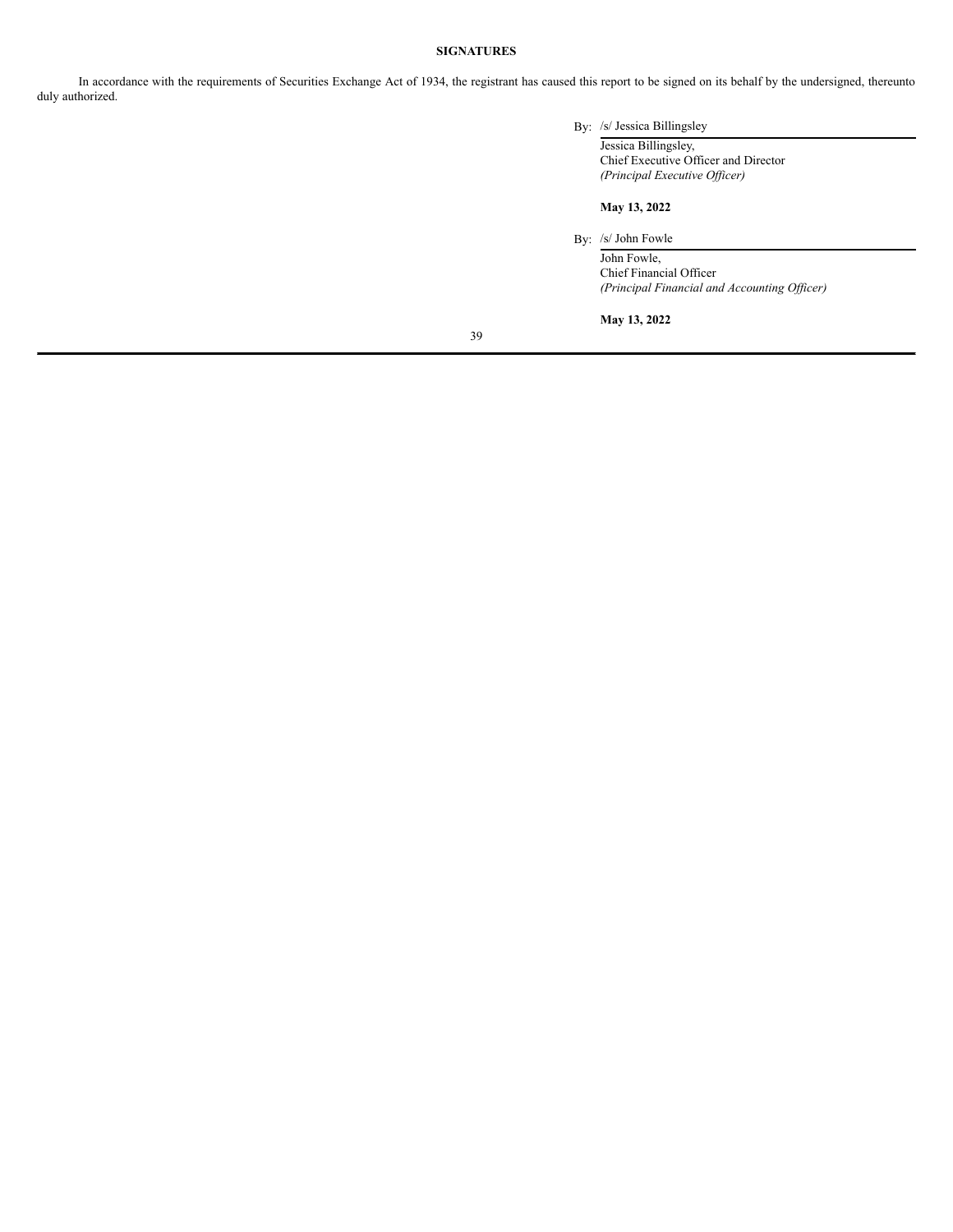**SIGNATURES**

In accordance with the requirements of Securities Exchange Act of 1934, the registrant has caused this report to be signed on its behalf by the undersigned, thereunto duly authorized.

By: /s/ Jessica Billingsley

Jessica Billingsley,
Chief Executive Officer and Director
*(Principal Executive Officer)*

**May 13, 2022**

By: /s/ John Fowle

John Fowle,
Chief Financial Officer
*(Principal Financial and Accounting Officer)*

**May 13, 2022**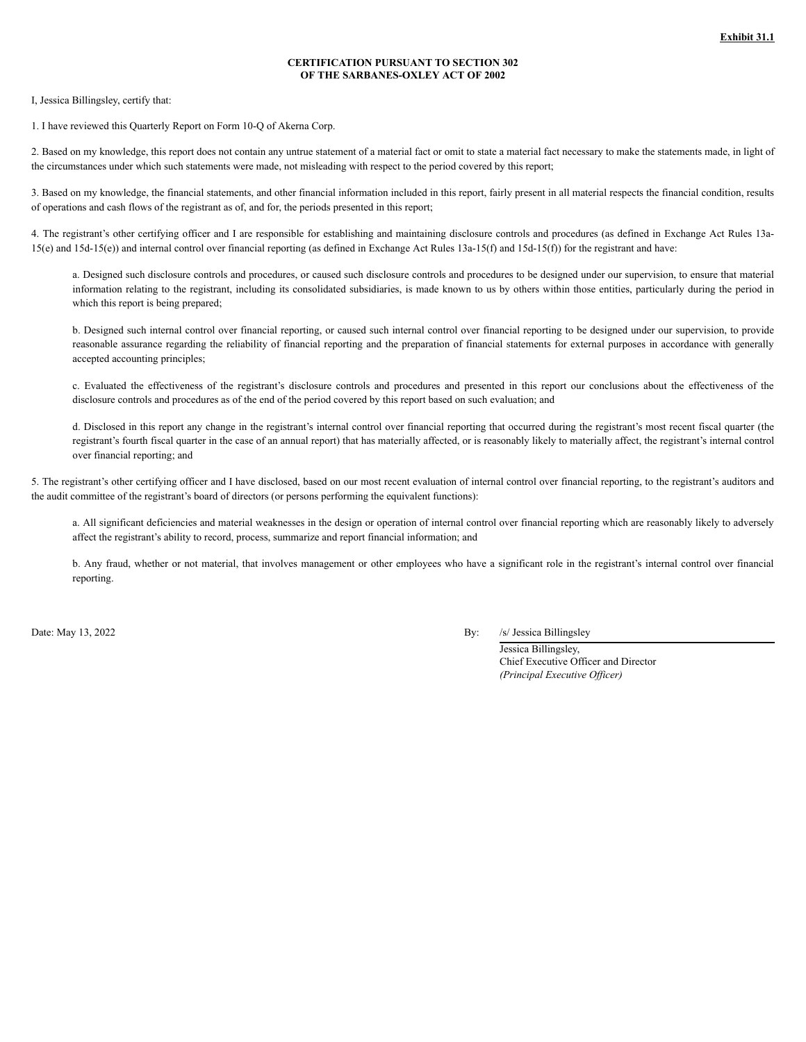**Exhibit 31.1**

**CERTIFICATION PURSUANT TO SECTION 302 OF THE SARBANES-OXLEY ACT OF 2002**

I, Jessica Billingsley, certify that:

1. I have reviewed this Quarterly Report on Form 10-Q of Akerna Corp.

2. Based on my knowledge, this report does not contain any untrue statement of a material fact or omit to state a material fact necessary to make the statements made, in light of the circumstances under which such statements were made, not misleading with respect to the period covered by this report;

3. Based on my knowledge, the financial statements, and other financial information included in this report, fairly present in all material respects the financial condition, results of operations and cash flows of the registrant as of, and for, the periods presented in this report;

4. The registrant's other certifying officer and I are responsible for establishing and maintaining disclosure controls and procedures (as defined in Exchange Act Rules 13a-15(e) and 15d-15(e)) and internal control over financial reporting (as defined in Exchange Act Rules 13a-15(f) and 15d-15(f)) for the registrant and have:

   a. Designed such disclosure controls and procedures, or caused such disclosure controls and procedures to be designed under our supervision, to ensure that material information relating to the registrant, including its consolidated subsidiaries, is made known to us by others within those entities, particularly during the period in which this report is being prepared;

   b. Designed such internal control over financial reporting, or caused such internal control over financial reporting to be designed under our supervision, to provide reasonable assurance regarding the reliability of financial reporting and the preparation of financial statements for external purposes in accordance with generally accepted accounting principles;

   c. Evaluated the effectiveness of the registrant's disclosure controls and procedures and presented in this report our conclusions about the effectiveness of the disclosure controls and procedures as of the end of the period covered by this report based on such evaluation; and

   d. Disclosed in this report any change in the registrant's internal control over financial reporting that occurred during the registrant's most recent fiscal quarter (the registrant's fourth fiscal quarter in the case of an annual report) that has materially affected, or is reasonably likely to materially affect, the registrant's internal control over financial reporting; and

5. The registrant's other certifying officer and I have disclosed, based on our most recent evaluation of internal control over financial reporting, to the registrant's auditors and the audit committee of the registrant's board of directors (or persons performing the equivalent functions):

   a. All significant deficiencies and material weaknesses in the design or operation of internal control over financial reporting which are reasonably likely to adversely affect the registrant's ability to record, process, summarize and report financial information; and

   b. Any fraud, whether or not material, that involves management or other employees who have a significant role in the registrant's internal control over financial reporting.

Date: May 13, 2022

By: /s/ Jessica Billingsley

Jessica Billingsley,
Chief Executive Officer and Director
*(Principal Executive Officer)*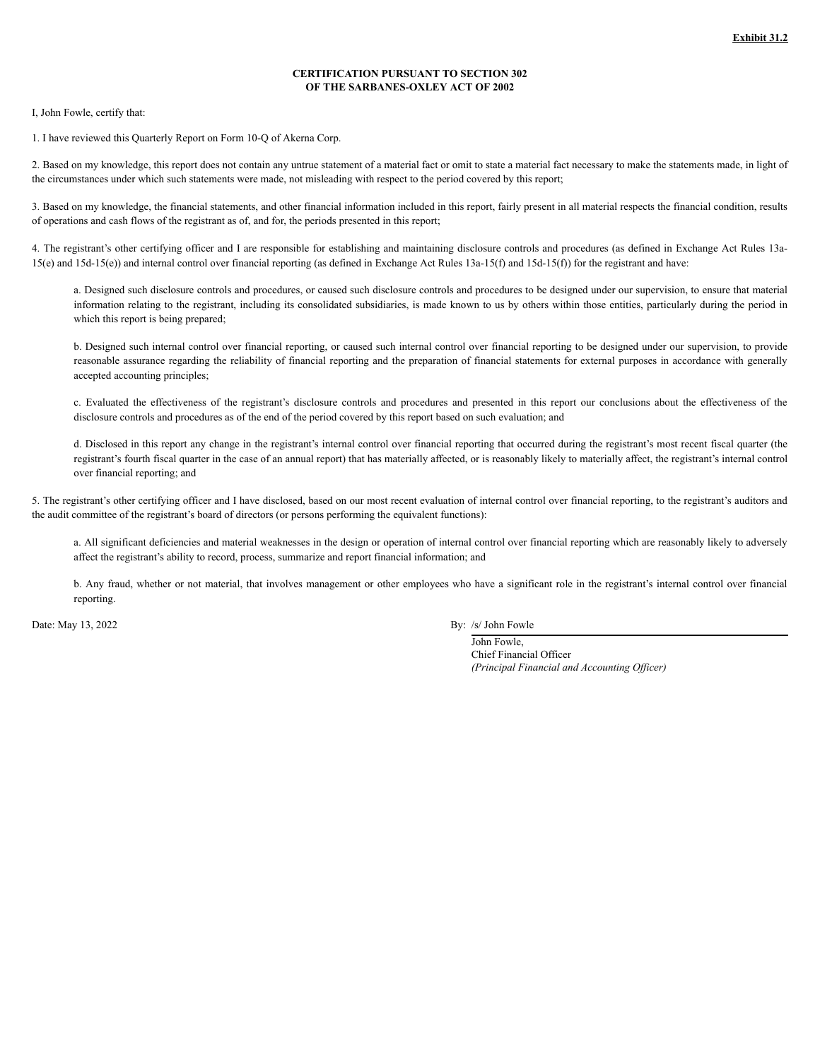**Exhibit 31.2**

**CERTIFICATION PURSUANT TO SECTION 302**
**OF THE SARBANES-OXLEY ACT OF 2002**

I, John Fowle, certify that:

1. I have reviewed this Quarterly Report on Form 10-Q of Akerna Corp.

2. Based on my knowledge, this report does not contain any untrue statement of a material fact or omit to state a material fact necessary to make the statements made, in light of the circumstances under which such statements were made, not misleading with respect to the period covered by this report;

3. Based on my knowledge, the financial statements, and other financial information included in this report, fairly present in all material respects the financial condition, results of operations and cash flows of the registrant as of, and for, the periods presented in this report;

4. The registrant's other certifying officer and I are responsible for establishing and maintaining disclosure controls and procedures (as defined in Exchange Act Rules 13a-15(e) and 15d-15(e)) and internal control over financial reporting (as defined in Exchange Act Rules 13a-15(f) and 15d-15(f)) for the registrant and have:

   a. Designed such disclosure controls and procedures, or caused such disclosure controls and procedures to be designed under our supervision, to ensure that material information relating to the registrant, including its consolidated subsidiaries, is made known to us by others within those entities, particularly during the period in which this report is being prepared;

   b. Designed such internal control over financial reporting, or caused such internal control over financial reporting to be designed under our supervision, to provide reasonable assurance regarding the reliability of financial reporting and the preparation of financial statements for external purposes in accordance with generally accepted accounting principles;

   c. Evaluated the effectiveness of the registrant's disclosure controls and procedures and presented in this report our conclusions about the effectiveness of the disclosure controls and procedures as of the end of the period covered by this report based on such evaluation; and

   d. Disclosed in this report any change in the registrant's internal control over financial reporting that occurred during the registrant's most recent fiscal quarter (the registrant's fourth fiscal quarter in the case of an annual report) that has materially affected, or is reasonably likely to materially affect, the registrant's internal control over financial reporting; and

5. The registrant's other certifying officer and I have disclosed, based on our most recent evaluation of internal control over financial reporting, to the registrant's auditors and the audit committee of the registrant's board of directors (or persons performing the equivalent functions):

   a. All significant deficiencies and material weaknesses in the design or operation of internal control over financial reporting which are reasonably likely to adversely affect the registrant's ability to record, process, summarize and report financial information; and

   b. Any fraud, whether or not material, that involves management or other employees who have a significant role in the registrant's internal control over financial reporting.

Date: May 13, 2022

By: /s/ John Fowle

John Fowle,
Chief Financial Officer
*(Principal Financial and Accounting Officer)*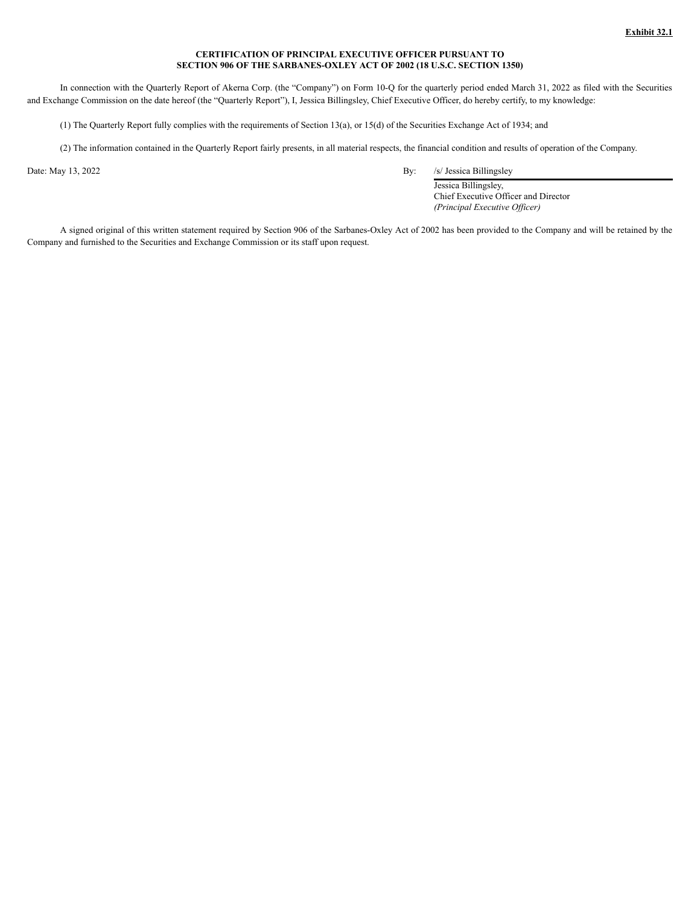**Exhibit 32.1**

**CERTIFICATION OF PRINCIPAL EXECUTIVE OFFICER PURSUANT TO SECTION 906 OF THE SARBANES-OXLEY ACT OF 2002 (18 U.S.C. SECTION 1350)**

In connection with the Quarterly Report of Akerna Corp. (the "Company") on Form 10-Q for the quarterly period ended March 31, 2022 as filed with the Securities and Exchange Commission on the date hereof (the "Quarterly Report"), I, Jessica Billingsley, Chief Executive Officer, do hereby certify, to my knowledge:

(1) The Quarterly Report fully complies with the requirements of Section 13(a), or 15(d) of the Securities Exchange Act of 1934; and

(2) The information contained in the Quarterly Report fairly presents, in all material respects, the financial condition and results of operation of the Company.

Date: May 13, 2022

By: /s/ Jessica Billingsley

Jessica Billingsley,
Chief Executive Officer and Director
*(Principal Executive Officer)*

A signed original of this written statement required by Section 906 of the Sarbanes-Oxley Act of 2002 has been provided to the Company and will be retained by the Company and furnished to the Securities and Exchange Commission or its staff upon request.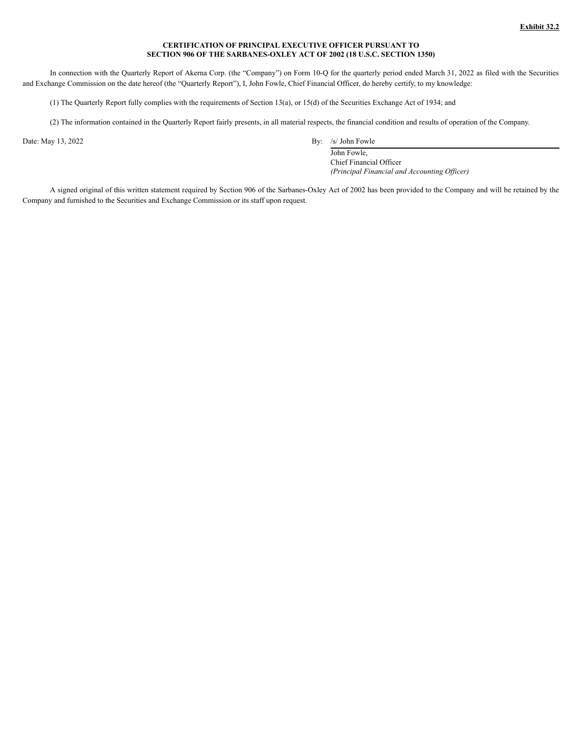**Exhibit 32.2**

**CERTIFICATION OF PRINCIPAL EXECUTIVE OFFICER PURSUANT TO SECTION 906 OF THE SARBANES-OXLEY ACT OF 2002 (18 U.S.C. SECTION 1350)**

In connection with the Quarterly Report of Akerna Corp. (the "Company") on Form 10-Q for the quarterly period ended March 31, 2022 as filed with the Securities and Exchange Commission on the date hereof (the "Quarterly Report"), I, John Fowle, Chief Financial Officer, do hereby certify, to my knowledge:

(1) The Quarterly Report fully complies with the requirements of Section 13(a), or 15(d) of the Securities Exchange Act of 1934; and

(2) The information contained in the Quarterly Report fairly presents, in all material respects, the financial condition and results of operation of the Company.

Date: May 13, 2022

By: /s/ John Fowle

John Fowle,
Chief Financial Officer
*(Principal Financial and Accounting Officer)*

A signed original of this written statement required by Section 906 of the Sarbanes-Oxley Act of 2002 has been provided to the Company and will be retained by the Company and furnished to the Securities and Exchange Commission or its staff upon request.